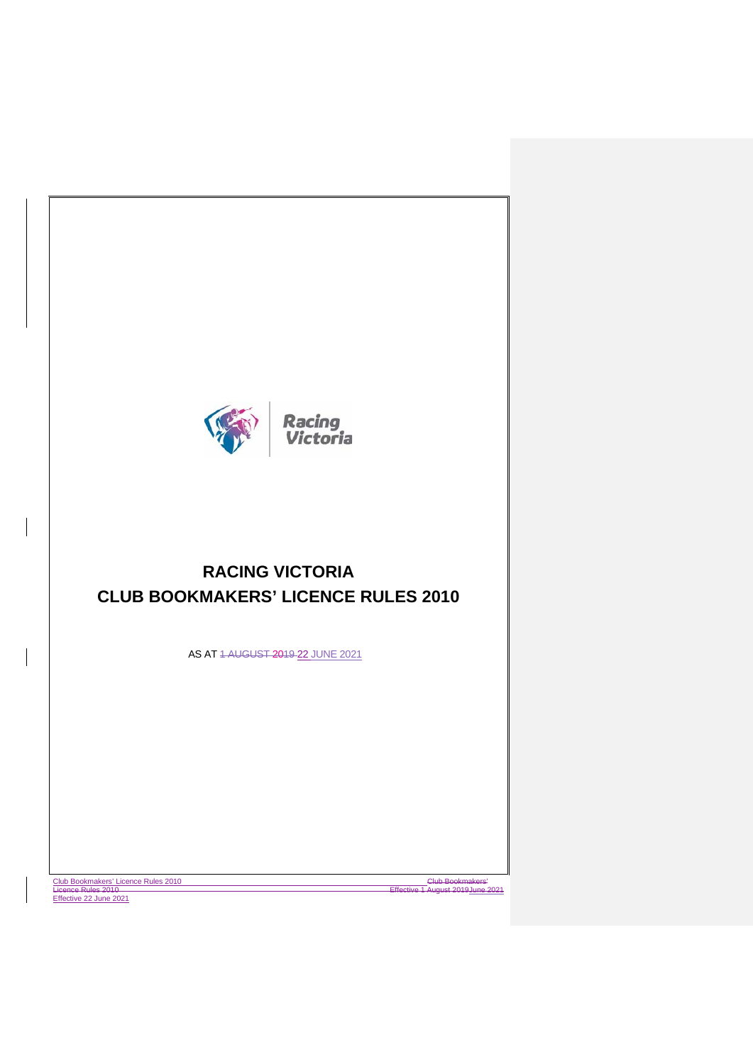# RACING VICTORIA

# CLUB BOOKMAKERS' LICENCE RULES 2010

AS AT ~~1 AUGUST 2019~~ 22 JUNE 2021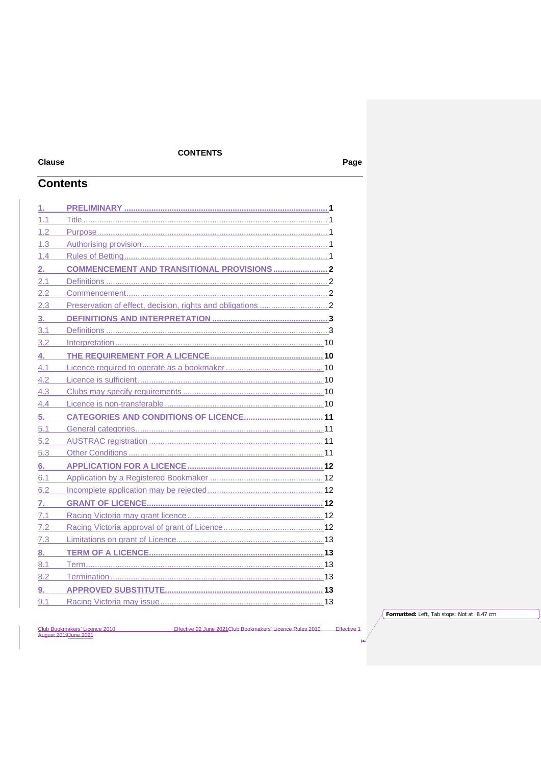**CONTENTS**

| Clause | | Page |
|---|---|---|

## Contents

| | | |
|---|---|---|
| **1.** | **PRELIMINARY** | **1** |
| 1.1 | Title | 1 |
| 1.2 | Purpose | 1 |
| 1.3 | Authorising provision | 1 |
| 1.4 | Rules of Betting | 1 |
| **2.** | **COMMENCEMENT AND TRANSITIONAL PROVISIONS** | **2** |
| 2.1 | Definitions | 2 |
| 2.2 | Commencement | 2 |
| 2.3 | Preservation of effect, decision, rights and obligations | 2 |
| **3.** | **DEFINITIONS AND INTERPRETATION** | **3** |
| 3.1 | Definitions | 3 |
| 3.2 | Interpretation | 10 |
| **4.** | **THE REQUIREMENT FOR A LICENCE** | **10** |
| 4.1 | Licence required to operate as a bookmaker | 10 |
| 4.2 | Licence is sufficient | 10 |
| 4.3 | Clubs may specify requirements | 10 |
| 4.4 | Licence is non-transferable | 10 |
| **5.** | **CATEGORIES AND CONDITIONS OF LICENCE** | **11** |
| 5.1 | General categories | 11 |
| 5.2 | AUSTRAC registration | 11 |
| 5.3 | Other Conditions | 11 |
| **6.** | **APPLICATION FOR A LICENCE** | **12** |
| 6.1 | Application by a Registered Bookmaker | 12 |
| 6.2 | Incomplete application may be rejected | 12 |
| **7.** | **GRANT OF LICENCE** | **12** |
| 7.1 | Racing Victoria may grant licence | 12 |
| 7.2 | Racing Victoria approval of grant of Licence | 12 |
| 7.3 | Limitations on grant of Licence | 13 |
| **8.** | **TERM OF A LICENCE** | **13** |
| 8.1 | Term | 13 |
| 8.2 | Termination | 13 |
| **9.** | **APPROVED SUBSTITUTE** | **13** |
| 9.1 | Racing Victoria may issue | 13 |

Formatted: Left, Tab stops: Not at 8.47 cm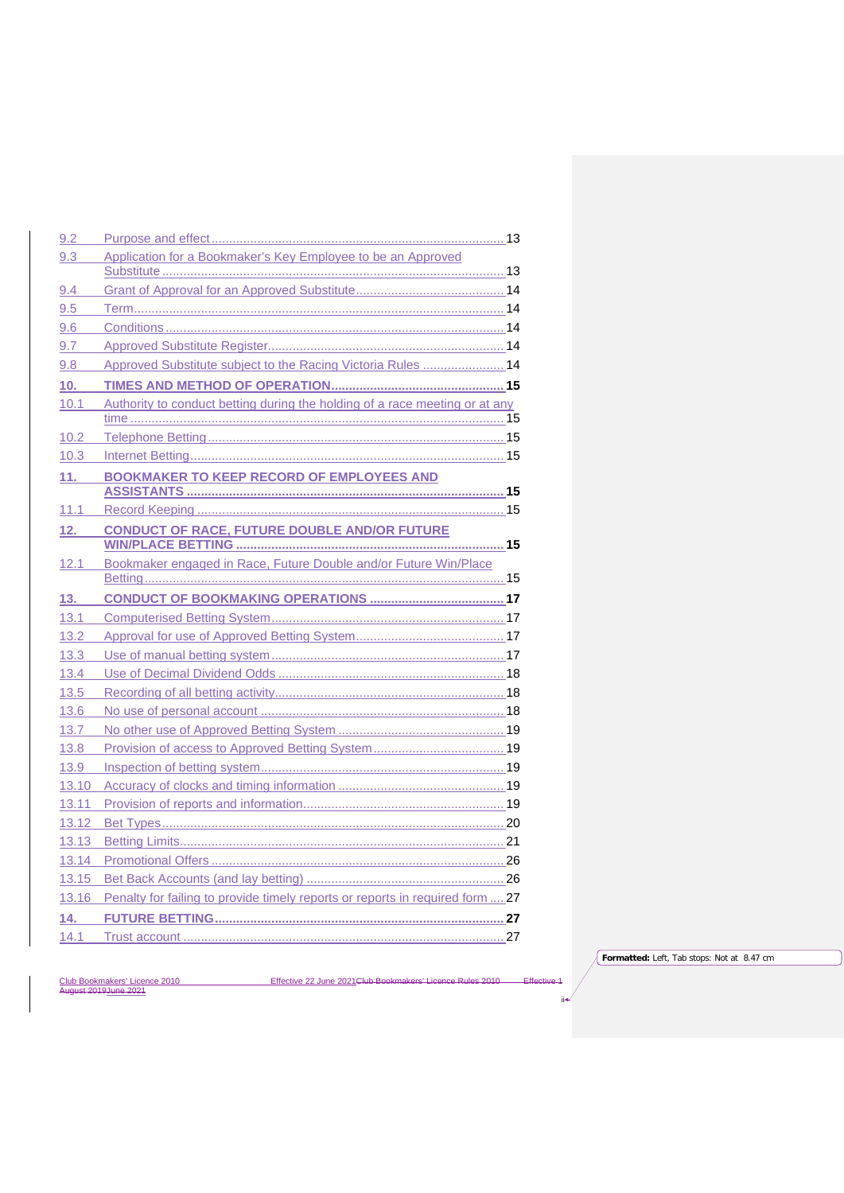| | | |
|---|---|---|
| 9.2 | Purpose and effect | 13 |
| 9.3 | Application for a Bookmaker's Key Employee to be an Approved Substitute | 13 |
| 9.4 | Grant of Approval for an Approved Substitute | 14 |
| 9.5 | Term | 14 |
| 9.6 | Conditions | 14 |
| 9.7 | Approved Substitute Register | 14 |
| 9.8 | Approved Substitute subject to the Racing Victoria Rules | 14 |
| **10.** | **TIMES AND METHOD OF OPERATION** | **15** |
| 10.1 | Authority to conduct betting during the holding of a race meeting or at any time | 15 |
| 10.2 | Telephone Betting | 15 |
| 10.3 | Internet Betting | 15 |
| **11.** | **BOOKMAKER TO KEEP RECORD OF EMPLOYEES AND ASSISTANTS** | **15** |
| 11.1 | Record Keeping | 15 |
| **12.** | **CONDUCT OF RACE, FUTURE DOUBLE AND/OR FUTURE WIN/PLACE BETTING** | **15** |
| 12.1 | Bookmaker engaged in Race, Future Double and/or Future Win/Place Betting | 15 |
| **13.** | **CONDUCT OF BOOKMAKING OPERATIONS** | **17** |
| 13.1 | Computerised Betting System | 17 |
| 13.2 | Approval for use of Approved Betting System | 17 |
| 13.3 | Use of manual betting system | 17 |
| 13.4 | Use of Decimal Dividend Odds | 18 |
| 13.5 | Recording of all betting activity | 18 |
| 13.6 | No use of personal account | 18 |
| 13.7 | No other use of Approved Betting System | 19 |
| 13.8 | Provision of access to Approved Betting System | 19 |
| 13.9 | Inspection of betting system | 19 |
| 13.10 | Accuracy of clocks and timing information | 19 |
| 13.11 | Provision of reports and information | 19 |
| 13.12 | Bet Types | 20 |
| 13.13 | Betting Limits | 21 |
| 13.14 | Promotional Offers | 26 |
| 13.15 | Bet Back Accounts (and lay betting) | 26 |
| 13.16 | Penalty for failing to provide timely reports or reports in required form | 27 |
| **14.** | **FUTURE BETTING** | **27** |
| 14.1 | Trust account | 27 |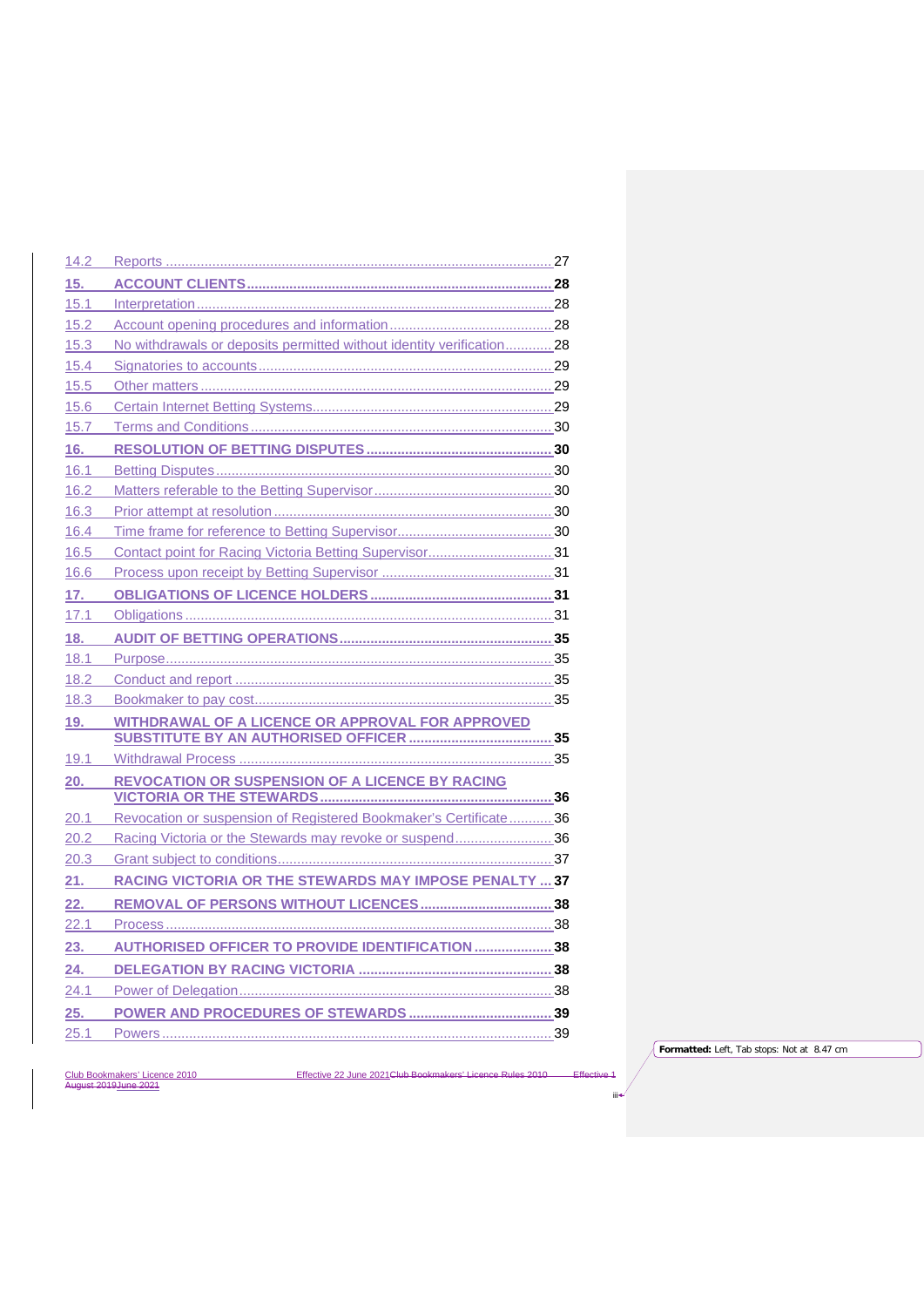| | | |
|---|---|---|
| 14.2 | Reports | 27 |
| **15.** | **ACCOUNT CLIENTS** | **28** |
| 15.1 | Interpretation | 28 |
| 15.2 | Account opening procedures and information | 28 |
| 15.3 | No withdrawals or deposits permitted without identity verification | 28 |
| 15.4 | Signatories to accounts | 29 |
| 15.5 | Other matters | 29 |
| 15.6 | Certain Internet Betting Systems | 29 |
| 15.7 | Terms and Conditions | 30 |
| **16.** | **RESOLUTION OF BETTING DISPUTES** | **30** |
| 16.1 | Betting Disputes | 30 |
| 16.2 | Matters referable to the Betting Supervisor | 30 |
| 16.3 | Prior attempt at resolution | 30 |
| 16.4 | Time frame for reference to Betting Supervisor | 30 |
| 16.5 | Contact point for Racing Victoria Betting Supervisor | 31 |
| 16.6 | Process upon receipt by Betting Supervisor | 31 |
| **17.** | **OBLIGATIONS OF LICENCE HOLDERS** | **31** |
| 17.1 | Obligations | 31 |
| **18.** | **AUDIT OF BETTING OPERATIONS** | **35** |
| 18.1 | Purpose | 35 |
| 18.2 | Conduct and report | 35 |
| 18.3 | Bookmaker to pay cost | 35 |
| **19.** | **WITHDRAWAL OF A LICENCE OR APPROVAL FOR APPROVED SUBSTITUTE BY AN AUTHORISED OFFICER** | **35** |
| 19.1 | Withdrawal Process | 35 |
| **20.** | **REVOCATION OR SUSPENSION OF A LICENCE BY RACING VICTORIA OR THE STEWARDS** | **36** |
| 20.1 | Revocation or suspension of Registered Bookmaker's Certificate | 36 |
| 20.2 | Racing Victoria or the Stewards may revoke or suspend | 36 |
| 20.3 | Grant subject to conditions | 37 |
| **21.** | **RACING VICTORIA OR THE STEWARDS MAY IMPOSE PENALTY** | **37** |
| **22.** | **REMOVAL OF PERSONS WITHOUT LICENCES** | **38** |
| 22.1 | Process | 38 |
| **23.** | **AUTHORISED OFFICER TO PROVIDE IDENTIFICATION** | **38** |
| **24.** | **DELEGATION BY RACING VICTORIA** | **38** |
| 24.1 | Power of Delegation | 38 |
| **25.** | **POWER AND PROCEDURES OF STEWARDS** | **39** |
| 25.1 | Powers | 39 |

**Formatted:** Left, Tab stops: Not at 8.47 cm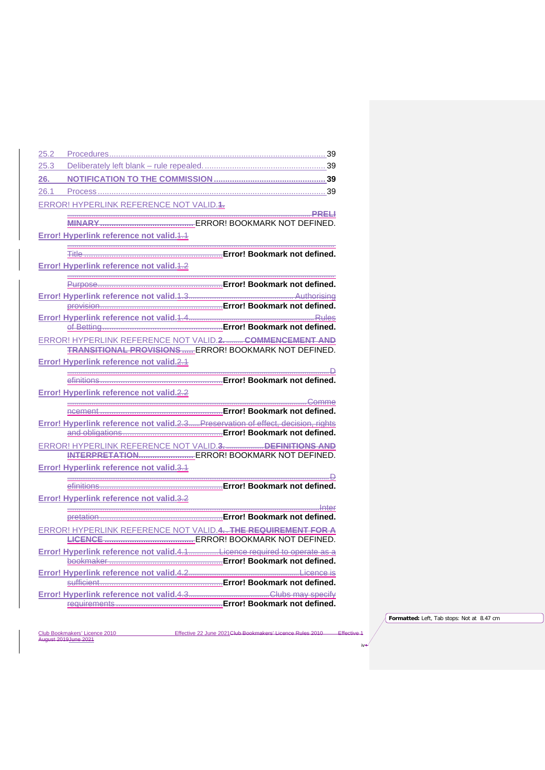25.2 Procedures .......... 39

25.3 Deliberately left blank – rule repealed. .......... 39

**26. NOTIFICATION TO THE COMMISSION .......... 39**

26.1 Process .......... 39

ERROR! HYPERLINK REFERENCE NOT VALID.~~1.~~ .......... ~~PRELIMINARY~~ .......... ERROR! BOOKMARK NOT DEFINED.

**Error! Hyperlink reference not valid.**~~1.1~~ .......... ~~Title~~ .......... **Error! Bookmark not defined.**

**Error! Hyperlink reference not valid.**~~1.2~~ .......... ~~Purpose~~ .......... **Error! Bookmark not defined.**

**Error! Hyperlink reference not valid.**~~1.3~~ .......... ~~Authorising provision~~ .......... **Error! Bookmark not defined.**

**Error! Hyperlink reference not valid.**~~1.4~~ .......... ~~Rules of Betting~~ .......... **Error! Bookmark not defined.**

ERROR! HYPERLINK REFERENCE NOT VALID.~~2.~~ .......... ~~COMMENCEMENT AND TRANSITIONAL PROVISIONS~~ .......... ERROR! BOOKMARK NOT DEFINED.

**Error! Hyperlink reference not valid.**~~2.1~~ .......... ~~Definitions~~ .......... **Error! Bookmark not defined.**

**Error! Hyperlink reference not valid.**~~2.2~~ .......... ~~Commencement~~ .......... **Error! Bookmark not defined.**

**Error! Hyperlink reference not valid.**~~2.3~~ .......... ~~Preservation of effect, decision, rights and obligations~~ .......... **Error! Bookmark not defined.**

ERROR! HYPERLINK REFERENCE NOT VALID.~~3.~~ .......... ~~DEFINITIONS AND INTERPRETATION~~ .......... ERROR! BOOKMARK NOT DEFINED.

**Error! Hyperlink reference not valid.**~~3.1~~ .......... ~~Definitions~~ .......... **Error! Bookmark not defined.**

**Error! Hyperlink reference not valid.**~~3.2~~ .......... ~~Interpretation~~ .......... **Error! Bookmark not defined.**

ERROR! HYPERLINK REFERENCE NOT VALID.~~4.~~ .......... ~~THE REQUIREMENT FOR A LICENCE~~ .......... ERROR! BOOKMARK NOT DEFINED.

**Error! Hyperlink reference not valid.**~~4.1~~ .......... ~~Licence required to operate as a bookmaker~~ .......... **Error! Bookmark not defined.**

**Error! Hyperlink reference not valid.**~~4.2~~ .......... ~~Licence is sufficient~~ .......... **Error! Bookmark not defined.**

**Error! Hyperlink reference not valid.**~~4.3~~ .......... ~~Clubs may specify requirements~~ .......... **Error! Bookmark not defined.**

Formatted: Left, Tab stops: Not at 8.47 cm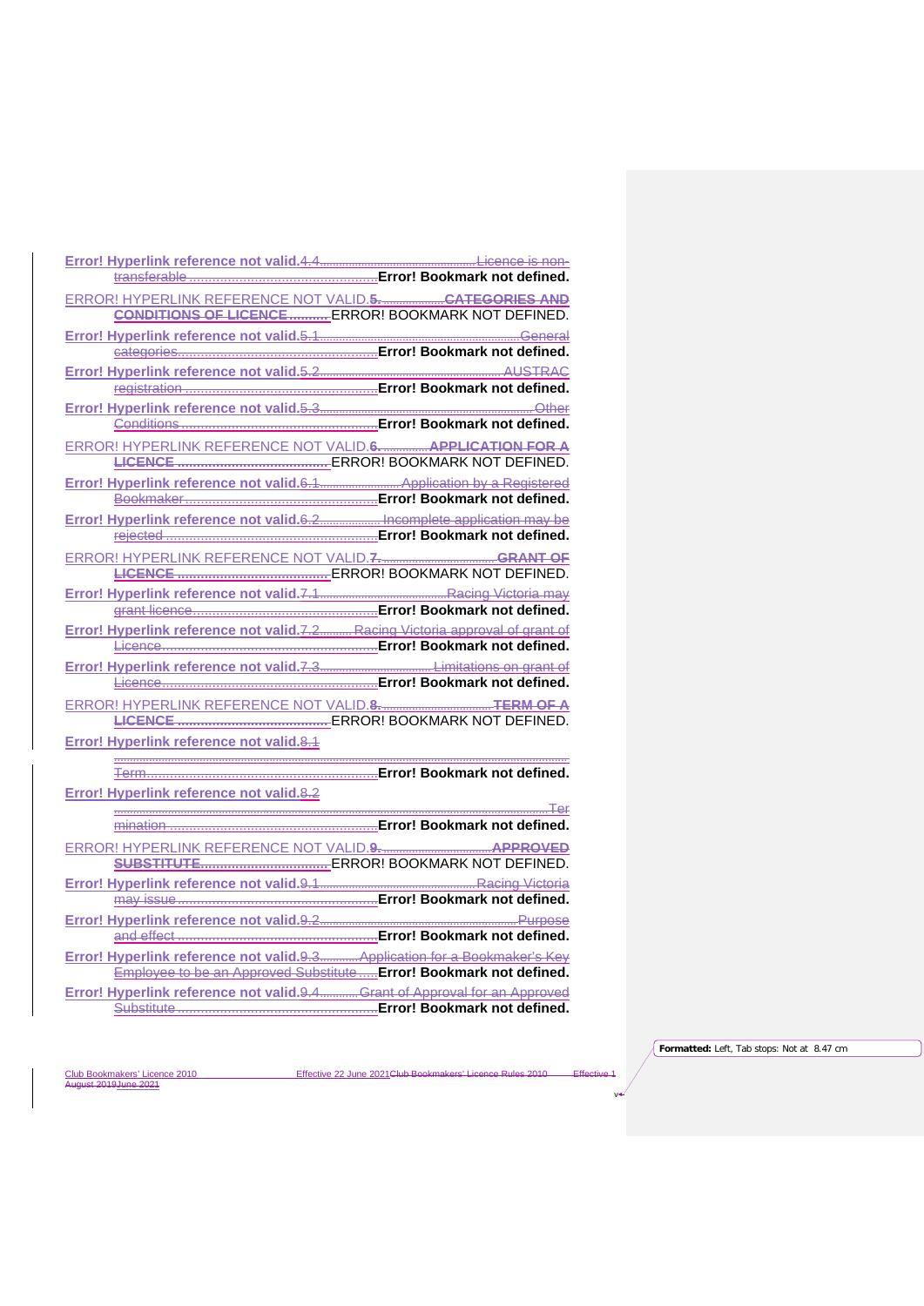Error! Hyperlink reference not valid.4.4 Licence is non-transferable Error! Bookmark not defined.

ERROR! HYPERLINK REFERENCE NOT VALID.5. CATEGORIES AND CONDITIONS OF LICENCE ERROR! BOOKMARK NOT DEFINED.

Error! Hyperlink reference not valid.5.1 General categories Error! Bookmark not defined.

Error! Hyperlink reference not valid.5.2 AUSTRAC registration Error! Bookmark not defined.

Error! Hyperlink reference not valid.5.3 Other Conditions Error! Bookmark not defined.

ERROR! HYPERLINK REFERENCE NOT VALID.6. APPLICATION FOR A LICENCE ERROR! BOOKMARK NOT DEFINED.

Error! Hyperlink reference not valid.6.1 Application by a Registered Bookmaker Error! Bookmark not defined.

Error! Hyperlink reference not valid.6.2 Incomplete application may be rejected Error! Bookmark not defined.

ERROR! HYPERLINK REFERENCE NOT VALID.7. GRANT OF LICENCE ERROR! BOOKMARK NOT DEFINED.

Error! Hyperlink reference not valid.7.1 Racing Victoria may grant licence Error! Bookmark not defined.

Error! Hyperlink reference not valid.7.2 Racing Victoria approval of grant of Licence Error! Bookmark not defined.

Error! Hyperlink reference not valid.7.3 Limitations on grant of Licence Error! Bookmark not defined.

ERROR! HYPERLINK REFERENCE NOT VALID.8. TERM OF A LICENCE ERROR! BOOKMARK NOT DEFINED.

Error! Hyperlink reference not valid.8.1 Term Error! Bookmark not defined.

Error! Hyperlink reference not valid.8.2 Termination Error! Bookmark not defined.

ERROR! HYPERLINK REFERENCE NOT VALID.9. APPROVED SUBSTITUTE ERROR! BOOKMARK NOT DEFINED.

Error! Hyperlink reference not valid.9.1 Racing Victoria may issue Error! Bookmark not defined.

Error! Hyperlink reference not valid.9.2 Purpose and effect Error! Bookmark not defined.

Error! Hyperlink reference not valid.9.3 Application for a Bookmaker's Key Employee to be an Approved Substitute Error! Bookmark not defined.

Error! Hyperlink reference not valid.9.4 Grant of Approval for an Approved Substitute Error! Bookmark not defined.

**Formatted:** Left, Tab stops: Not at 8.47 cm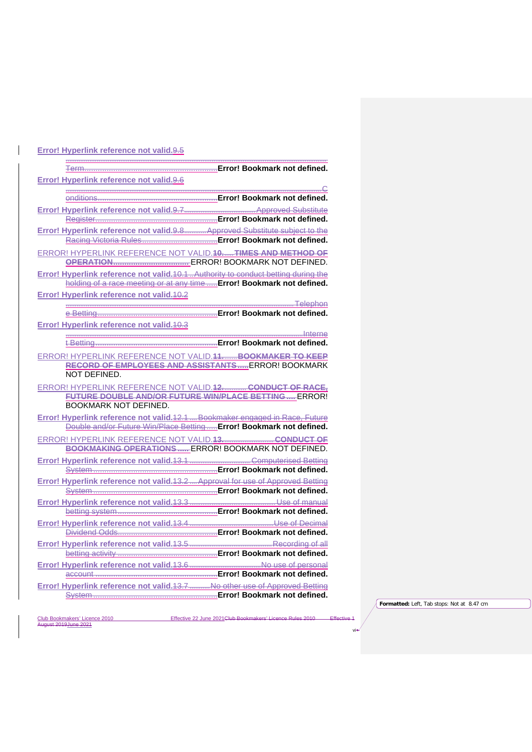Error! Hyperlink reference not valid.9.5 ............ Term ............ Error! Bookmark not defined.

Error! Hyperlink reference not valid.9.6 ............ Conditions ............ Error! Bookmark not defined.

Error! Hyperlink reference not valid.9.7 ............ Approved Substitute Register ............ Error! Bookmark not defined.

Error! Hyperlink reference not valid.9.8 ............ Approved Substitute subject to the Racing Victoria Rules ............ Error! Bookmark not defined.

ERROR! HYPERLINK REFERENCE NOT VALID.**10. ...... TIMES AND METHOD OF OPERATION** ............ ERROR! BOOKMARK NOT DEFINED.

Error! Hyperlink reference not valid.10.1 .. Authority to conduct betting during the holding of a race meeting or at any time ..... Error! Bookmark not defined.

Error! Hyperlink reference not valid.10.2 ............ Telephone Betting ............ Error! Bookmark not defined.

Error! Hyperlink reference not valid.10.3 ............ Internet Betting ............ Error! Bookmark not defined.

ERROR! HYPERLINK REFERENCE NOT VALID.**11. ....... BOOKMAKER TO KEEP RECORD OF EMPLOYEES AND ASSISTANTS** ..... ERROR! BOOKMARK NOT DEFINED.

ERROR! HYPERLINK REFERENCE NOT VALID.**12. ............ CONDUCT OF RACE, FUTURE DOUBLE AND/OR FUTURE WIN/PLACE BETTING** .... ERROR! BOOKMARK NOT DEFINED.

Error! Hyperlink reference not valid.12.1 .... Bookmaker engaged in Race, Future Double and/or Future Win/Place Betting ..... Error! Bookmark not defined.

ERROR! HYPERLINK REFERENCE NOT VALID.**13. ............ CONDUCT OF BOOKMAKING OPERATIONS** ..... ERROR! BOOKMARK NOT DEFINED.

Error! Hyperlink reference not valid.13.1 ............ Computerised Betting System ............ Error! Bookmark not defined.

Error! Hyperlink reference not valid.13.2 .... Approval for use of Approved Betting System ............ Error! Bookmark not defined.

Error! Hyperlink reference not valid.13.3 ............ Use of manual betting system ............ Error! Bookmark not defined.

Error! Hyperlink reference not valid.13.4 ............ Use of Decimal Dividend Odds ............ Error! Bookmark not defined.

Error! Hyperlink reference not valid.13.5 ............ Recording of all betting activity ............ Error! Bookmark not defined.

Error! Hyperlink reference not valid.13.6 ............ No use of personal account ............ Error! Bookmark not defined.

Error! Hyperlink reference not valid.13.7 ........... No other use of Approved Betting System ............ Error! Bookmark not defined.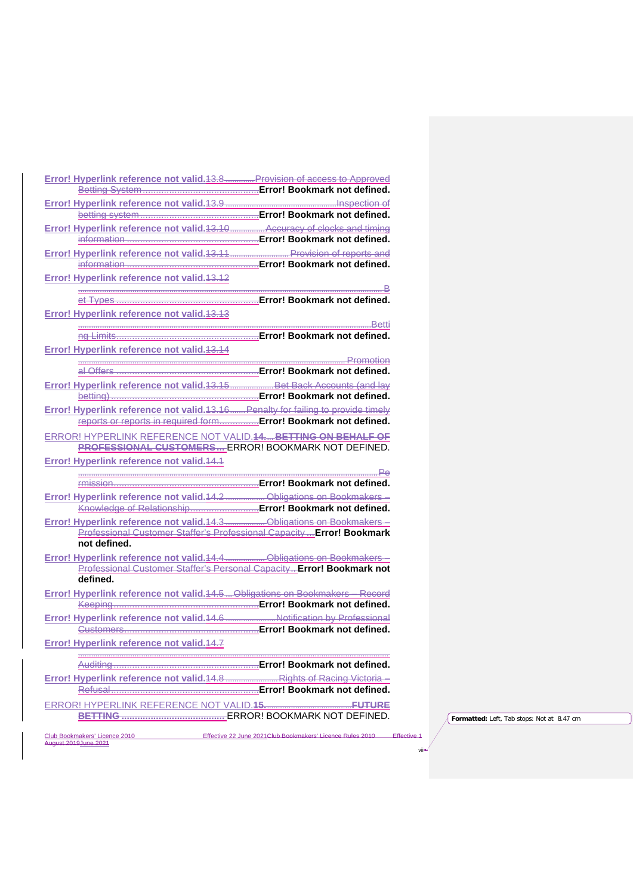Error! Hyperlink reference not valid.13.8 Provision of access to Approved Betting System **Error! Bookmark not defined.**

Error! Hyperlink reference not valid.13.9 Inspection of betting system **Error! Bookmark not defined.**

Error! Hyperlink reference not valid.13.10 Accuracy of clocks and timing information **Error! Bookmark not defined.**

Error! Hyperlink reference not valid.13.11 Provision of reports and information **Error! Bookmark not defined.**

Error! Hyperlink reference not valid.13.12 Bet Types **Error! Bookmark not defined.**

Error! Hyperlink reference not valid.13.13 Betting Limits **Error! Bookmark not defined.**

Error! Hyperlink reference not valid.13.14 Promotional Offers **Error! Bookmark not defined.**

Error! Hyperlink reference not valid.13.15 Bet Back Accounts (and lay betting) **Error! Bookmark not defined.**

Error! Hyperlink reference not valid.13.16 Penalty for failing to provide timely reports or reports in required form **Error! Bookmark not defined.**

ERROR! HYPERLINK REFERENCE NOT VALID.**14. BETTING ON BEHALF OF PROFESSIONAL CUSTOMERS** ERROR! BOOKMARK NOT DEFINED.

Error! Hyperlink reference not valid.14.1 Permission **Error! Bookmark not defined.**

Error! Hyperlink reference not valid.14.2 Obligations on Bookmakers – Knowledge of Relationship **Error! Bookmark not defined.**

Error! Hyperlink reference not valid.14.3 Obligations on Bookmakers – Professional Customer Staffer's Professional Capacity **Error! Bookmark not defined.**

Error! Hyperlink reference not valid.14.4 Obligations on Bookmakers – Professional Customer Staffer's Personal Capacity **Error! Bookmark not defined.**

Error! Hyperlink reference not valid.14.5 Obligations on Bookmakers – Record Keeping **Error! Bookmark not defined.**

Error! Hyperlink reference not valid.14.6 Notification by Professional Customers **Error! Bookmark not defined.**

Error! Hyperlink reference not valid.14.7 Auditing **Error! Bookmark not defined.**

Error! Hyperlink reference not valid.14.8 Rights of Racing Victoria – Refusal **Error! Bookmark not defined.**

ERROR! HYPERLINK REFERENCE NOT VALID.**15. FUTURE BETTING** ERROR! BOOKMARK NOT DEFINED.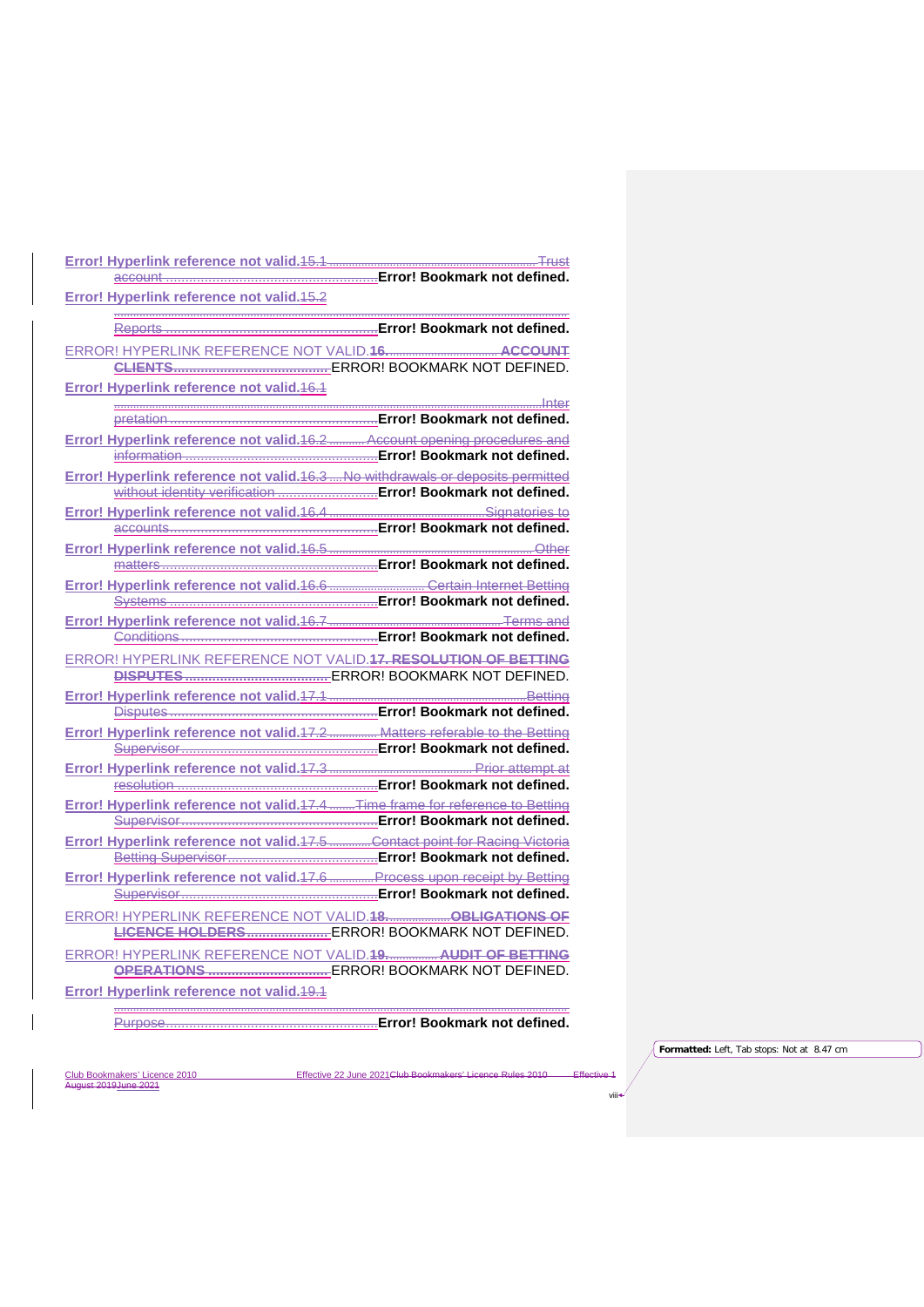Error! Hyperlink reference not valid.15.1 Trust account Error! Bookmark not defined.

Error! Hyperlink reference not valid.15.2 Reports Error! Bookmark not defined.

ERROR! HYPERLINK REFERENCE NOT VALID.16. ACCOUNT CLIENTS ERROR! BOOKMARK NOT DEFINED.

Error! Hyperlink reference not valid.16.1 Interpretation Error! Bookmark not defined.

Error! Hyperlink reference not valid.16.2 Account opening procedures and information Error! Bookmark not defined.

Error! Hyperlink reference not valid.16.3 No withdrawals or deposits permitted without identity verification Error! Bookmark not defined.

Error! Hyperlink reference not valid.16.4 Signatories to accounts Error! Bookmark not defined.

Error! Hyperlink reference not valid.16.5 Other matters Error! Bookmark not defined.

Error! Hyperlink reference not valid.16.6 Certain Internet Betting Systems Error! Bookmark not defined.

Error! Hyperlink reference not valid.16.7 Terms and Conditions Error! Bookmark not defined.

ERROR! HYPERLINK REFERENCE NOT VALID.17. RESOLUTION OF BETTING DISPUTES ERROR! BOOKMARK NOT DEFINED.

Error! Hyperlink reference not valid.17.1 Betting Disputes Error! Bookmark not defined.

Error! Hyperlink reference not valid.17.2 Matters referable to the Betting Supervisor Error! Bookmark not defined.

Error! Hyperlink reference not valid.17.3 Prior attempt at resolution Error! Bookmark not defined.

Error! Hyperlink reference not valid.17.4 Time frame for reference to Betting Supervisor Error! Bookmark not defined.

Error! Hyperlink reference not valid.17.5 Contact point for Racing Victoria Betting Supervisor Error! Bookmark not defined.

Error! Hyperlink reference not valid.17.6 Process upon receipt by Betting Supervisor Error! Bookmark not defined.

ERROR! HYPERLINK REFERENCE NOT VALID.18. OBLIGATIONS OF LICENCE HOLDERS ERROR! BOOKMARK NOT DEFINED.

ERROR! HYPERLINK REFERENCE NOT VALID.19. AUDIT OF BETTING OPERATIONS ERROR! BOOKMARK NOT DEFINED.

Error! Hyperlink reference not valid.19.1 Purpose Error! Bookmark not defined.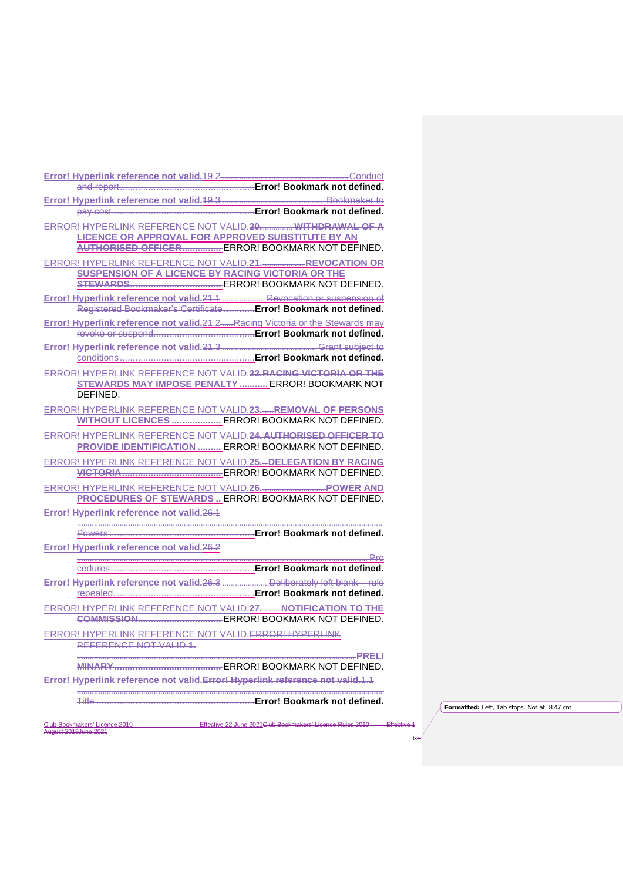Error! Hyperlink reference not valid.19.2 .......................................................... Conduct and report.......................................................Error! Bookmark not defined.

Error! Hyperlink reference not valid.19.3 ............................................... Bookmaker to pay cost.........................................................Error! Bookmark not defined.

ERROR! HYPERLINK REFERENCE NOT VALID.20. .............. WITHDRAWAL OF A LICENCE OR APPROVAL FOR APPROVED SUBSTITUTE BY AN AUTHORISED OFFICER...............ERROR! BOOKMARK NOT DEFINED.

ERROR! HYPERLINK REFERENCE NOT VALID.21. ................... REVOCATION OR SUSPENSION OF A LICENCE BY RACING VICTORIA OR THE STEWARDS...................................ERROR! BOOKMARK NOT DEFINED.

Error! Hyperlink reference not valid.21.1 ................... Revocation or suspension of Registered Bookmaker's Certificate............Error! Bookmark not defined.

Error! Hyperlink reference not valid.21.2 .....Racing Victoria or the Stewards may revoke or suspend.......................................Error! Bookmark not defined.

Error! Hyperlink reference not valid.21.3 ........................................... Grant subject to conditions....................................................Error! Bookmark not defined.

ERROR! HYPERLINK REFERENCE NOT VALID.22.RACING VICTORIA OR THE STEWARDS MAY IMPOSE PENALTY ...........ERROR! BOOKMARK NOT DEFINED.

ERROR! HYPERLINK REFERENCE NOT VALID.23. ..... REMOVAL OF PERSONS WITHOUT LICENCES ...................ERROR! BOOKMARK NOT DEFINED.

ERROR! HYPERLINK REFERENCE NOT VALID.24. AUTHORISED OFFICER TO PROVIDE IDENTIFICATION .........ERROR! BOOKMARK NOT DEFINED.

ERROR! HYPERLINK REFERENCE NOT VALID.25. .. DELEGATION BY RACING VICTORIA ......................................ERROR! BOOKMARK NOT DEFINED.

ERROR! HYPERLINK REFERENCE NOT VALID.26. ............................. POWER AND PROCEDURES OF STEWARDS ..ERROR! BOOKMARK NOT DEFINED.

Error! Hyperlink reference not valid.26.1 ........................................................................................................................... Powers .......................................................Error! Bookmark not defined.

Error! Hyperlink reference not valid.26.2 ........................................................................................................................... Procedures .......................................................Error! Bookmark not defined.

Error! Hyperlink reference not valid.26.3 ....................Deliberately left blank – rule repealed. .....................................................Error! Bookmark not defined.

ERROR! HYPERLINK REFERENCE NOT VALID.27. ........ NOTIFICATION TO THE COMMISSION................................ERROR! BOOKMARK NOT DEFINED.

ERROR! HYPERLINK REFERENCE NOT VALID.ERROR! HYPERLINK REFERENCE NOT VALID.1. ........................................................................................................................... PRELIMINARY ........................................ERROR! BOOKMARK NOT DEFINED.

Error! Hyperlink reference not valid.Error! Hyperlink reference not valid.1.1 ........................................................................................................................... Title ..............................................................Error! Bookmark not defined.

Formatted: Left, Tab stops: Not at 8.47 cm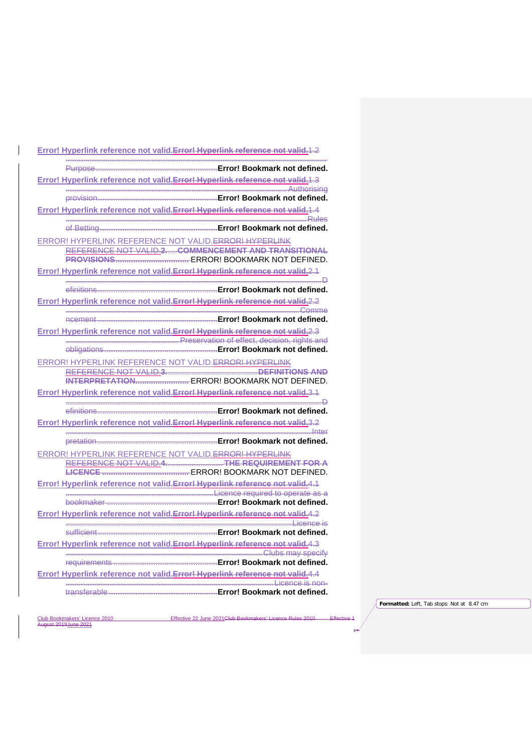Error! Hyperlink reference not valid.Error! Hyperlink reference not valid.1.2 Purpose Error! Bookmark not defined.

Error! Hyperlink reference not valid.Error! Hyperlink reference not valid.1.3 Authorising provision Error! Bookmark not defined.

Error! Hyperlink reference not valid.Error! Hyperlink reference not valid.1.4 Rules of Betting Error! Bookmark not defined.

ERROR! HYPERLINK REFERENCE NOT VALID.ERROR! HYPERLINK REFERENCE NOT VALID.2. COMMENCEMENT AND TRANSITIONAL PROVISIONS ERROR! BOOKMARK NOT DEFINED.

Error! Hyperlink reference not valid.Error! Hyperlink reference not valid.2.1 Definitions Error! Bookmark not defined.

Error! Hyperlink reference not valid.Error! Hyperlink reference not valid.2.2 Commencement Error! Bookmark not defined.

Error! Hyperlink reference not valid.Error! Hyperlink reference not valid.2.3 Preservation of effect, decision, rights and obligations Error! Bookmark not defined.

ERROR! HYPERLINK REFERENCE NOT VALID.ERROR! HYPERLINK REFERENCE NOT VALID.3. DEFINITIONS AND INTERPRETATION ERROR! BOOKMARK NOT DEFINED.

Error! Hyperlink reference not valid.Error! Hyperlink reference not valid.3.1 Definitions Error! Bookmark not defined.

Error! Hyperlink reference not valid.Error! Hyperlink reference not valid.3.2 Interpretation Error! Bookmark not defined.

ERROR! HYPERLINK REFERENCE NOT VALID.ERROR! HYPERLINK REFERENCE NOT VALID.4. THE REQUIREMENT FOR A LICENCE ERROR! BOOKMARK NOT DEFINED.

Error! Hyperlink reference not valid.Error! Hyperlink reference not valid.4.1 Licence required to operate as a bookmaker Error! Bookmark not defined.

Error! Hyperlink reference not valid.Error! Hyperlink reference not valid.4.2 Licence is sufficient Error! Bookmark not defined.

Error! Hyperlink reference not valid.Error! Hyperlink reference not valid.4.3 Clubs may specify requirements Error! Bookmark not defined.

Error! Hyperlink reference not valid.Error! Hyperlink reference not valid.4.4 Licence is non-transferable Error! Bookmark not defined.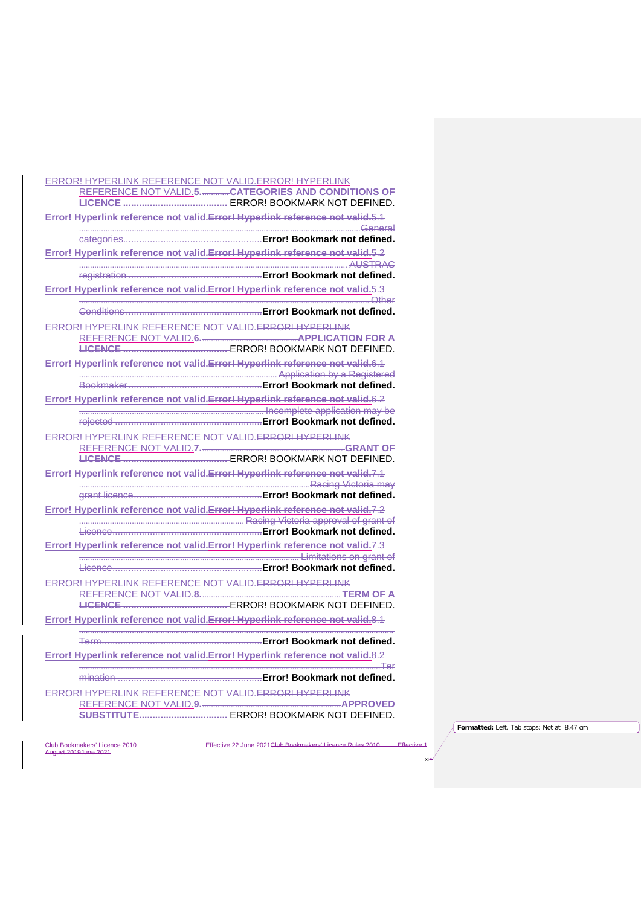ERROR! HYPERLINK REFERENCE NOT VALID.~~ERROR! HYPERLINK REFERENCE NOT VALID.5.~~ ~~**CATEGORIES AND CONDITIONS OF LICENCE**~~ ERROR! BOOKMARK NOT DEFINED.

**Error! Hyperlink reference not valid.**~~Error! Hyperlink reference not valid.~~5.1 ~~General categories~~ **Error! Bookmark not defined.**

**Error! Hyperlink reference not valid.**~~Error! Hyperlink reference not valid.~~5.2 ~~AUSTRAC registration~~ **Error! Bookmark not defined.**

**Error! Hyperlink reference not valid.**~~Error! Hyperlink reference not valid.~~5.3 ~~Other Conditions~~ **Error! Bookmark not defined.**

ERROR! HYPERLINK REFERENCE NOT VALID.~~ERROR! HYPERLINK REFERENCE NOT VALID.6.~~ ~~**APPLICATION FOR A LICENCE**~~ ERROR! BOOKMARK NOT DEFINED.

**Error! Hyperlink reference not valid.**~~Error! Hyperlink reference not valid.~~6.1 ~~Application by a Registered Bookmaker~~ **Error! Bookmark not defined.**

**Error! Hyperlink reference not valid.**~~Error! Hyperlink reference not valid.~~6.2 ~~Incomplete application may be rejected~~ **Error! Bookmark not defined.**

ERROR! HYPERLINK REFERENCE NOT VALID.~~ERROR! HYPERLINK REFERENCE NOT VALID.7.~~ ~~**GRANT OF LICENCE**~~ ERROR! BOOKMARK NOT DEFINED.

**Error! Hyperlink reference not valid.**~~Error! Hyperlink reference not valid.~~7.1 ~~Racing Victoria may grant licence~~ **Error! Bookmark not defined.**

**Error! Hyperlink reference not valid.**~~Error! Hyperlink reference not valid.~~7.2 ~~Racing Victoria approval of grant of Licence~~ **Error! Bookmark not defined.**

**Error! Hyperlink reference not valid.**~~Error! Hyperlink reference not valid.~~7.3 ~~Limitations on grant of Licence~~ **Error! Bookmark not defined.**

ERROR! HYPERLINK REFERENCE NOT VALID.~~ERROR! HYPERLINK REFERENCE NOT VALID.8.~~ ~~**TERM OF A LICENCE**~~ ERROR! BOOKMARK NOT DEFINED.

**Error! Hyperlink reference not valid.**~~Error! Hyperlink reference not valid.~~8.1 ~~Term~~ **Error! Bookmark not defined.**

**Error! Hyperlink reference not valid.**~~Error! Hyperlink reference not valid.~~8.2 ~~Termination~~ **Error! Bookmark not defined.**

ERROR! HYPERLINK REFERENCE NOT VALID.~~ERROR! HYPERLINK REFERENCE NOT VALID.9.~~ ~~**APPROVED SUBSTITUTE**~~ ERROR! BOOKMARK NOT DEFINED.

**Formatted:** Left, Tab stops: Not at 8.47 cm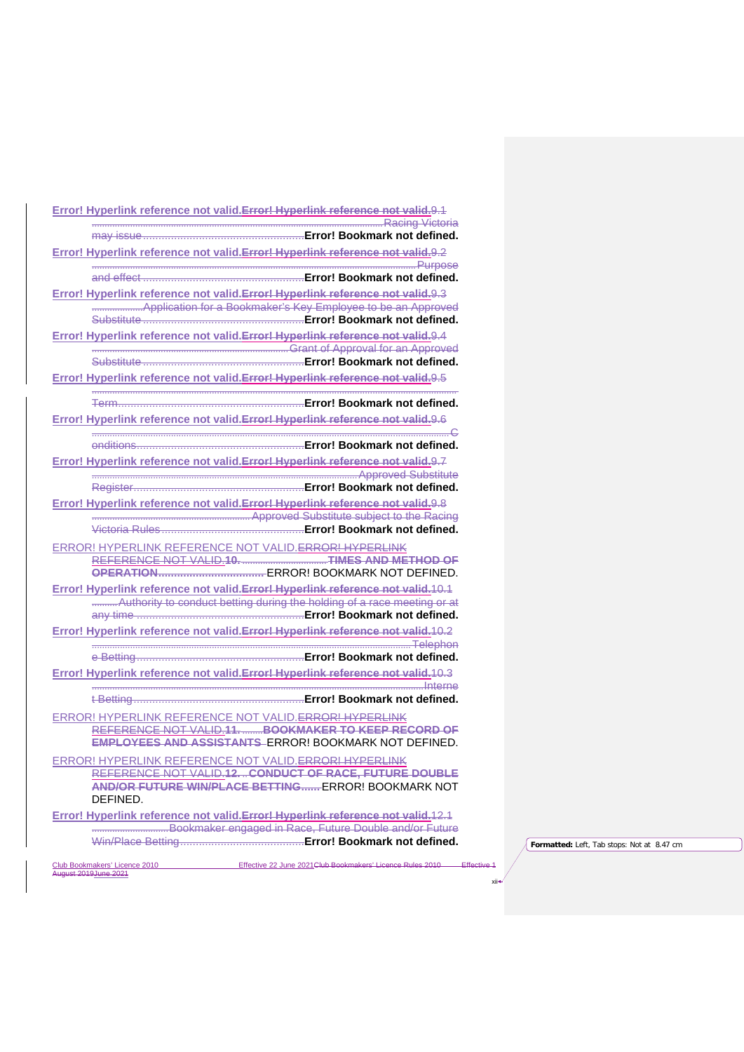Error! Hyperlink reference not valid.Error! Hyperlink reference not valid.9.1 Racing Victoria may issue Error! Bookmark not defined.

Error! Hyperlink reference not valid.Error! Hyperlink reference not valid.9.2 Purpose and effect Error! Bookmark not defined.

Error! Hyperlink reference not valid.Error! Hyperlink reference not valid.9.3 Application for a Bookmaker's Key Employee to be an Approved Substitute Error! Bookmark not defined.

Error! Hyperlink reference not valid.Error! Hyperlink reference not valid.9.4 Grant of Approval for an Approved Substitute Error! Bookmark not defined.

Error! Hyperlink reference not valid.Error! Hyperlink reference not valid.9.5 Term Error! Bookmark not defined.

Error! Hyperlink reference not valid.Error! Hyperlink reference not valid.9.6 Conditions Error! Bookmark not defined.

Error! Hyperlink reference not valid.Error! Hyperlink reference not valid.9.7 Approved Substitute Register Error! Bookmark not defined.

Error! Hyperlink reference not valid.Error! Hyperlink reference not valid.9.8 Approved Substitute subject to the Racing Victoria Rules Error! Bookmark not defined.

ERROR! HYPERLINK REFERENCE NOT VALID.ERROR! HYPERLINK REFERENCE NOT VALID.**10. TIMES AND METHOD OF OPERATION** ERROR! BOOKMARK NOT DEFINED.

Error! Hyperlink reference not valid.Error! Hyperlink reference not valid.10.1 Authority to conduct betting during the holding of a race meeting or at any time Error! Bookmark not defined.

Error! Hyperlink reference not valid.Error! Hyperlink reference not valid.10.2 Telephone Betting Error! Bookmark not defined.

Error! Hyperlink reference not valid.Error! Hyperlink reference not valid.10.3 Internet Betting Error! Bookmark not defined.

ERROR! HYPERLINK REFERENCE NOT VALID.ERROR! HYPERLINK REFERENCE NOT VALID.**11. BOOKMAKER TO KEEP RECORD OF EMPLOYEES AND ASSISTANTS** ERROR! BOOKMARK NOT DEFINED.

ERROR! HYPERLINK REFERENCE NOT VALID.ERROR! HYPERLINK REFERENCE NOT VALID.**12. CONDUCT OF RACE, FUTURE DOUBLE AND/OR FUTURE WIN/PLACE BETTING** ERROR! BOOKMARK NOT DEFINED.

Error! Hyperlink reference not valid.Error! Hyperlink reference not valid.12.1 Bookmaker engaged in Race, Future Double and/or Future Win/Place Betting Error! Bookmark not defined.

Formatted: Left, Tab stops: Not at 8.47 cm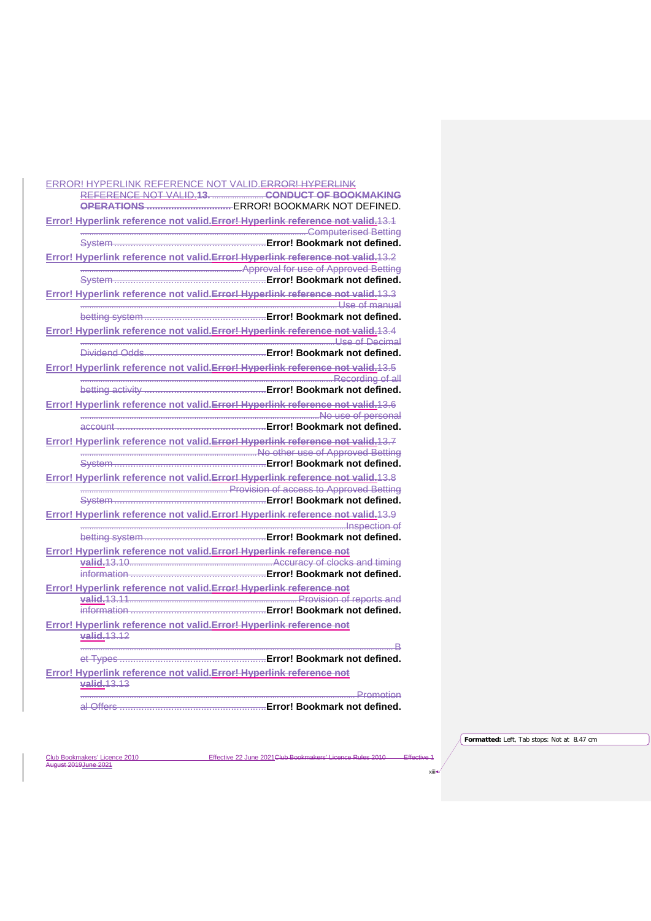ERROR! HYPERLINK REFERENCE NOT VALID.ERROR! HYPERLINK REFERENCE NOT VALID.**13. CONDUCT OF BOOKMAKING OPERATIONS** ............................... ERROR! BOOKMARK NOT DEFINED.

**Error! Hyperlink reference not valid.Error! Hyperlink reference not valid.**13.1 Computerised Betting System .......... **Error! Bookmark not defined.**

**Error! Hyperlink reference not valid.Error! Hyperlink reference not valid.**13.2 Approval for use of Approved Betting System .......... **Error! Bookmark not defined.**

**Error! Hyperlink reference not valid.Error! Hyperlink reference not valid.**13.3 Use of manual betting system .......... **Error! Bookmark not defined.**

**Error! Hyperlink reference not valid.Error! Hyperlink reference not valid.**13.4 Use of Decimal Dividend Odds .......... **Error! Bookmark not defined.**

**Error! Hyperlink reference not valid.Error! Hyperlink reference not valid.**13.5 Recording of all betting activity .......... **Error! Bookmark not defined.**

**Error! Hyperlink reference not valid.Error! Hyperlink reference not valid.**13.6 No use of personal account .......... **Error! Bookmark not defined.**

**Error! Hyperlink reference not valid.Error! Hyperlink reference not valid.**13.7 No other use of Approved Betting System .......... **Error! Bookmark not defined.**

**Error! Hyperlink reference not valid.Error! Hyperlink reference not valid.**13.8 Provision of access to Approved Betting System .......... **Error! Bookmark not defined.**

**Error! Hyperlink reference not valid.Error! Hyperlink reference not valid.**13.9 Inspection of betting system .......... **Error! Bookmark not defined.**

**Error! Hyperlink reference not valid.Error! Hyperlink reference not valid.**13.10 Accuracy of clocks and timing information .......... **Error! Bookmark not defined.**

**Error! Hyperlink reference not valid.Error! Hyperlink reference not valid.**13.11 Provision of reports and information .......... **Error! Bookmark not defined.**

**Error! Hyperlink reference not valid.Error! Hyperlink reference not valid.**13.12 Bet Types .......... **Error! Bookmark not defined.**

**Error! Hyperlink reference not valid.Error! Hyperlink reference not valid.**13.13 Promotional Offers .......... **Error! Bookmark not defined.**

**Formatted:** Left, Tab stops: Not at 8.47 cm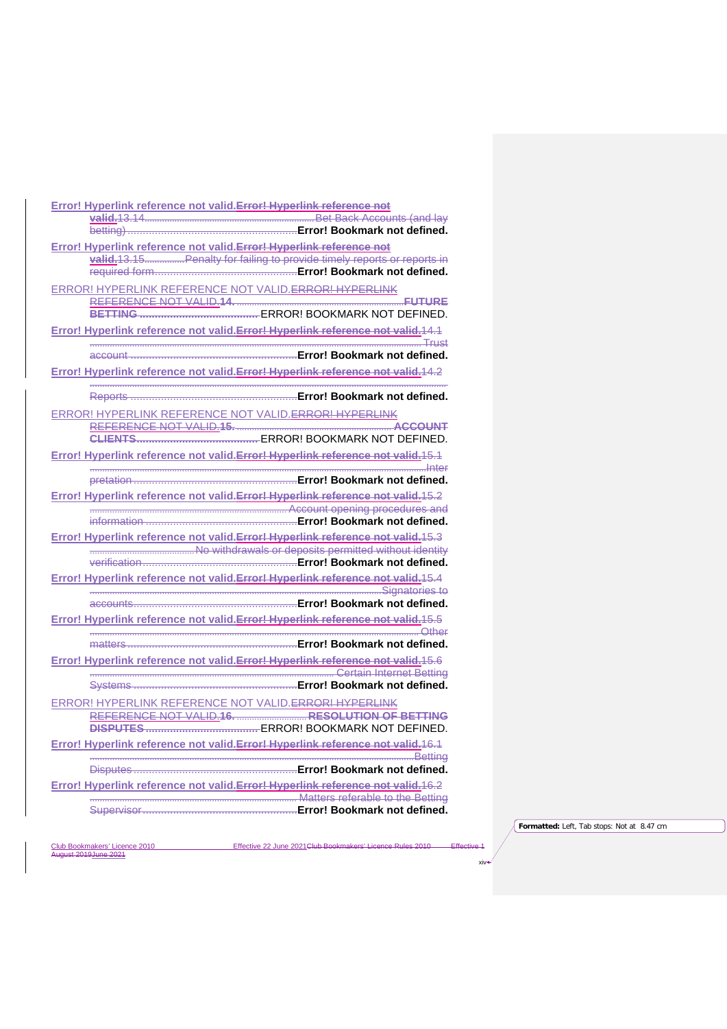Error! Hyperlink reference not valid.Error! Hyperlink reference not valid.13.14. Bet Back Accounts (and lay betting) Error! Bookmark not defined.

Error! Hyperlink reference not valid.Error! Hyperlink reference not valid.13.15. Penalty for failing to provide timely reports or reports in required form Error! Bookmark not defined.

ERROR! HYPERLINK REFERENCE NOT VALID.ERROR! HYPERLINK REFERENCE NOT VALID.14. FUTURE BETTING ERROR! BOOKMARK NOT DEFINED.

Error! Hyperlink reference not valid.Error! Hyperlink reference not valid.14.1 Trust account Error! Bookmark not defined.

Error! Hyperlink reference not valid.Error! Hyperlink reference not valid.14.2 Reports Error! Bookmark not defined.

ERROR! HYPERLINK REFERENCE NOT VALID.ERROR! HYPERLINK REFERENCE NOT VALID.15. ACCOUNT CLIENTS ERROR! BOOKMARK NOT DEFINED.

Error! Hyperlink reference not valid.Error! Hyperlink reference not valid.15.1 Interpretation Error! Bookmark not defined.

Error! Hyperlink reference not valid.Error! Hyperlink reference not valid.15.2 Account opening procedures and information Error! Bookmark not defined.

Error! Hyperlink reference not valid.Error! Hyperlink reference not valid.15.3 No withdrawals or deposits permitted without identity verification Error! Bookmark not defined.

Error! Hyperlink reference not valid.Error! Hyperlink reference not valid.15.4 Signatories to accounts Error! Bookmark not defined.

Error! Hyperlink reference not valid.Error! Hyperlink reference not valid.15.5 Other matters Error! Bookmark not defined.

Error! Hyperlink reference not valid.Error! Hyperlink reference not valid.15.6 Certain Internet Betting Systems Error! Bookmark not defined.

ERROR! HYPERLINK REFERENCE NOT VALID.ERROR! HYPERLINK REFERENCE NOT VALID.16. RESOLUTION OF BETTING DISPUTES ERROR! BOOKMARK NOT DEFINED.

Error! Hyperlink reference not valid.Error! Hyperlink reference not valid.16.1 Betting Disputes Error! Bookmark not defined.

Error! Hyperlink reference not valid.Error! Hyperlink reference not valid.16.2 Matters referable to the Betting Supervisor Error! Bookmark not defined.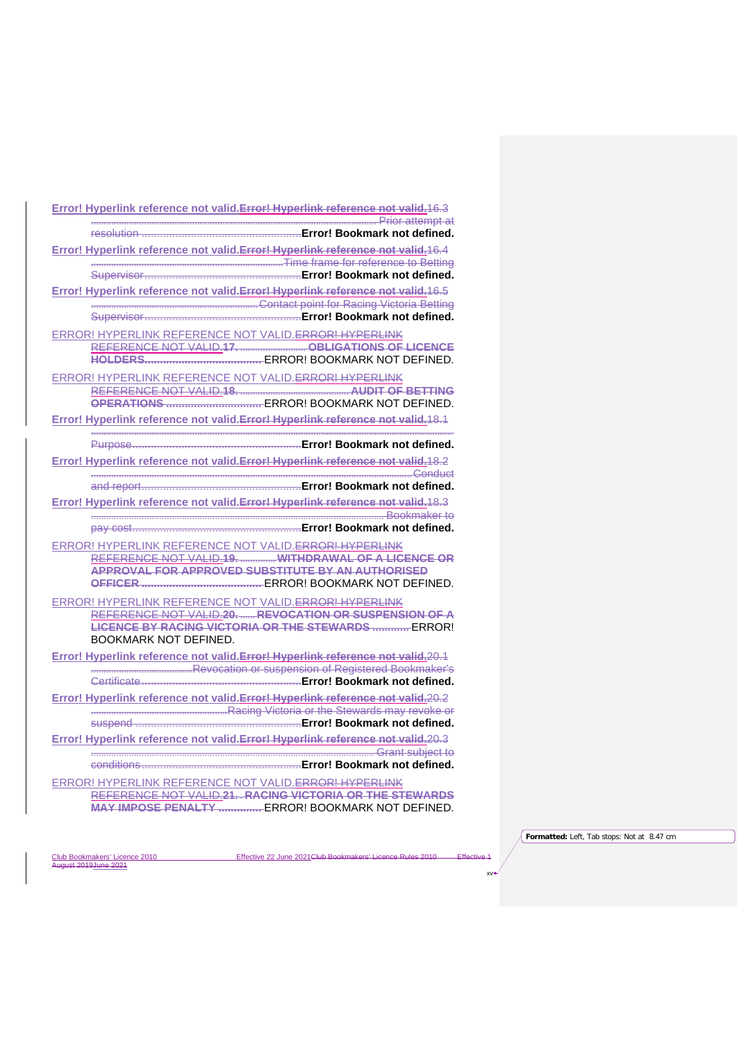Error! Hyperlink reference not valid.Error! Hyperlink reference not valid.16.3 ................................................................ Prior attempt at resolution ................................................Error! Bookmark not defined.

Error! Hyperlink reference not valid.Error! Hyperlink reference not valid.16.4 ................................................Time frame for reference to Betting Supervisor................................................Error! Bookmark not defined.

Error! Hyperlink reference not valid.Error! Hyperlink reference not valid.16.5 ................................................Contact point for Racing Victoria Betting Supervisor................................................Error! Bookmark not defined.

ERROR! HYPERLINK REFERENCE NOT VALID.ERROR! HYPERLINK REFERENCE NOT VALID.17. ..................... OBLIGATIONS OF LICENCE HOLDERS.................................... ERROR! BOOKMARK NOT DEFINED.

ERROR! HYPERLINK REFERENCE NOT VALID.ERROR! HYPERLINK REFERENCE NOT VALID.18. .................................... AUDIT OF BETTING OPERATIONS ............................. ERROR! BOOKMARK NOT DEFINED.

Error! Hyperlink reference not valid.Error! Hyperlink reference not valid.18.1 ................................................................ Purpose................................................Error! Bookmark not defined.

Error! Hyperlink reference not valid.Error! Hyperlink reference not valid.18.2 ................................................................Conduct and report................................................Error! Bookmark not defined.

Error! Hyperlink reference not valid.Error! Hyperlink reference not valid.18.3 ................................................................ Bookmaker to pay cost................................................Error! Bookmark not defined.

ERROR! HYPERLINK REFERENCE NOT VALID.ERROR! HYPERLINK REFERENCE NOT VALID.19. ............ WITHDRAWAL OF A LICENCE OR APPROVAL FOR APPROVED SUBSTITUTE BY AN AUTHORISED OFFICER ..................................... ERROR! BOOKMARK NOT DEFINED.

ERROR! HYPERLINK REFERENCE NOT VALID.ERROR! HYPERLINK REFERENCE NOT VALID.20. ...... REVOCATION OR SUSPENSION OF A LICENCE BY RACING VICTORIA OR THE STEWARDS ........... ERROR! BOOKMARK NOT DEFINED.

Error! Hyperlink reference not valid.Error! Hyperlink reference not valid.20.1 .................................Revocation or suspension of Registered Bookmaker's Certificate................................................Error! Bookmark not defined.

Error! Hyperlink reference not valid.Error! Hyperlink reference not valid.20.2 ..........................................Racing Victoria or the Stewards may revoke or suspend ................................................Error! Bookmark not defined.

Error! Hyperlink reference not valid.Error! Hyperlink reference not valid.20.3 ................................................................ Grant subject to conditions................................................Error! Bookmark not defined.

ERROR! HYPERLINK REFERENCE NOT VALID.ERROR! HYPERLINK REFERENCE NOT VALID.21. . RACING VICTORIA OR THE STEWARDS MAY IMPOSE PENALTY ............. ERROR! BOOKMARK NOT DEFINED.

Formatted: Left, Tab stops: Not at 8.47 cm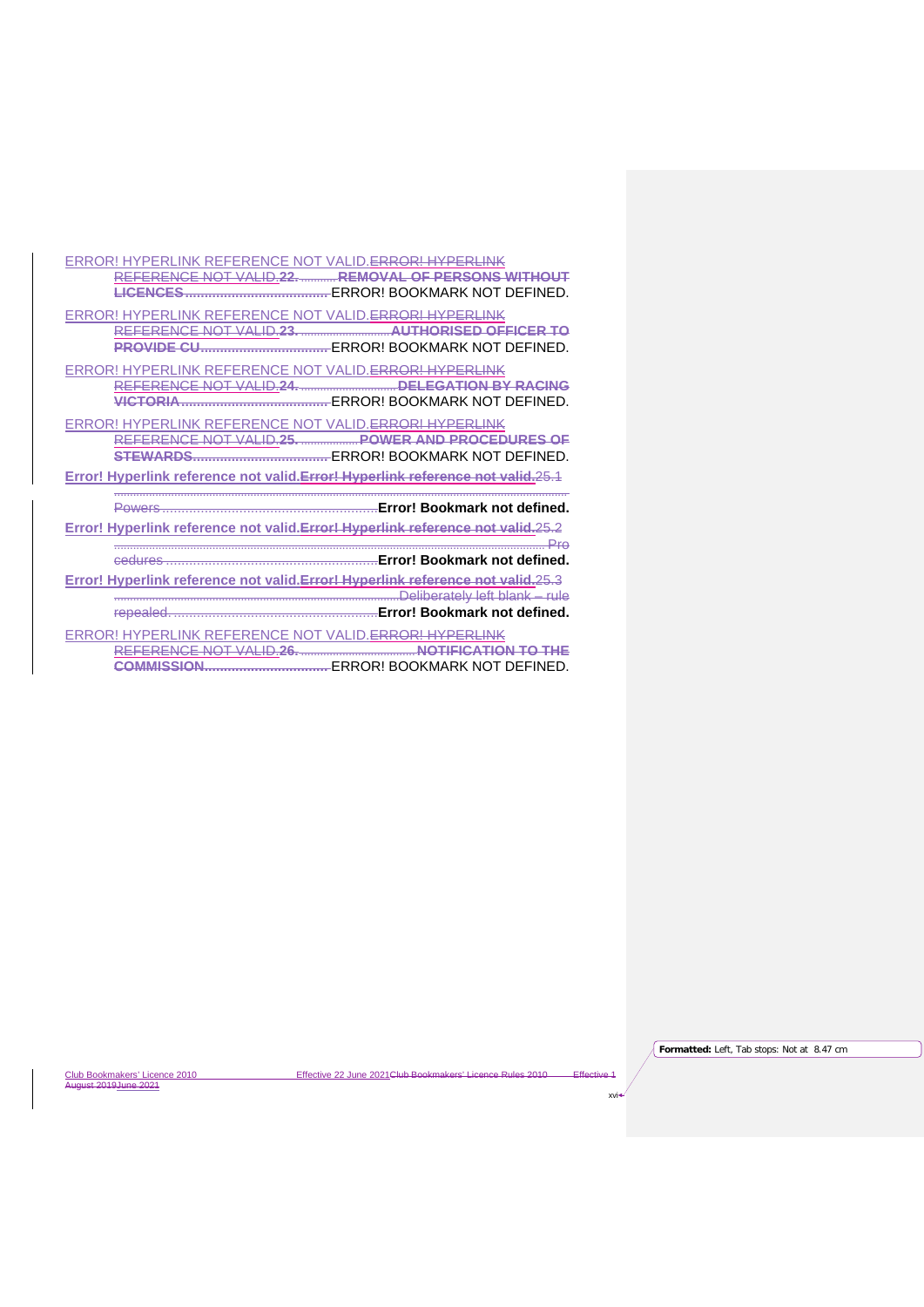ERROR! HYPERLINK REFERENCE NOT VALID.ERROR! HYPERLINK REFERENCE NOT VALID.22. ............REMOVAL OF PERSONS WITHOUT LICENCES.......................................ERROR! BOOKMARK NOT DEFINED.

ERROR! HYPERLINK REFERENCE NOT VALID.ERROR! HYPERLINK REFERENCE NOT VALID.23. ............................AUTHORISED OFFICER TO PROVIDE CU..................................ERROR! BOOKMARK NOT DEFINED.

ERROR! HYPERLINK REFERENCE NOT VALID.ERROR! HYPERLINK REFERENCE NOT VALID.24. ..............................DELEGATION BY RACING VICTORIA.......................................ERROR! BOOKMARK NOT DEFINED.

ERROR! HYPERLINK REFERENCE NOT VALID.ERROR! HYPERLINK REFERENCE NOT VALID.25. ..................POWER AND PROCEDURES OF STEWARDS....................................ERROR! BOOKMARK NOT DEFINED.

**Error! Hyperlink reference not valid.Error! Hyperlink reference not valid.**25.1 ........................................................................................................................................ Powers........................................................**Error! Bookmark not defined.**

**Error! Hyperlink reference not valid.Error! Hyperlink reference not valid.**25.2 ........................................................................................................................................ Procedures........................................................**Error! Bookmark not defined.**

**Error! Hyperlink reference not valid.Error! Hyperlink reference not valid.**25.3 ........................................................................................Deliberately left blank – rule repealed.......................................................**Error! Bookmark not defined.**

ERROR! HYPERLINK REFERENCE NOT VALID.ERROR! HYPERLINK REFERENCE NOT VALID.26. .....................................NOTIFICATION TO THE COMMISSION.................................ERROR! BOOKMARK NOT DEFINED.

**Formatted:** Left, Tab stops: Not at 8.47 cm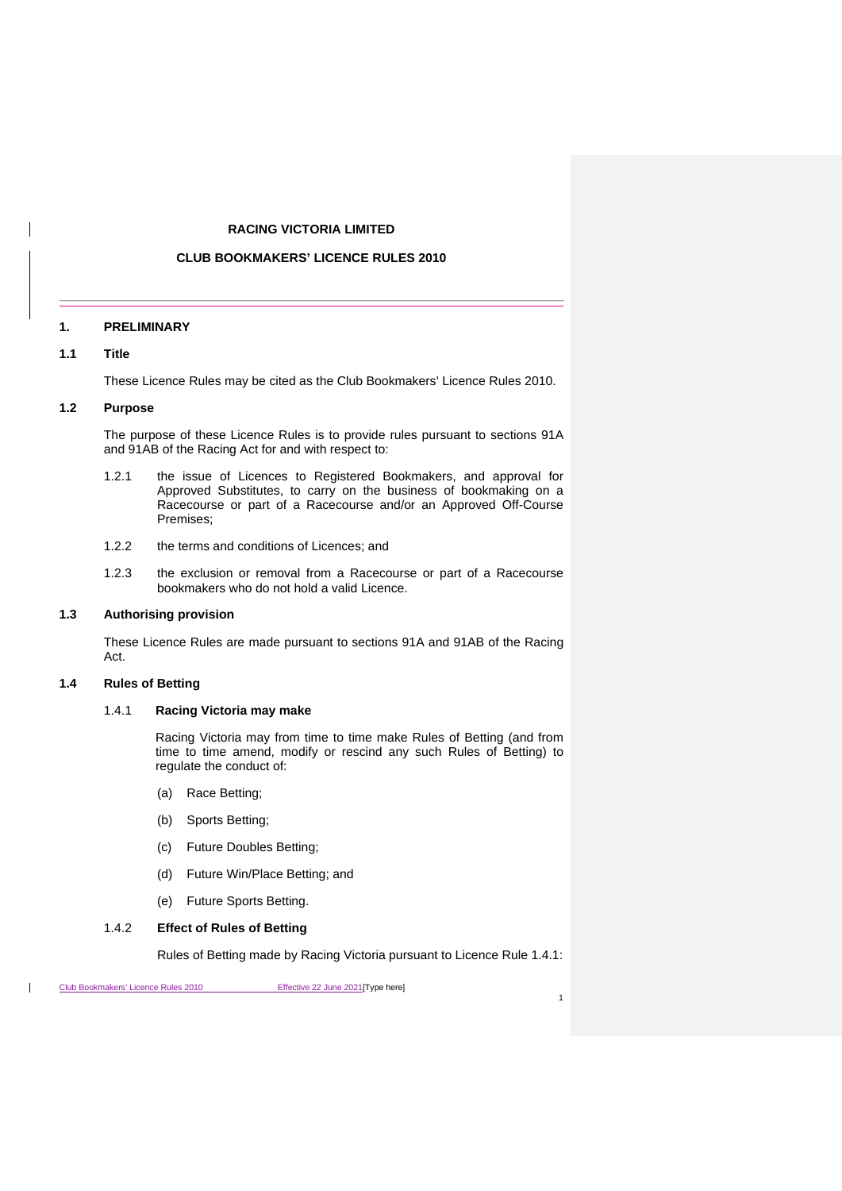**RACING VICTORIA LIMITED**

**CLUB BOOKMAKERS' LICENCE RULES 2010**

---

## 1. PRELIMINARY

### 1.1 Title

These Licence Rules may be cited as the Club Bookmakers' Licence Rules 2010.

### 1.2 Purpose

The purpose of these Licence Rules is to provide rules pursuant to sections 91A and 91AB of the Racing Act for and with respect to:

1.2.1 the issue of Licences to Registered Bookmakers, and approval for Approved Substitutes, to carry on the business of bookmaking on a Racecourse or part of a Racecourse and/or an Approved Off-Course Premises;

1.2.2 the terms and conditions of Licences; and

1.2.3 the exclusion or removal from a Racecourse or part of a Racecourse bookmakers who do not hold a valid Licence.

### 1.3 Authorising provision

These Licence Rules are made pursuant to sections 91A and 91AB of the Racing Act.

### 1.4 Rules of Betting

1.4.1 **Racing Victoria may make**

Racing Victoria may from time to time make Rules of Betting (and from time to time amend, modify or rescind any such Rules of Betting) to regulate the conduct of:

(a) Race Betting;

(b) Sports Betting;

(c) Future Doubles Betting;

(d) Future Win/Place Betting; and

(e) Future Sports Betting.

1.4.2 **Effect of Rules of Betting**

Rules of Betting made by Racing Victoria pursuant to Licence Rule 1.4.1: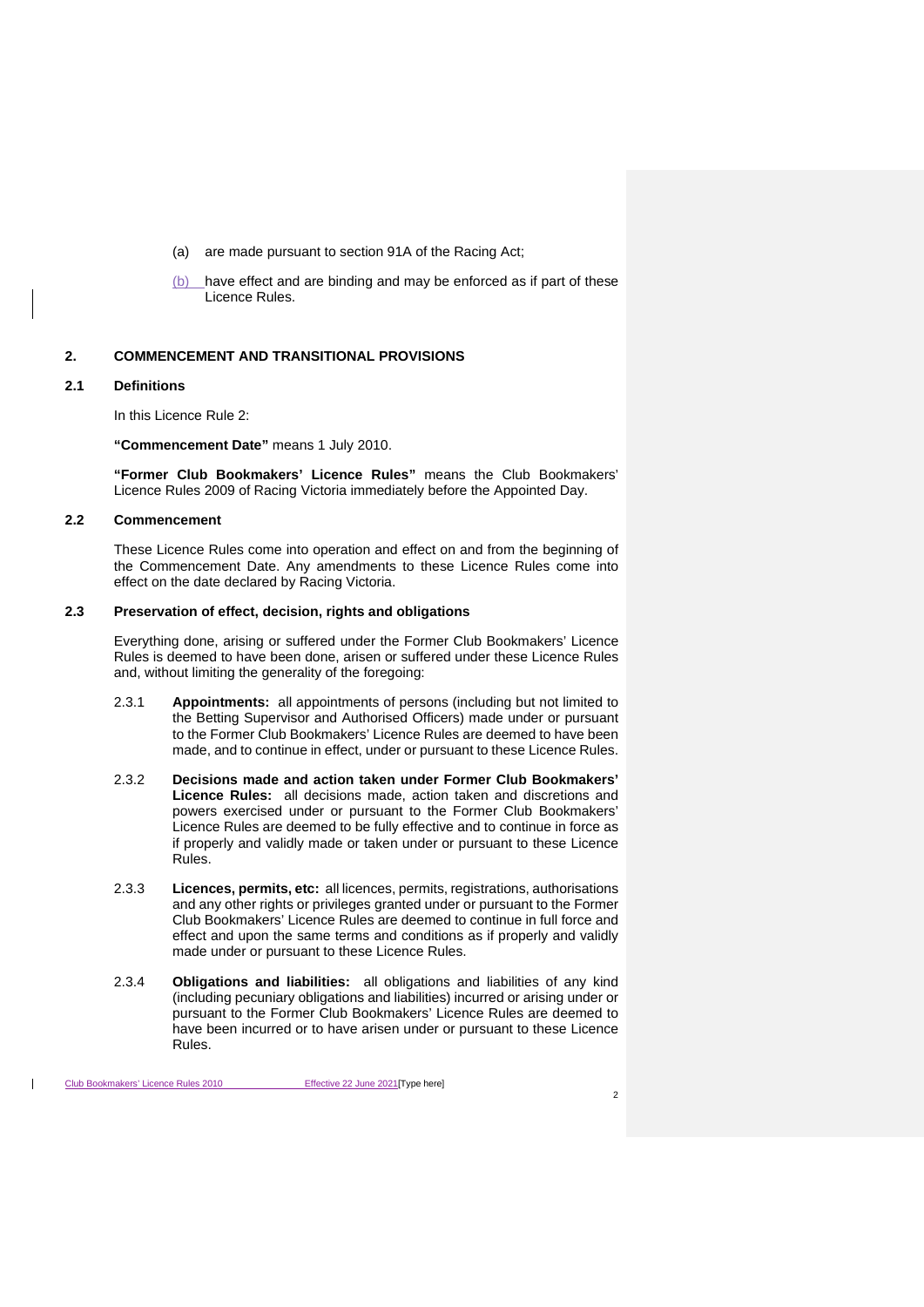(a) are made pursuant to section 91A of the Racing Act;

(b) have effect and are binding and may be enforced as if part of these Licence Rules.

## 2. COMMENCEMENT AND TRANSITIONAL PROVISIONS

### 2.1 Definitions

In this Licence Rule 2:

**"Commencement Date"** means 1 July 2010.

**"Former Club Bookmakers' Licence Rules"** means the Club Bookmakers' Licence Rules 2009 of Racing Victoria immediately before the Appointed Day.

### 2.2 Commencement

These Licence Rules come into operation and effect on and from the beginning of the Commencement Date. Any amendments to these Licence Rules come into effect on the date declared by Racing Victoria.

### 2.3 Preservation of effect, decision, rights and obligations

Everything done, arising or suffered under the Former Club Bookmakers' Licence Rules is deemed to have been done, arisen or suffered under these Licence Rules and, without limiting the generality of the foregoing:

2.3.1 **Appointments:** all appointments of persons (including but not limited to the Betting Supervisor and Authorised Officers) made under or pursuant to the Former Club Bookmakers' Licence Rules are deemed to have been made, and to continue in effect, under or pursuant to these Licence Rules.

2.3.2 **Decisions made and action taken under Former Club Bookmakers' Licence Rules:** all decisions made, action taken and discretions and powers exercised under or pursuant to the Former Club Bookmakers' Licence Rules are deemed to be fully effective and to continue in force as if properly and validly made or taken under or pursuant to these Licence Rules.

2.3.3 **Licences, permits, etc:** all licences, permits, registrations, authorisations and any other rights or privileges granted under or pursuant to the Former Club Bookmakers' Licence Rules are deemed to continue in full force and effect and upon the same terms and conditions as if properly and validly made under or pursuant to these Licence Rules.

2.3.4 **Obligations and liabilities:** all obligations and liabilities of any kind (including pecuniary obligations and liabilities) incurred or arising under or pursuant to the Former Club Bookmakers' Licence Rules are deemed to have been incurred or to have arisen under or pursuant to these Licence Rules.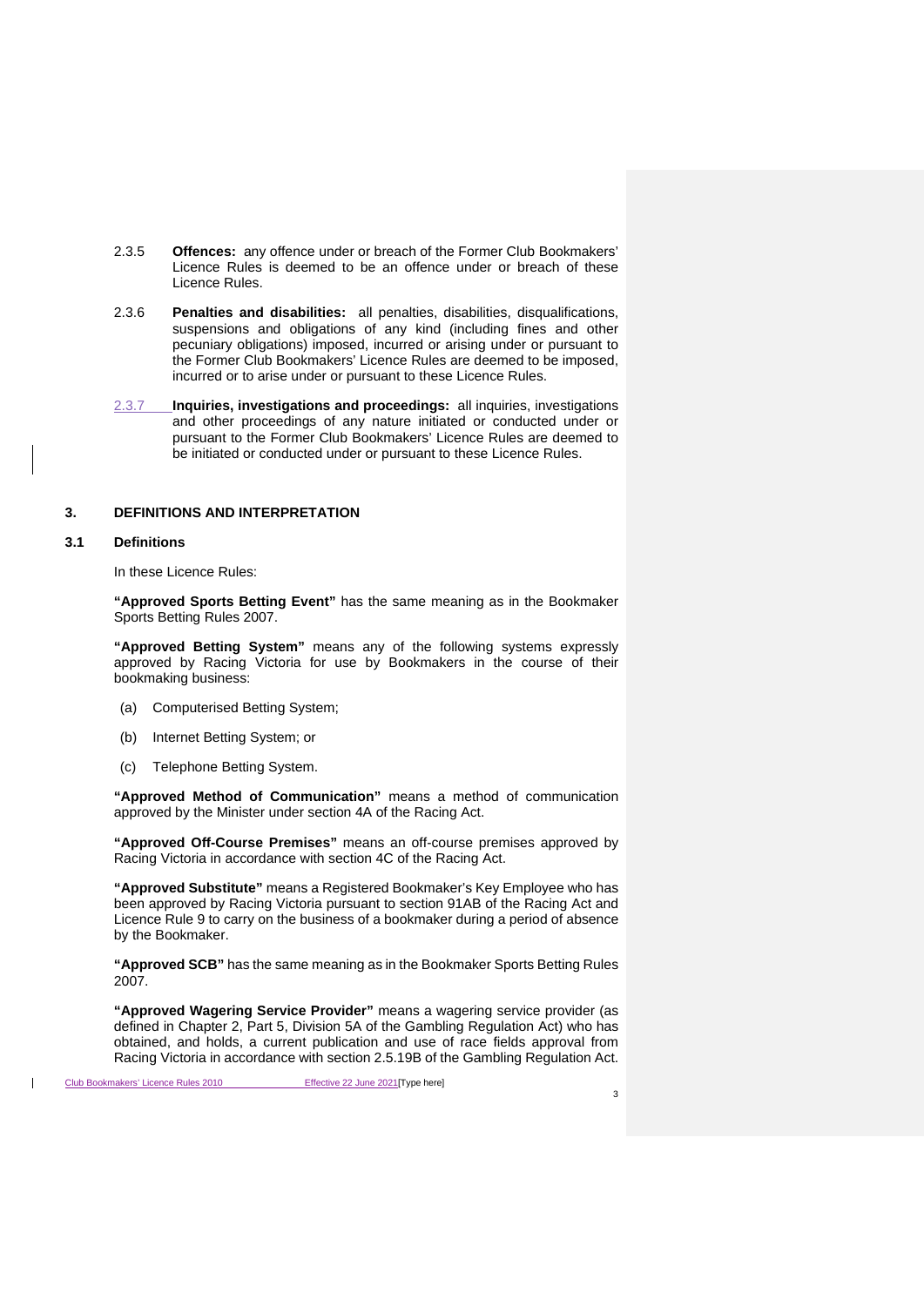2.3.5 **Offences:** any offence under or breach of the Former Club Bookmakers' Licence Rules is deemed to be an offence under or breach of these Licence Rules.

2.3.6 **Penalties and disabilities:** all penalties, disabilities, disqualifications, suspensions and obligations of any kind (including fines and other pecuniary obligations) imposed, incurred or arising under or pursuant to the Former Club Bookmakers' Licence Rules are deemed to be imposed, incurred or to arise under or pursuant to these Licence Rules.

2.3.7 **Inquiries, investigations and proceedings:** all inquiries, investigations and other proceedings of any nature initiated or conducted under or pursuant to the Former Club Bookmakers' Licence Rules are deemed to be initiated or conducted under or pursuant to these Licence Rules.

## 3. DEFINITIONS AND INTERPRETATION

### 3.1 Definitions

In these Licence Rules:

**"Approved Sports Betting Event"** has the same meaning as in the Bookmaker Sports Betting Rules 2007.

**"Approved Betting System"** means any of the following systems expressly approved by Racing Victoria for use by Bookmakers in the course of their bookmaking business:

(a) Computerised Betting System;

(b) Internet Betting System; or

(c) Telephone Betting System.

**"Approved Method of Communication"** means a method of communication approved by the Minister under section 4A of the Racing Act.

**"Approved Off-Course Premises"** means an off-course premises approved by Racing Victoria in accordance with section 4C of the Racing Act.

**"Approved Substitute"** means a Registered Bookmaker's Key Employee who has been approved by Racing Victoria pursuant to section 91AB of the Racing Act and Licence Rule 9 to carry on the business of a bookmaker during a period of absence by the Bookmaker.

**"Approved SCB"** has the same meaning as in the Bookmaker Sports Betting Rules 2007.

**"Approved Wagering Service Provider"** means a wagering service provider (as defined in Chapter 2, Part 5, Division 5A of the Gambling Regulation Act) who has obtained, and holds, a current publication and use of race fields approval from Racing Victoria in accordance with section 2.5.19B of the Gambling Regulation Act.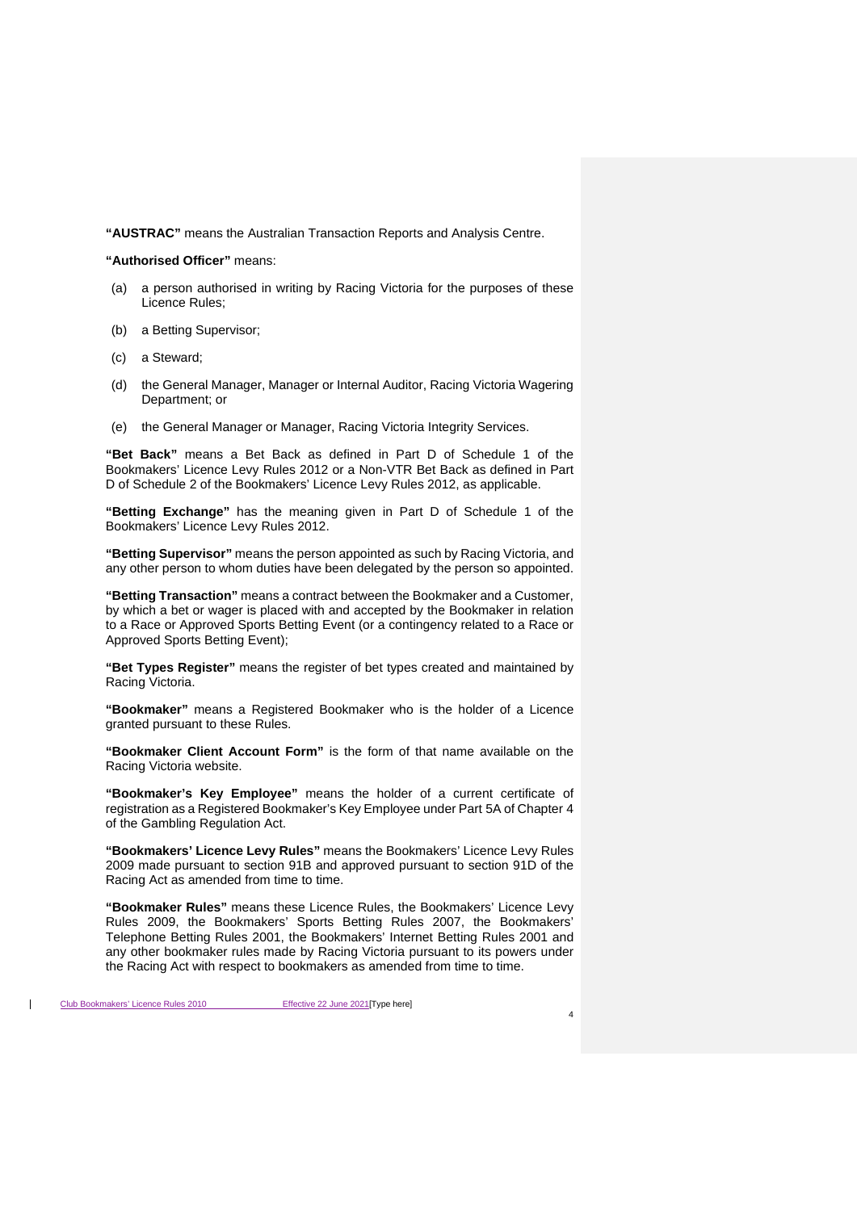**"AUSTRAC"** means the Australian Transaction Reports and Analysis Centre.

**"Authorised Officer"** means:

(a) a person authorised in writing by Racing Victoria for the purposes of these Licence Rules;

(b) a Betting Supervisor;

(c) a Steward;

(d) the General Manager, Manager or Internal Auditor, Racing Victoria Wagering Department; or

(e) the General Manager or Manager, Racing Victoria Integrity Services.

**"Bet Back"** means a Bet Back as defined in Part D of Schedule 1 of the Bookmakers' Licence Levy Rules 2012 or a Non-VTR Bet Back as defined in Part D of Schedule 2 of the Bookmakers' Licence Levy Rules 2012, as applicable.

**"Betting Exchange"** has the meaning given in Part D of Schedule 1 of the Bookmakers' Licence Levy Rules 2012.

**"Betting Supervisor"** means the person appointed as such by Racing Victoria, and any other person to whom duties have been delegated by the person so appointed.

**"Betting Transaction"** means a contract between the Bookmaker and a Customer, by which a bet or wager is placed with and accepted by the Bookmaker in relation to a Race or Approved Sports Betting Event (or a contingency related to a Race or Approved Sports Betting Event);

**"Bet Types Register"** means the register of bet types created and maintained by Racing Victoria.

**"Bookmaker"** means a Registered Bookmaker who is the holder of a Licence granted pursuant to these Rules.

**"Bookmaker Client Account Form"** is the form of that name available on the Racing Victoria website.

**"Bookmaker's Key Employee"** means the holder of a current certificate of registration as a Registered Bookmaker's Key Employee under Part 5A of Chapter 4 of the Gambling Regulation Act.

**"Bookmakers' Licence Levy Rules"** means the Bookmakers' Licence Levy Rules 2009 made pursuant to section 91B and approved pursuant to section 91D of the Racing Act as amended from time to time.

**"Bookmaker Rules"** means these Licence Rules, the Bookmakers' Licence Levy Rules 2009, the Bookmakers' Sports Betting Rules 2007, the Bookmakers' Telephone Betting Rules 2001, the Bookmakers' Internet Betting Rules 2001 and any other bookmaker rules made by Racing Victoria pursuant to its powers under the Racing Act with respect to bookmakers as amended from time to time.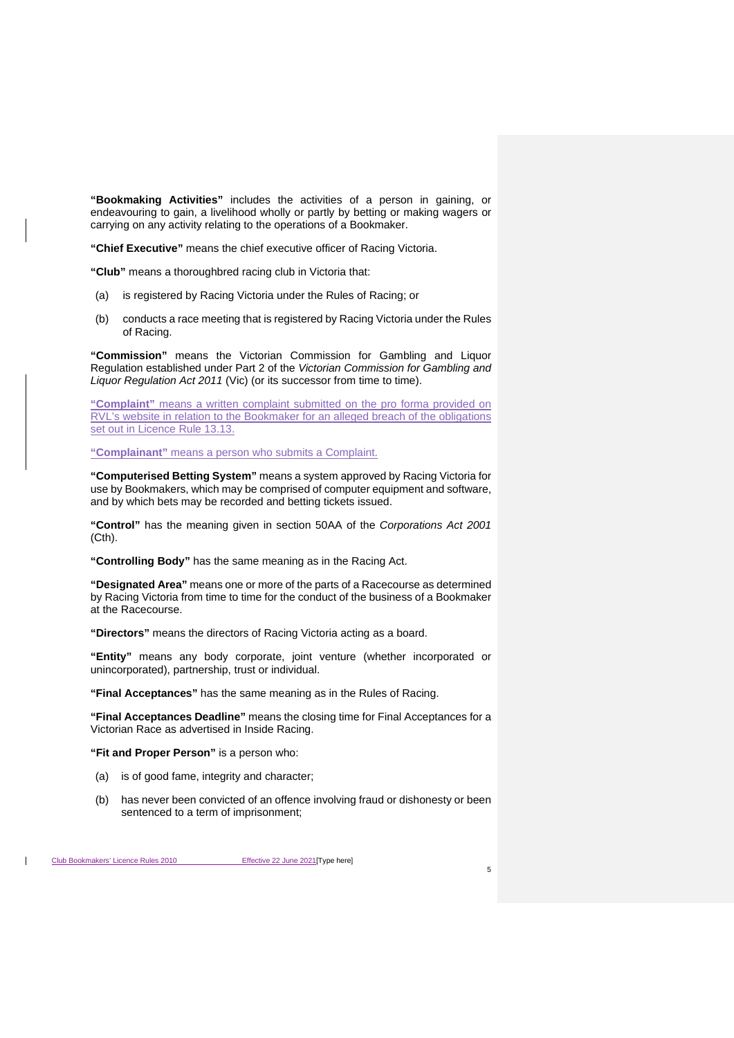**"Bookmaking Activities"** includes the activities of a person in gaining, or endeavouring to gain, a livelihood wholly or partly by betting or making wagers or carrying on any activity relating to the operations of a Bookmaker.

**"Chief Executive"** means the chief executive officer of Racing Victoria.

**"Club"** means a thoroughbred racing club in Victoria that:

(a) is registered by Racing Victoria under the Rules of Racing; or

(b) conducts a race meeting that is registered by Racing Victoria under the Rules of Racing.

**"Commission"** means the Victorian Commission for Gambling and Liquor Regulation established under Part 2 of the *Victorian Commission for Gambling and Liquor Regulation Act 2011* (Vic) (or its successor from time to time).

**"Complaint"** means a written complaint submitted on the pro forma provided on RVL's website in relation to the Bookmaker for an alleged breach of the obligations set out in Licence Rule 13.13.

**"Complainant"** means a person who submits a Complaint.

**"Computerised Betting System"** means a system approved by Racing Victoria for use by Bookmakers, which may be comprised of computer equipment and software, and by which bets may be recorded and betting tickets issued.

**"Control"** has the meaning given in section 50AA of the *Corporations Act 2001* (Cth).

**"Controlling Body"** has the same meaning as in the Racing Act.

**"Designated Area"** means one or more of the parts of a Racecourse as determined by Racing Victoria from time to time for the conduct of the business of a Bookmaker at the Racecourse.

**"Directors"** means the directors of Racing Victoria acting as a board.

**"Entity"** means any body corporate, joint venture (whether incorporated or unincorporated), partnership, trust or individual.

**"Final Acceptances"** has the same meaning as in the Rules of Racing.

**"Final Acceptances Deadline"** means the closing time for Final Acceptances for a Victorian Race as advertised in Inside Racing.

**"Fit and Proper Person"** is a person who:

(a) is of good fame, integrity and character;

(b) has never been convicted of an offence involving fraud or dishonesty or been sentenced to a term of imprisonment;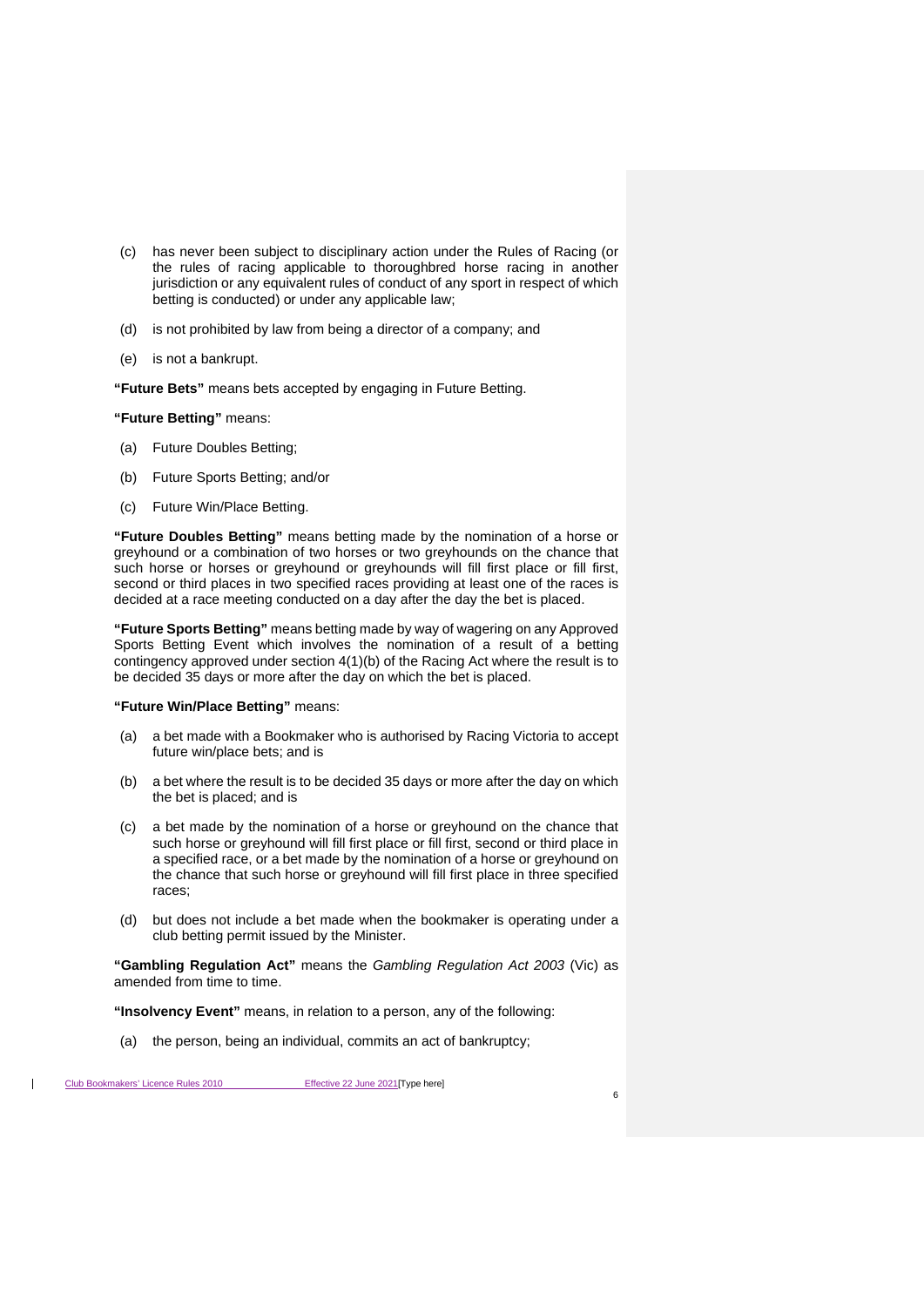(c) has never been subject to disciplinary action under the Rules of Racing (or the rules of racing applicable to thoroughbred horse racing in another jurisdiction or any equivalent rules of conduct of any sport in respect of which betting is conducted) or under any applicable law;

(d) is not prohibited by law from being a director of a company; and

(e) is not a bankrupt.

**"Future Bets"** means bets accepted by engaging in Future Betting.

**"Future Betting"** means:

(a) Future Doubles Betting;

(b) Future Sports Betting; and/or

(c) Future Win/Place Betting.

**"Future Doubles Betting"** means betting made by the nomination of a horse or greyhound or a combination of two horses or two greyhounds on the chance that such horse or horses or greyhound or greyhounds will fill first place or fill first, second or third places in two specified races providing at least one of the races is decided at a race meeting conducted on a day after the day the bet is placed.

**"Future Sports Betting"** means betting made by way of wagering on any Approved Sports Betting Event which involves the nomination of a result of a betting contingency approved under section 4(1)(b) of the Racing Act where the result is to be decided 35 days or more after the day on which the bet is placed.

**"Future Win/Place Betting"** means:

(a) a bet made with a Bookmaker who is authorised by Racing Victoria to accept future win/place bets; and is

(b) a bet where the result is to be decided 35 days or more after the day on which the bet is placed; and is

(c) a bet made by the nomination of a horse or greyhound on the chance that such horse or greyhound will fill first place or fill first, second or third place in a specified race, or a bet made by the nomination of a horse or greyhound on the chance that such horse will fill first place in three specified races;

(d) but does not include a bet made when the bookmaker is operating under a club betting permit issued by the Minister.

**"Gambling Regulation Act"** means the *Gambling Regulation Act 2003* (Vic) as amended from time to time.

**"Insolvency Event"** means, in relation to a person, any of the following:

(a) the person, being an individual, commits an act of bankruptcy;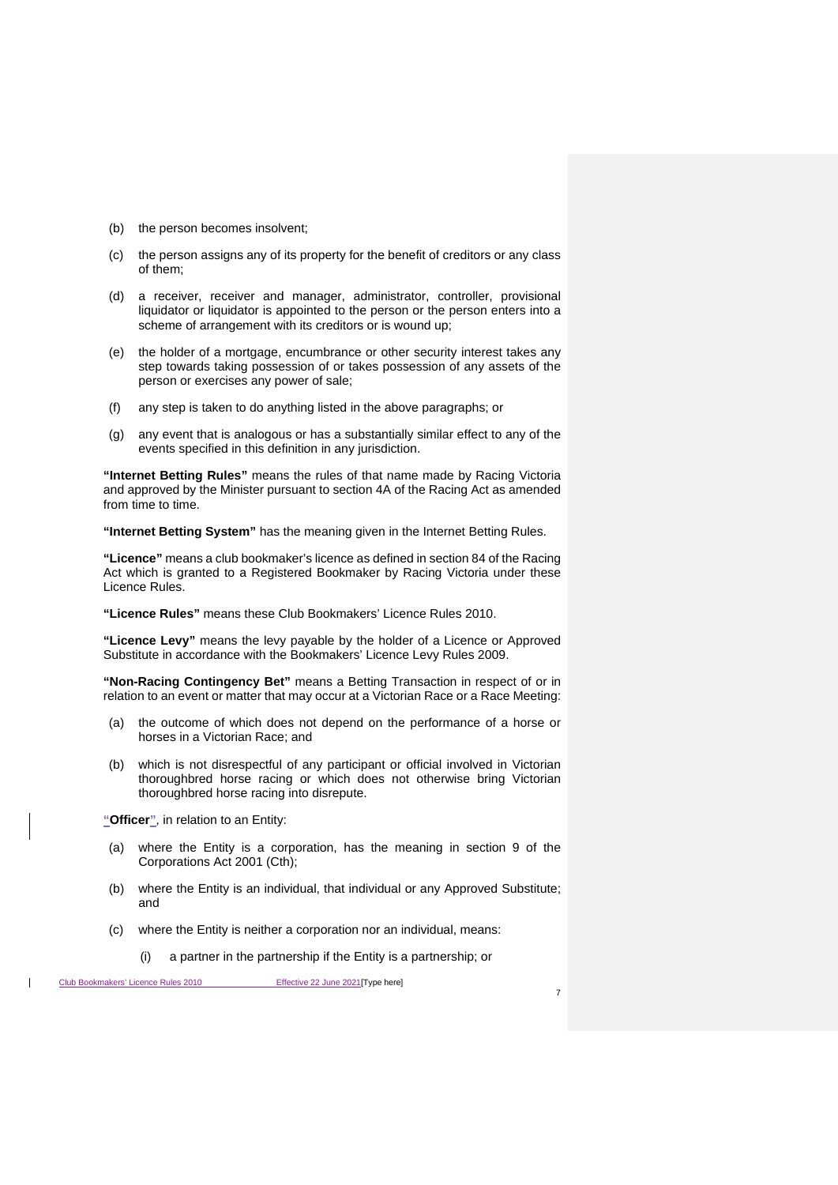(b) the person becomes insolvent;

(c) the person assigns any of its property for the benefit of creditors or any class of them;

(d) a receiver, receiver and manager, administrator, controller, provisional liquidator or liquidator is appointed to the person or the person enters into a scheme of arrangement with its creditors or is wound up;

(e) the holder of a mortgage, encumbrance or other security interest takes any step towards taking possession of or takes possession of any assets of the person or exercises any power of sale;

(f) any step is taken to do anything listed in the above paragraphs; or

(g) any event that is analogous or has a substantially similar effect to any of the events specified in this definition in any jurisdiction.

**"Internet Betting Rules"** means the rules of that name made by Racing Victoria and approved by the Minister pursuant to section 4A of the Racing Act as amended from time to time.

**"Internet Betting System"** has the meaning given in the Internet Betting Rules.

**"Licence"** means a club bookmaker's licence as defined in section 84 of the Racing Act which is granted to a Registered Bookmaker by Racing Victoria under these Licence Rules.

**"Licence Rules"** means these Club Bookmakers' Licence Rules 2010.

**"Licence Levy"** means the levy payable by the holder of a Licence or Approved Substitute in accordance with the Bookmakers' Licence Levy Rules 2009.

**"Non-Racing Contingency Bet"** means a Betting Transaction in respect of or in relation to an event or matter that may occur at a Victorian Race or a Race Meeting:

(a) the outcome of which does not depend on the performance of a horse or horses in a Victorian Race; and

(b) which is not disrespectful of any participant or official involved in Victorian thoroughbred horse racing or which does not otherwise bring Victorian thoroughbred horse racing into disrepute.

**"Officer"**, in relation to an Entity:

(a) where the Entity is a corporation, has the meaning in section 9 of the Corporations Act 2001 (Cth);

(b) where the Entity is an individual, that individual or any Approved Substitute; and

(c) where the Entity is neither a corporation nor an individual, means:

(i) a partner in the partnership if the Entity is a partnership; or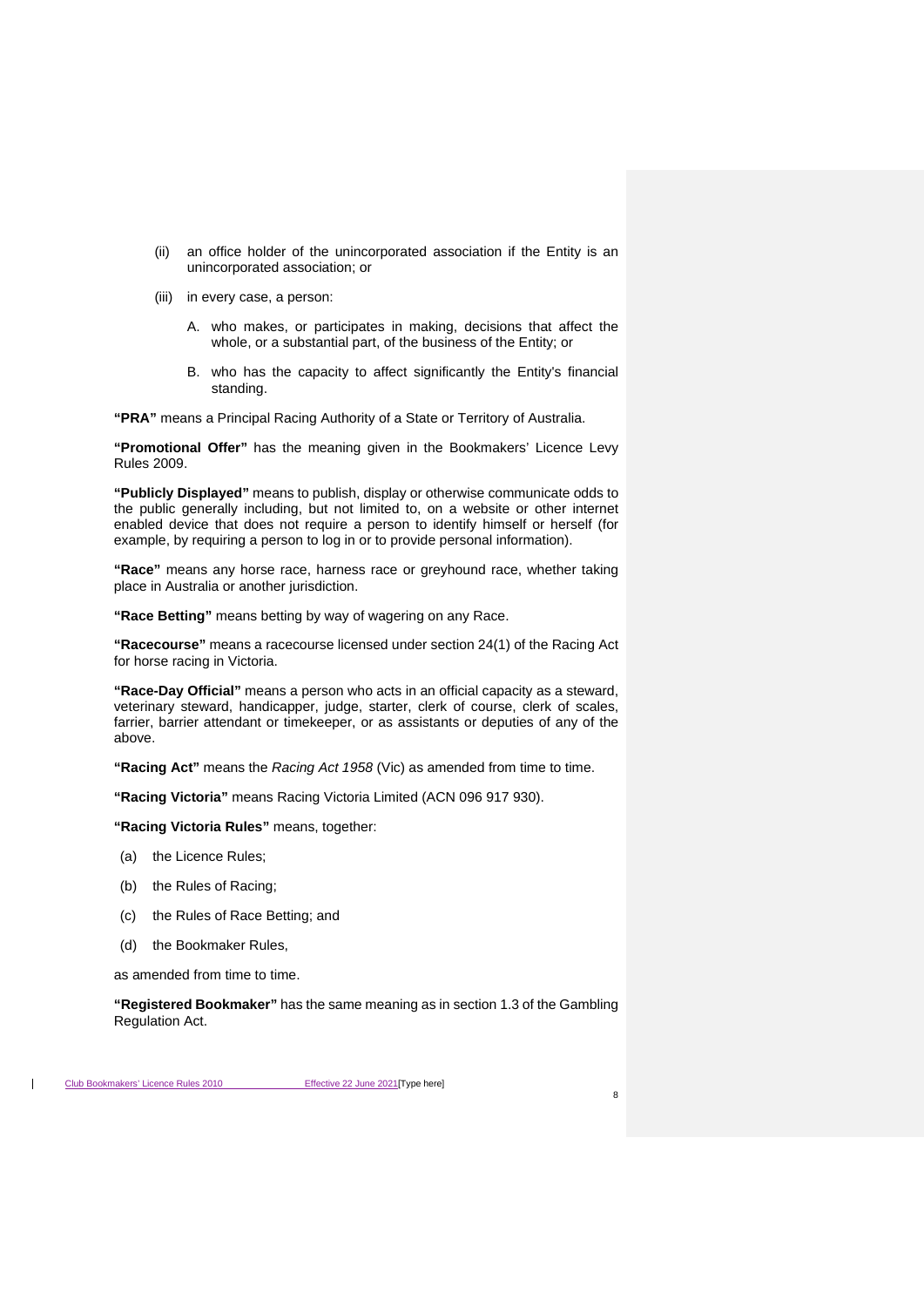(ii) an office holder of the unincorporated association if the Entity is an unincorporated association; or

(iii) in every case, a person:

A. who makes, or participates in making, decisions that affect the whole, or a substantial part, of the business of the Entity; or

B. who has the capacity to affect significantly the Entity's financial standing.

**"PRA"** means a Principal Racing Authority of a State or Territory of Australia.

**"Promotional Offer"** has the meaning given in the Bookmakers' Licence Levy Rules 2009.

**"Publicly Displayed"** means to publish, display or otherwise communicate odds to the public generally including, but not limited to, on a website or other internet enabled device that does not require a person to identify himself or herself (for example, by requiring a person to log in or to provide personal information).

**"Race"** means any horse race, harness race or greyhound race, whether taking place in Australia or another jurisdiction.

**"Race Betting"** means betting by way of wagering on any Race.

**"Racecourse"** means a racecourse licensed under section 24(1) of the Racing Act for horse racing in Victoria.

**"Race-Day Official"** means a person who acts in an official capacity as a steward, veterinary steward, handicapper, judge, starter, clerk of course, clerk of scales, farrier, barrier attendant or timekeeper, or as assistants or deputies of any of the above.

**"Racing Act"** means the *Racing Act 1958* (Vic) as amended from time to time.

**"Racing Victoria"** means Racing Victoria Limited (ACN 096 917 930).

**"Racing Victoria Rules"** means, together:

(a) the Licence Rules;

(b) the Rules of Racing;

(c) the Rules of Race Betting; and

(d) the Bookmaker Rules,

as amended from time to time.

**"Registered Bookmaker"** has the same meaning as in section 1.3 of the Gambling Regulation Act.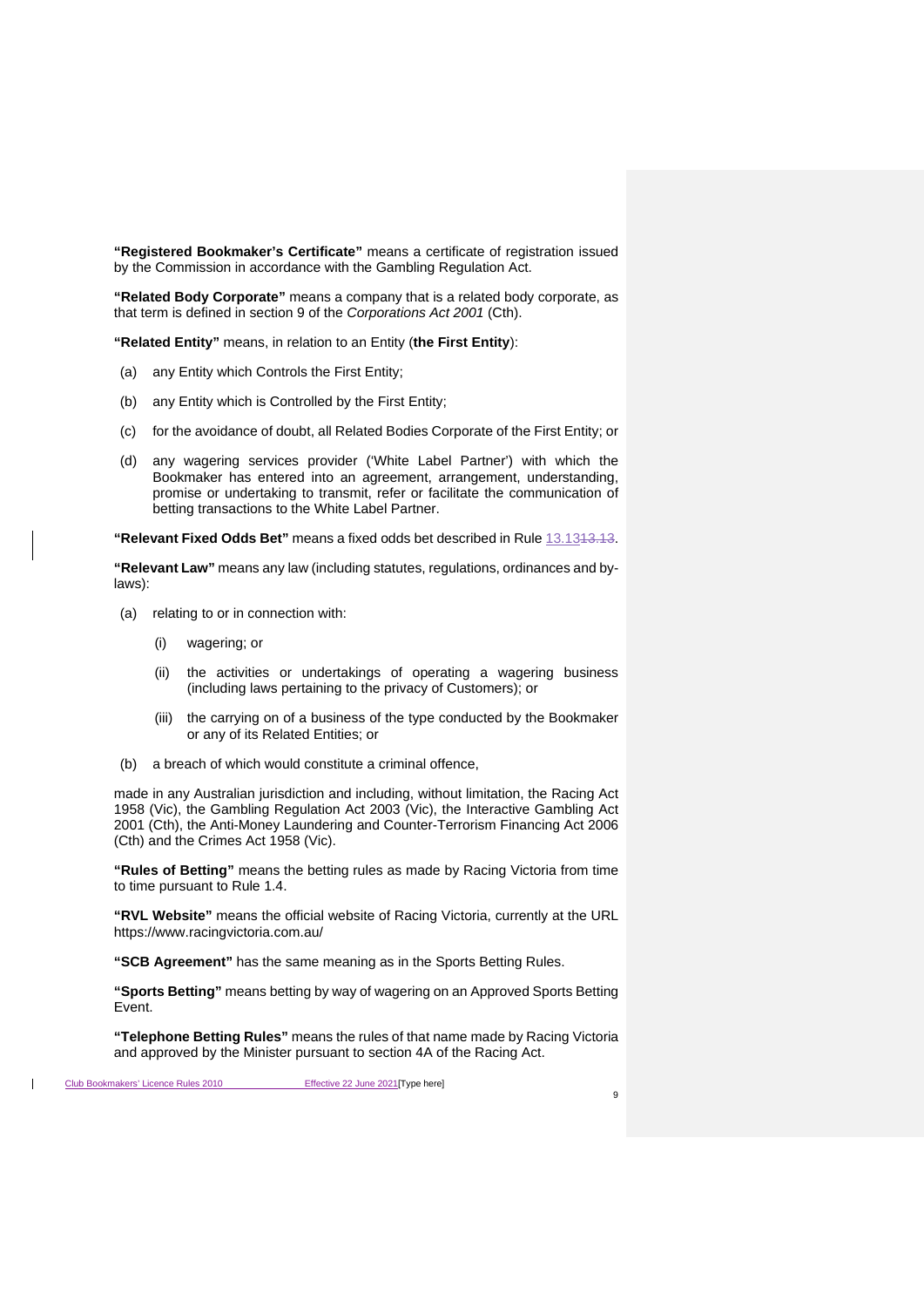**"Registered Bookmaker's Certificate"** means a certificate of registration issued by the Commission in accordance with the Gambling Regulation Act.

**"Related Body Corporate"** means a company that is a related body corporate, as that term is defined in section 9 of the *Corporations Act 2001* (Cth).

**"Related Entity"** means, in relation to an Entity (**the First Entity**):

(a) any Entity which Controls the First Entity;

(b) any Entity which is Controlled by the First Entity;

(c) for the avoidance of doubt, all Related Bodies Corporate of the First Entity; or

(d) any wagering services provider ('White Label Partner') with which the Bookmaker has entered into an agreement, arrangement, understanding, promise or undertaking to transmit, refer or facilitate the communication of betting transactions to the White Label Partner.

**"Relevant Fixed Odds Bet"** means a fixed odds bet described in Rule 13.13.

**"Relevant Law"** means any law (including statutes, regulations, ordinances and by-laws):

(a) relating to or in connection with:

  (i) wagering; or

  (ii) the activities or undertakings of operating a wagering business (including laws pertaining to the privacy of Customers); or

  (iii) the carrying on of a business of the type conducted by the Bookmaker or any of its Related Entities; or

(b) a breach of which would constitute a criminal offence,

made in any Australian jurisdiction and including, without limitation, the Racing Act 1958 (Vic), the Gambling Regulation Act 2003 (Vic), the Interactive Gambling Act 2001 (Cth), the Anti-Money Laundering and Counter-Terrorism Financing Act 2006 (Cth) and the Crimes Act 1958 (Vic).

**"Rules of Betting"** means the betting rules as made by Racing Victoria from time to time pursuant to Rule 1.4.

**"RVL Website"** means the official website of Racing Victoria, currently at the URL https://www.racingvictoria.com.au/

**"SCB Agreement"** has the same meaning as in the Sports Betting Rules.

**"Sports Betting"** means betting by way of wagering on an Approved Sports Betting Event.

**"Telephone Betting Rules"** means the rules of that name made by Racing Victoria and approved by the Minister pursuant to section 4A of the Racing Act.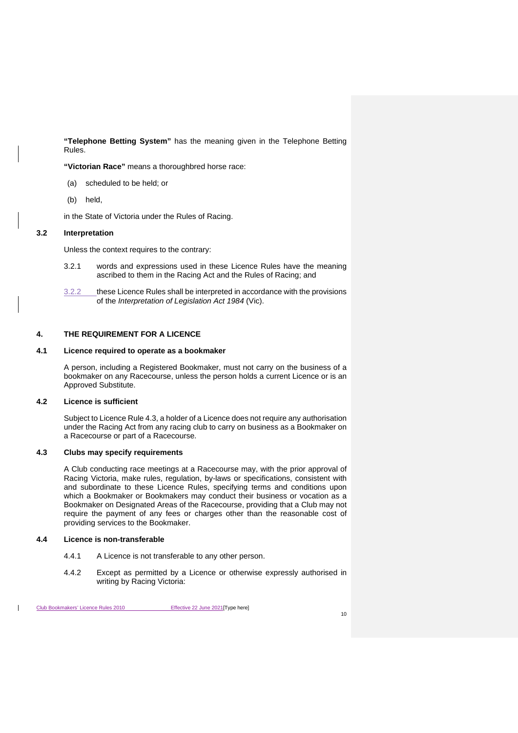**"Telephone Betting System"** has the meaning given in the Telephone Betting Rules.

**"Victorian Race"** means a thoroughbred horse race:

(a) scheduled to be held; or

(b) held,

in the State of Victoria under the Rules of Racing.

### 3.2 Interpretation

Unless the context requires to the contrary:

3.2.1 words and expressions used in these Licence Rules have the meaning ascribed to them in the Racing Act and the Rules of Racing; and

3.2.2 these Licence Rules shall be interpreted in accordance with the provisions of the *Interpretation of Legislation Act 1984* (Vic).

## 4. THE REQUIREMENT FOR A LICENCE

### 4.1 Licence required to operate as a bookmaker

A person, including a Registered Bookmaker, must not carry on the business of a bookmaker on any Racecourse, unless the person holds a current Licence or is an Approved Substitute.

### 4.2 Licence is sufficient

Subject to Licence Rule 4.3, a holder of a Licence does not require any authorisation under the Racing Act from any racing club to carry on business as a Bookmaker on a Racecourse or part of a Racecourse.

### 4.3 Clubs may specify requirements

A Club conducting race meetings at a Racecourse may, with the prior approval of Racing Victoria, make rules, regulation, by-laws or specifications, consistent with and subordinate to these Licence Rules, specifying terms and conditions upon which a Bookmaker or Bookmakers may conduct their business or vocation as a Bookmaker on Designated Areas of the Racecourse, providing that a Club may not require the payment of any fees or charges other than the reasonable cost of providing services to the Bookmaker.

### 4.4 Licence is non-transferable

4.4.1 A Licence is not transferable to any other person.

4.4.2 Except as permitted by a Licence or otherwise expressly authorised in writing by Racing Victoria: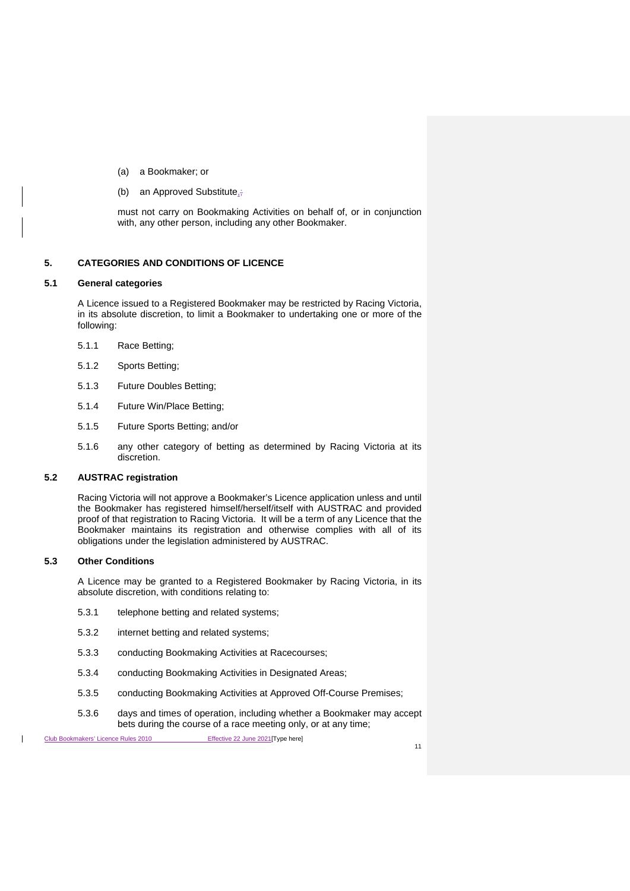(a) a Bookmaker; or

(b) an Approved Substitute,

must not carry on Bookmaking Activities on behalf of, or in conjunction with, any other person, including any other Bookmaker.

## 5. CATEGORIES AND CONDITIONS OF LICENCE

### 5.1 General categories

A Licence issued to a Registered Bookmaker may be restricted by Racing Victoria, in its absolute discretion, to limit a Bookmaker to undertaking one or more of the following:

5.1.1 Race Betting;

5.1.2 Sports Betting;

5.1.3 Future Doubles Betting;

5.1.4 Future Win/Place Betting;

5.1.5 Future Sports Betting; and/or

5.1.6 any other category of betting as determined by Racing Victoria at its discretion.

### 5.2 AUSTRAC registration

Racing Victoria will not approve a Bookmaker's Licence application unless and until the Bookmaker has registered himself/herself/itself with AUSTRAC and provided proof of that registration to Racing Victoria. It will be a term of any Licence that the Bookmaker maintains its registration and otherwise complies with all of its obligations under the legislation administered by AUSTRAC.

### 5.3 Other Conditions

A Licence may be granted to a Registered Bookmaker by Racing Victoria, in its absolute discretion, with conditions relating to:

5.3.1 telephone betting and related systems;

5.3.2 internet betting and related systems;

5.3.3 conducting Bookmaking Activities at Racecourses;

5.3.4 conducting Bookmaking Activities in Designated Areas;

5.3.5 conducting Bookmaking Activities at Approved Off-Course Premises;

5.3.6 days and times of operation, including whether a Bookmaker may accept bets during the course of a race meeting only, or at any time;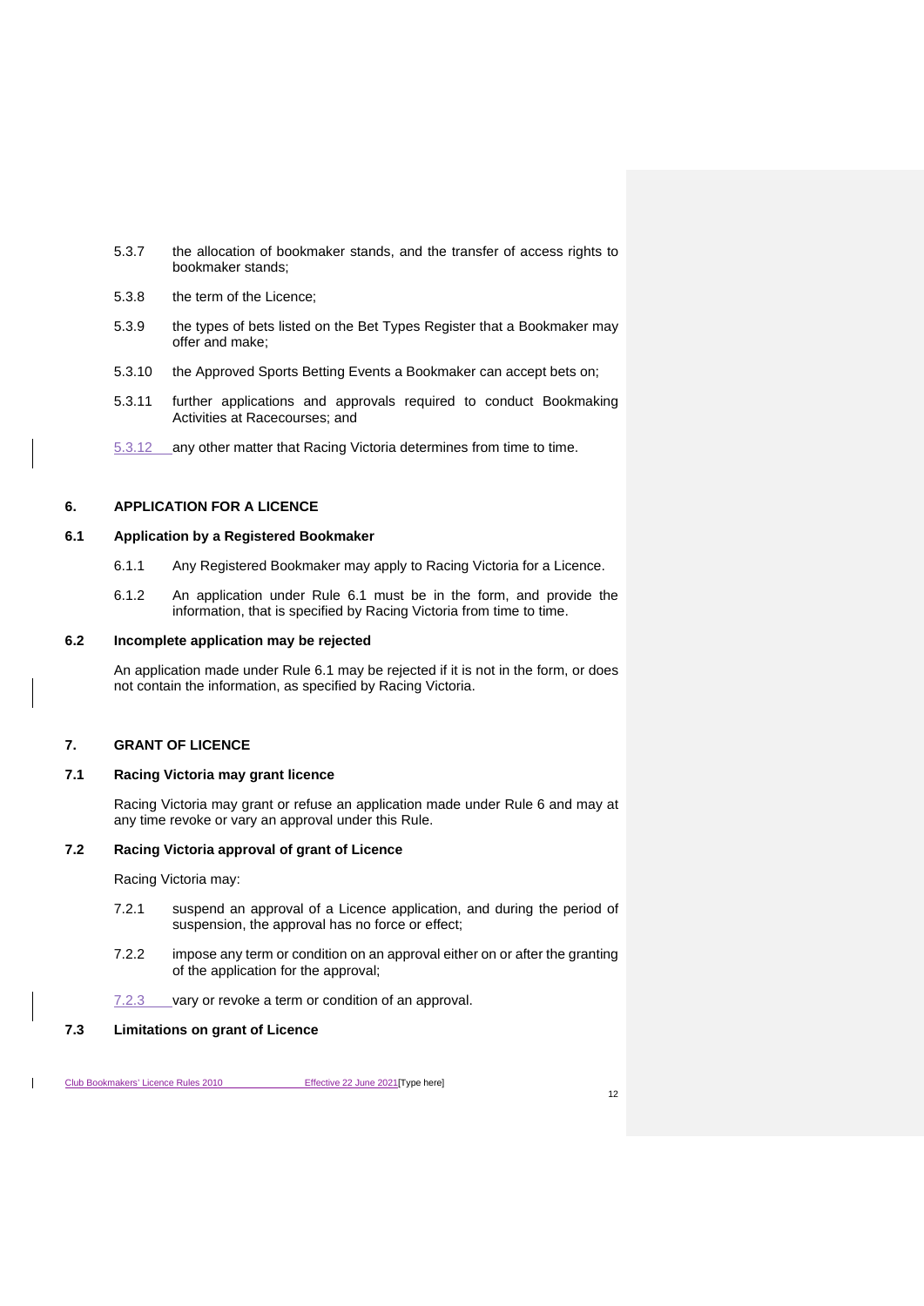5.3.7 the allocation of bookmaker stands, and the transfer of access rights to bookmaker stands;

5.3.8 the term of the Licence;

5.3.9 the types of bets listed on the Bet Types Register that a Bookmaker may offer and make;

5.3.10 the Approved Sports Betting Events a Bookmaker can accept bets on;

5.3.11 further applications and approvals required to conduct Bookmaking Activities at Racecourses; and

5.3.12 any other matter that Racing Victoria determines from time to time.

## 6. APPLICATION FOR A LICENCE

### 6.1 Application by a Registered Bookmaker

6.1.1 Any Registered Bookmaker may apply to Racing Victoria for a Licence.

6.1.2 An application under Rule 6.1 must be in the form, and provide the information, that is specified by Racing Victoria from time to time.

### 6.2 Incomplete application may be rejected

An application made under Rule 6.1 may be rejected if it is not in the form, or does not contain the information, as specified by Racing Victoria.

## 7. GRANT OF LICENCE

### 7.1 Racing Victoria may grant licence

Racing Victoria may grant or refuse an application made under Rule 6 and may at any time revoke or vary an approval under this Rule.

### 7.2 Racing Victoria approval of grant of Licence

Racing Victoria may:

7.2.1 suspend an approval of a Licence application, and during the period of suspension, the approval has no force or effect;

7.2.2 impose any term or condition on an approval either on or after the granting of the application for the approval;

7.2.3 vary or revoke a term or condition of an approval.

### 7.3 Limitations on grant of Licence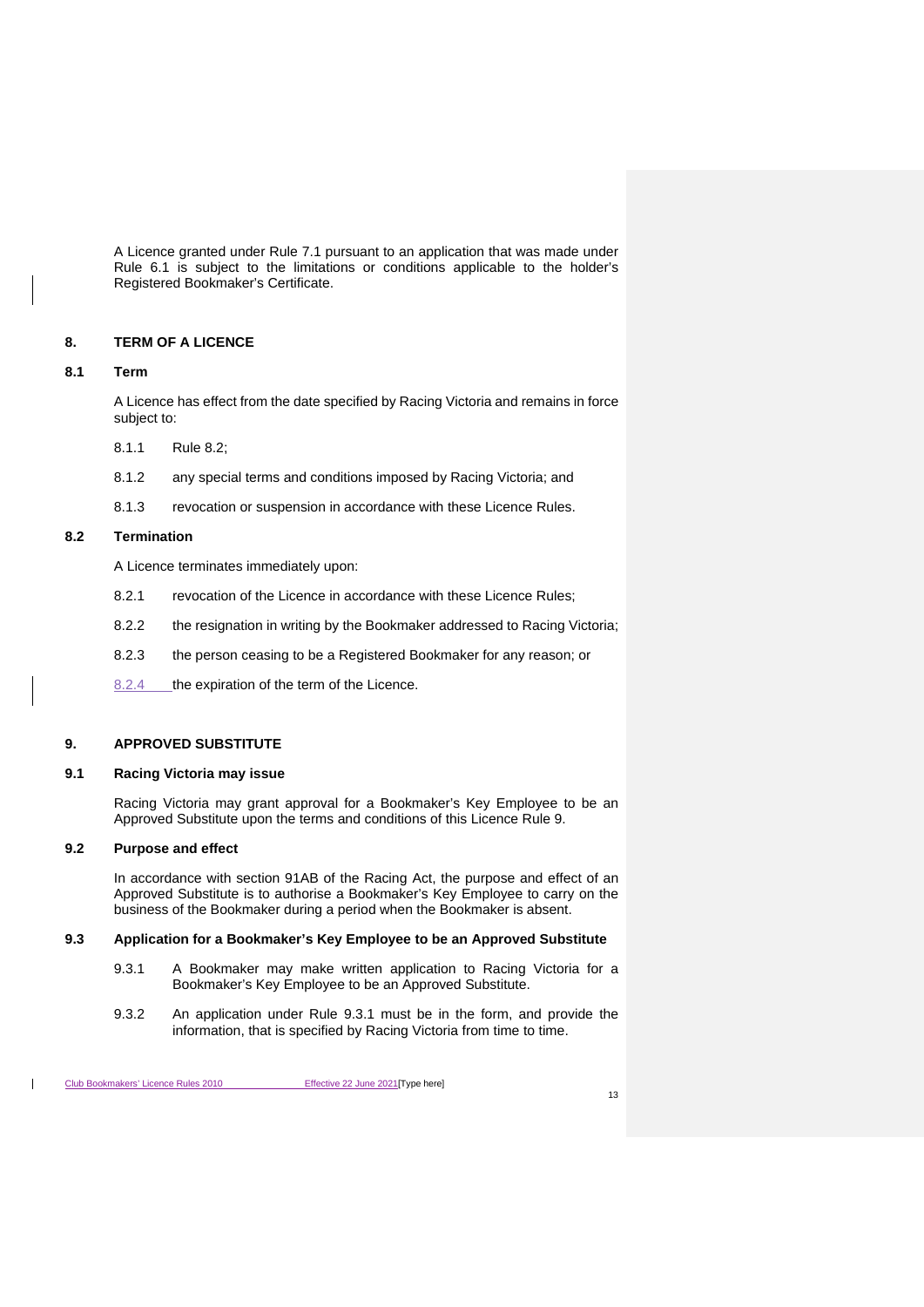A Licence granted under Rule 7.1 pursuant to an application that was made under Rule 6.1 is subject to the limitations or conditions applicable to the holder's Registered Bookmaker's Certificate.

## 8. TERM OF A LICENCE

### 8.1 Term

A Licence has effect from the date specified by Racing Victoria and remains in force subject to:

8.1.1 Rule 8.2;

8.1.2 any special terms and conditions imposed by Racing Victoria; and

8.1.3 revocation or suspension in accordance with these Licence Rules.

### 8.2 Termination

A Licence terminates immediately upon:

8.2.1 revocation of the Licence in accordance with these Licence Rules;

8.2.2 the resignation in writing by the Bookmaker addressed to Racing Victoria;

8.2.3 the person ceasing to be a Registered Bookmaker for any reason; or

8.2.4 the expiration of the term of the Licence.

## 9. APPROVED SUBSTITUTE

### 9.1 Racing Victoria may issue

Racing Victoria may grant approval for a Bookmaker's Key Employee to be an Approved Substitute upon the terms and conditions of this Licence Rule 9.

### 9.2 Purpose and effect

In accordance with section 91AB of the Racing Act, the purpose and effect of an Approved Substitute is to authorise a Bookmaker's Key Employee to carry on the business of the Bookmaker during a period when the Bookmaker is absent.

### 9.3 Application for a Bookmaker's Key Employee to be an Approved Substitute

9.3.1 A Bookmaker may make written application to Racing Victoria for a Bookmaker's Key Employee to be an Approved Substitute.

9.3.2 An application under Rule 9.3.1 must be in the form, and provide the information, that is specified by Racing Victoria from time to time.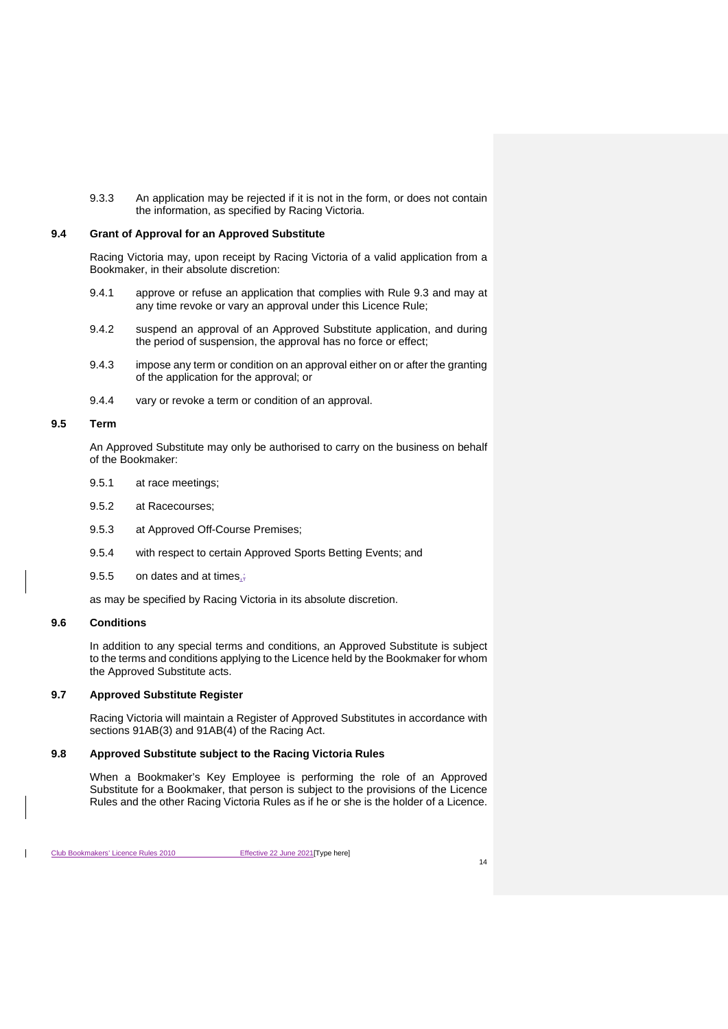9.3.3 An application may be rejected if it is not in the form, or does not contain the information, as specified by Racing Victoria.

### 9.4 Grant of Approval for an Approved Substitute

Racing Victoria may, upon receipt by Racing Victoria of a valid application from a Bookmaker, in their absolute discretion:

9.4.1 approve or refuse an application that complies with Rule 9.3 and may at any time revoke or vary an approval under this Licence Rule;

9.4.2 suspend an approval of an Approved Substitute application, and during the period of suspension, the approval has no force or effect;

9.4.3 impose any term or condition on an approval either on or after the granting of the application for the approval; or

9.4.4 vary or revoke a term or condition of an approval.

### 9.5 Term

An Approved Substitute may only be authorised to carry on the business on behalf of the Bookmaker:

9.5.1 at race meetings;

9.5.2 at Racecourses;

9.5.3 at Approved Off-Course Premises;

9.5.4 with respect to certain Approved Sports Betting Events; and

9.5.5 on dates and at times,

as may be specified by Racing Victoria in its absolute discretion.

### 9.6 Conditions

In addition to any special terms and conditions, an Approved Substitute is subject to the terms and conditions applying to the Licence held by the Bookmaker for whom the Approved Substitute acts.

### 9.7 Approved Substitute Register

Racing Victoria will maintain a Register of Approved Substitutes in accordance with sections 91AB(3) and 91AB(4) of the Racing Act.

### 9.8 Approved Substitute subject to the Racing Victoria Rules

When a Bookmaker's Key Employee is performing the role of an Approved Substitute for a Bookmaker, that person is subject to the provisions of the Licence Rules and the other Racing Victoria Rules as if he or she is the holder of a Licence.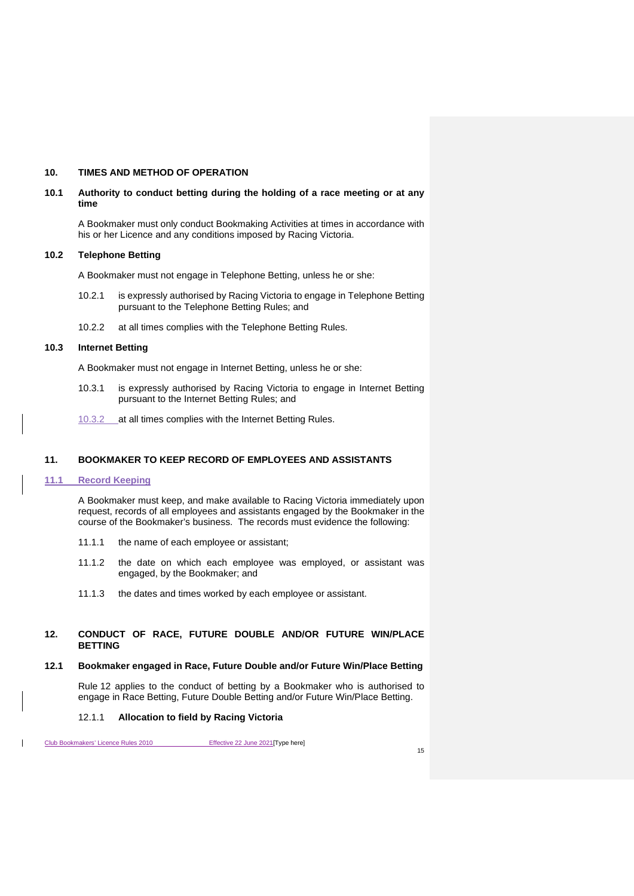## 10. TIMES AND METHOD OF OPERATION

### 10.1 Authority to conduct betting during the holding of a race meeting or at any time

A Bookmaker must only conduct Bookmaking Activities at times in accordance with his or her Licence and any conditions imposed by Racing Victoria.

### 10.2 Telephone Betting

A Bookmaker must not engage in Telephone Betting, unless he or she:

10.2.1 is expressly authorised by Racing Victoria to engage in Telephone Betting pursuant to the Telephone Betting Rules; and

10.2.2 at all times complies with the Telephone Betting Rules.

### 10.3 Internet Betting

A Bookmaker must not engage in Internet Betting, unless he or she:

10.3.1 is expressly authorised by Racing Victoria to engage in Internet Betting pursuant to the Internet Betting Rules; and

10.3.2 at all times complies with the Internet Betting Rules.

## 11. BOOKMAKER TO KEEP RECORD OF EMPLOYEES AND ASSISTANTS

### 11.1 Record Keeping

A Bookmaker must keep, and make available to Racing Victoria immediately upon request, records of all employees and assistants engaged by the Bookmaker in the course of the Bookmaker's business. The records must evidence the following:

11.1.1 the name of each employee or assistant;

11.1.2 the date on which each employee was employed, or assistant was engaged, by the Bookmaker; and

11.1.3 the dates and times worked by each employee or assistant.

## 12. CONDUCT OF RACE, FUTURE DOUBLE AND/OR FUTURE WIN/PLACE BETTING

### 12.1 Bookmaker engaged in Race, Future Double and/or Future Win/Place Betting

Rule 12 applies to the conduct of betting by a Bookmaker who is authorised to engage in Race Betting, Future Double Betting and/or Future Win/Place Betting.

12.1.1 **Allocation to field by Racing Victoria**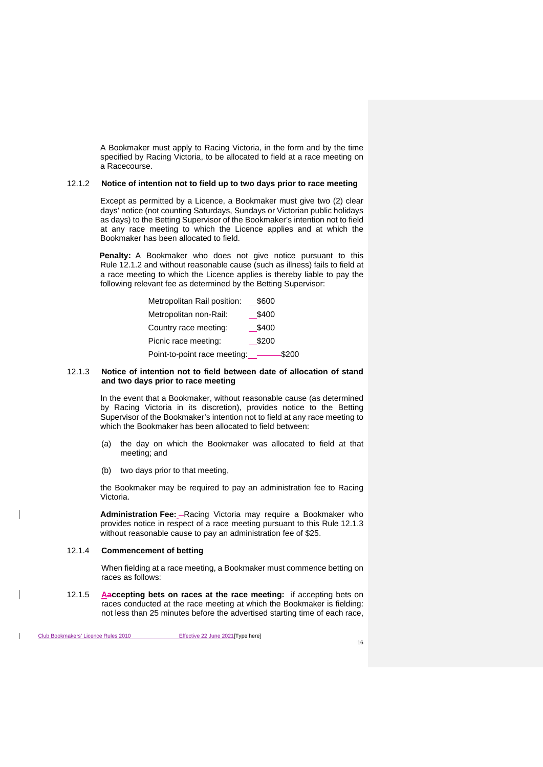A Bookmaker must apply to Racing Victoria, in the form and by the time specified by Racing Victoria, to be allocated to field at a race meeting on a Racecourse.

### 12.1.2 Notice of intention not to field up to two days prior to race meeting

Except as permitted by a Licence, a Bookmaker must give two (2) clear days' notice (not counting Saturdays, Sundays or Victorian public holidays as days) to the Betting Supervisor of the Bookmaker's intention not to field at any race meeting to which the Licence applies and at which the Bookmaker has been allocated to field.

**Penalty:** A Bookmaker who does not give notice pursuant to this Rule 12.1.2 and without reasonable cause (such as illness) fails to field at a race meeting to which the Licence applies is thereby liable to pay the following relevant fee as determined by the Betting Supervisor:

| | |
|---|---|
| Metropolitan Rail position: | $600 |
| Metropolitan non-Rail: | $400 |
| Country race meeting: | $400 |
| Picnic race meeting: | $200 |
| Point-to-point race meeting: | $200 |

### 12.1.3 Notice of intention not to field between date of allocation of stand and two days prior to race meeting

In the event that a Bookmaker, without reasonable cause (as determined by Racing Victoria in its discretion), provides notice to the Betting Supervisor of the Bookmaker's intention not to field at any race meeting to which the Bookmaker has been allocated to field between:

(a) the day on which the Bookmaker was allocated to field at that meeting; and

(b) two days prior to that meeting,

the Bookmaker may be required to pay an administration fee to Racing Victoria.

**Administration Fee:** Racing Victoria may require a Bookmaker who provides notice in respect of a race meeting pursuant to this Rule 12.1.3 without reasonable cause to pay an administration fee of $25.

### 12.1.4 Commencement of betting

When fielding at a race meeting, a Bookmaker must commence betting on races as follows:

12.1.5 **Accepting bets on races at the race meeting:** if accepting bets on races conducted at the race meeting at which the Bookmaker is fielding: not less than 25 minutes before the advertised starting time of each race,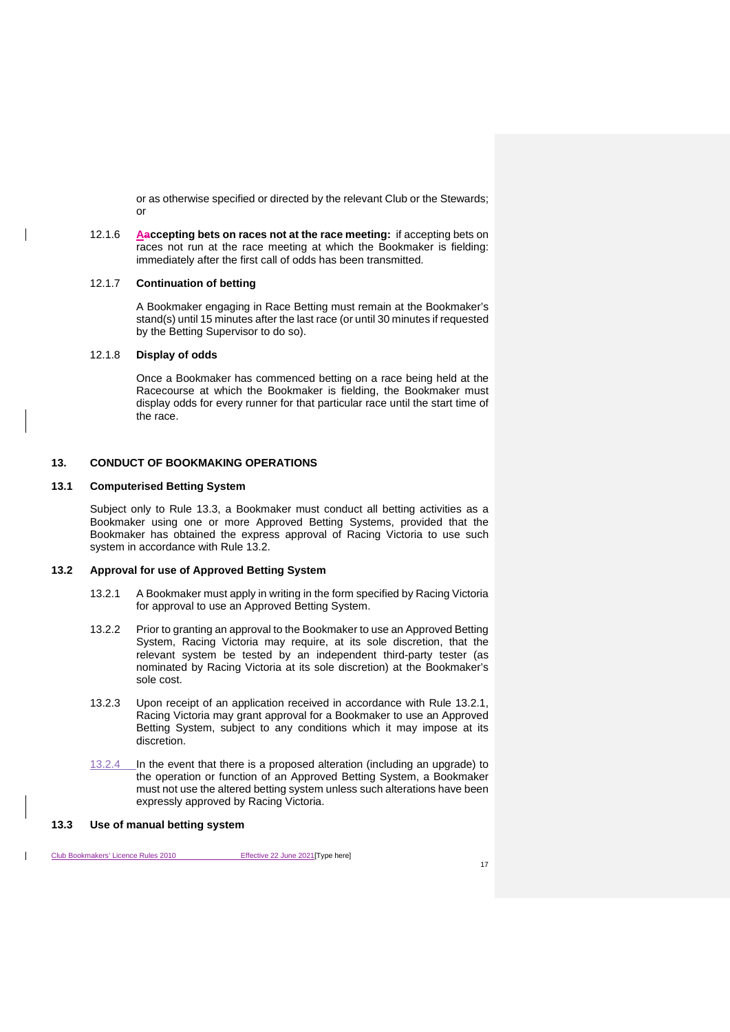or as otherwise specified or directed by the relevant Club or the Stewards; or

12.1.6 **Aaccepting bets on races not at the race meeting:** if accepting bets on races not run at the race meeting at which the Bookmaker is fielding: immediately after the first call of odds has been transmitted.

12.1.7 **Continuation of betting**

A Bookmaker engaging in Race Betting must remain at the Bookmaker's stand(s) until 15 minutes after the last race (or until 30 minutes if requested by the Betting Supervisor to do so).

12.1.8 **Display of odds**

Once a Bookmaker has commenced betting on a race being held at the Racecourse at which the Bookmaker is fielding, the Bookmaker must display odds for every runner for that particular race until the start time of the race.

## 13. CONDUCT OF BOOKMAKING OPERATIONS

### 13.1 Computerised Betting System

Subject only to Rule 13.3, a Bookmaker must conduct all betting activities as a Bookmaker using one or more Approved Betting Systems, provided that the Bookmaker has obtained the express approval of Racing Victoria to use such system in accordance with Rule 13.2.

### 13.2 Approval for use of Approved Betting System

13.2.1 A Bookmaker must apply in writing in the form specified by Racing Victoria for approval to use an Approved Betting System.

13.2.2 Prior to granting an approval to the Bookmaker to use an Approved Betting System, Racing Victoria may require, at its sole discretion, that the relevant system be tested by an independent third-party tester (as nominated by Racing Victoria at its sole discretion) at the Bookmaker's sole cost.

13.2.3 Upon receipt of an application received in accordance with Rule 13.2.1, Racing Victoria may grant approval for a Bookmaker to use an Approved Betting System, subject to any conditions which it may impose at its discretion.

13.2.4 In the event that there is a proposed alteration (including an upgrade) to the operation or function of an Approved Betting System, a Bookmaker must not use the altered betting system unless such alterations have been expressly approved by Racing Victoria.

### 13.3 Use of manual betting system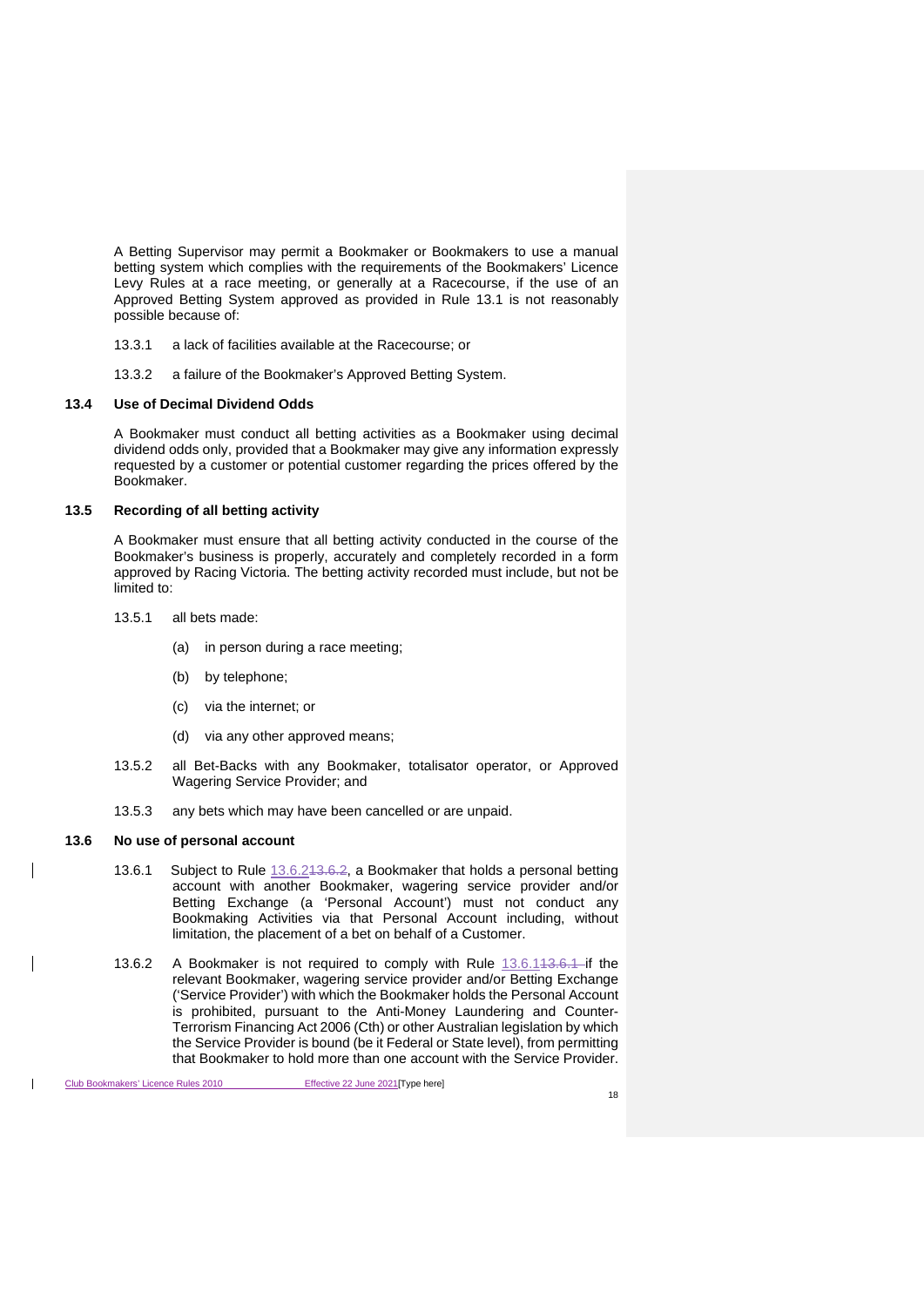A Betting Supervisor may permit a Bookmaker or Bookmakers to use a manual betting system which complies with the requirements of the Bookmakers' Licence Levy Rules at a race meeting, or generally at a Racecourse, if the use of an Approved Betting System approved as provided in Rule 13.1 is not reasonably possible because of:

13.3.1 a lack of facilities available at the Racecourse; or

13.3.2 a failure of the Bookmaker's Approved Betting System.

### 13.4 Use of Decimal Dividend Odds

A Bookmaker must conduct all betting activities as a Bookmaker using decimal dividend odds only, provided that a Bookmaker may give any information expressly requested by a customer or potential customer regarding the prices offered by the Bookmaker.

### 13.5 Recording of all betting activity

A Bookmaker must ensure that all betting activity conducted in the course of the Bookmaker's business is properly, accurately and completely recorded in a form approved by Racing Victoria. The betting activity recorded must include, but not be limited to:

13.5.1 all bets made:

(a) in person during a race meeting;

(b) by telephone;

(c) via the internet; or

(d) via any other approved means;

13.5.2 all Bet-Backs with any Bookmaker, totalisator operator, or Approved Wagering Service Provider; and

13.5.3 any bets which may have been cancelled or are unpaid.

### 13.6 No use of personal account

13.6.1 Subject to Rule 13.6.2~~13.6.2~~, a Bookmaker that holds a personal betting account with another Bookmaker, wagering service provider and/or Betting Exchange (a 'Personal Account') must not conduct any Bookmaking Activities via that Personal Account including, without limitation, the placement of a bet on behalf of a Customer.

13.6.2 A Bookmaker is not required to comply with Rule 13.6.1~~13.6.1~~ if the relevant Bookmaker, wagering service provider and/or Betting Exchange ('Service Provider') with which the Bookmaker holds the Personal Account is prohibited, pursuant to the Anti-Money Laundering and Counter-Terrorism Financing Act 2006 (Cth) or other Australian legislation by which the Service Provider is bound (be it Federal or State level), from permitting that Bookmaker to hold more than one account with the Service Provider.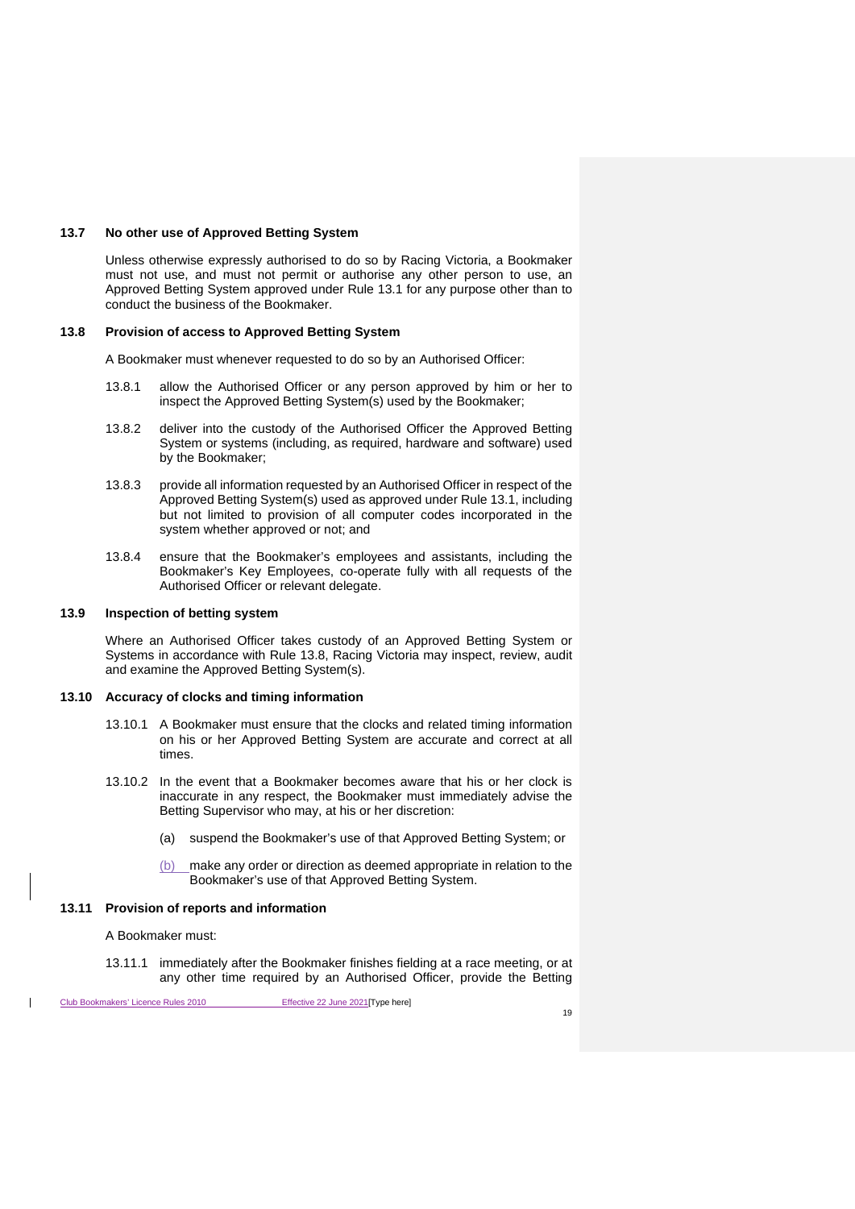### 13.7 No other use of Approved Betting System

Unless otherwise expressly authorised to do so by Racing Victoria, a Bookmaker must not use, and must not permit or authorise any other person to use, an Approved Betting System approved under Rule 13.1 for any purpose other than to conduct the business of the Bookmaker.

### 13.8 Provision of access to Approved Betting System

A Bookmaker must whenever requested to do so by an Authorised Officer:

13.8.1 allow the Authorised Officer or any person approved by him or her to inspect the Approved Betting System(s) used by the Bookmaker;

13.8.2 deliver into the custody of the Authorised Officer the Approved Betting System or systems (including, as required, hardware and software) used by the Bookmaker;

13.8.3 provide all information requested by an Authorised Officer in respect of the Approved Betting System(s) used as approved under Rule 13.1, including but not limited to provision of all computer codes incorporated in the system whether approved or not; and

13.8.4 ensure that the Bookmaker's employees and assistants, including the Bookmaker's Key Employees, co-operate fully with all requests of the Authorised Officer or relevant delegate.

### 13.9 Inspection of betting system

Where an Authorised Officer takes custody of an Approved Betting System or Systems in accordance with Rule 13.8, Racing Victoria may inspect, review, audit and examine the Approved Betting System(s).

### 13.10 Accuracy of clocks and timing information

13.10.1 A Bookmaker must ensure that the clocks and related timing information on his or her Approved Betting System are accurate and correct at all times.

13.10.2 In the event that a Bookmaker becomes aware that his or her clock is inaccurate in any respect, the Bookmaker must immediately advise the Betting Supervisor who may, at his or her discretion:

(a) suspend the Bookmaker's use of that Approved Betting System; or

(b) make any order or direction as deemed appropriate in relation to the Bookmaker's use of that Approved Betting System.

### 13.11 Provision of reports and information

A Bookmaker must:

13.11.1 immediately after the Bookmaker finishes fielding at a race meeting, or at any other time required by an Authorised Officer, provide the Betting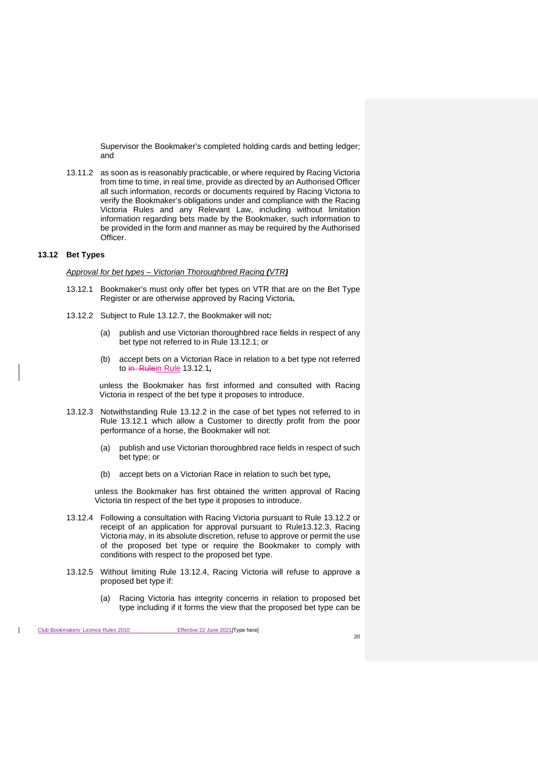Supervisor the Bookmaker's completed holding cards and betting ledger; and

13.11.2 as soon as is reasonably practicable, or where required by Racing Victoria from time to time, in real time, provide as directed by an Authorised Officer all such information, records or documents required by Racing Victoria to verify the Bookmaker's obligations under and compliance with the Racing Victoria Rules and any Relevant Law, including without limitation information regarding bets made by the Bookmaker, such information to be provided in the form and manner as may be required by the Authorised Officer.

### 13.12 Bet Types

*Approval for bet types – Victorian Thoroughbred Racing **(**VTR**)***

13.12.1 Bookmaker's must only offer bet types on VTR that are on the Bet Type Register or are otherwise approved by Racing Victoria***.***

13.12.2 Subject to Rule 13.12.7, the Bookmaker will not***:***

(a) publish and use Victorian thoroughbred race fields in respect of any bet type not referred to in Rule 13.12.1; or

(b) accept bets on a Victorian Race in relation to a bet type not referred to ~~in Rule~~in Rule 13.12.1***,***

unless the Bookmaker has first informed and consulted with Racing Victoria in respect of the bet type it proposes to introduce.

13.12.3 Notwithstanding Rule 13.12.2 in the case of bet types not referred to in Rule 13.12.1 which allow a Customer to directly profit from the poor performance of a horse, the Bookmaker will not:

(a) publish and use Victorian thoroughbred race fields in respect of such bet type; or

(b) accept bets on a Victorian Race in relation to such bet type***,***

unless the Bookmaker has first obtained the written approval of Racing Victoria tin respect of the bet type it proposes to introduce.

13.12.4 Following a consultation with Racing Victoria pursuant to Rule 13.12.2 or receipt of an application for approval pursuant to Rule13.12.3, Racing Victoria may, in its absolute discretion, refuse to approve or permit the use of the proposed bet type or require the Bookmaker to comply with conditions with respect to the proposed bet type.

13.12.5 Without limiting Rule 13.12.4, Racing Victoria will refuse to approve a proposed bet type if:

(a) Racing Victoria has integrity concerns in relation to proposed bet type including if it forms the view that the proposed bet type can be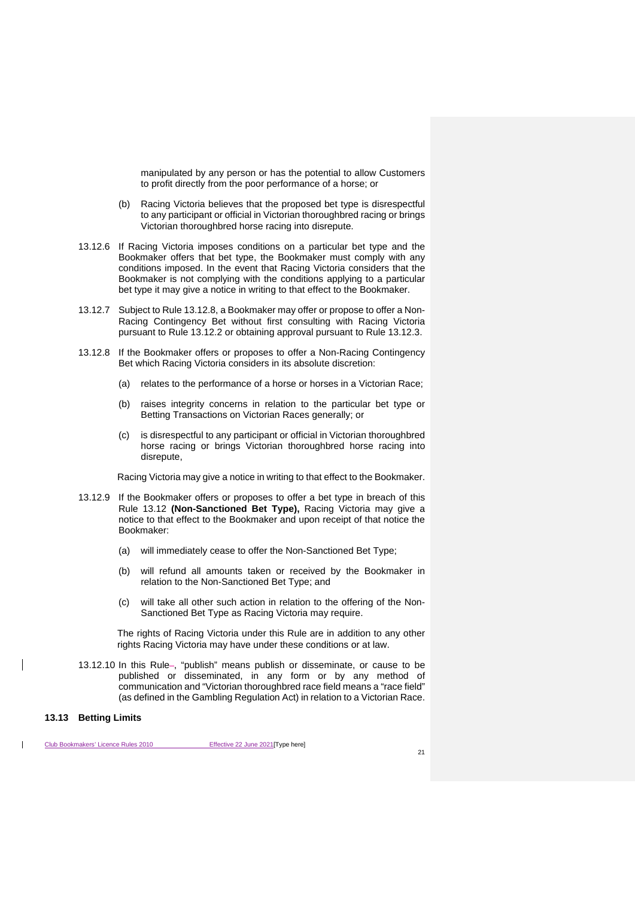manipulated by any person or has the potential to allow Customers to profit directly from the poor performance of a horse; or

(b) Racing Victoria believes that the proposed bet type is disrespectful to any participant or official in Victorian thoroughbred racing or brings Victorian thoroughbred horse racing into disrepute.

13.12.6 If Racing Victoria imposes conditions on a particular bet type and the Bookmaker offers that bet type, the Bookmaker must comply with any conditions imposed. In the event that Racing Victoria considers that the Bookmaker is not complying with the conditions applying to a particular bet type it may give a notice in writing to that effect to the Bookmaker.

13.12.7 Subject to Rule 13.12.8, a Bookmaker may offer or propose to offer a Non-Racing Contingency Bet without first consulting with Racing Victoria pursuant to Rule 13.12.2 or obtaining approval pursuant to Rule 13.12.3.

13.12.8 If the Bookmaker offers or proposes to offer a Non-Racing Contingency Bet which Racing Victoria considers in its absolute discretion:

(a) relates to the performance of a horse or horses in a Victorian Race;

(b) raises integrity concerns in relation to the particular bet type or Betting Transactions on Victorian Races generally; or

(c) is disrespectful to any participant or official in Victorian thoroughbred horse racing or brings Victorian thoroughbred horse racing into disrepute,

Racing Victoria may give a notice in writing to that effect to the Bookmaker.

13.12.9 If the Bookmaker offers or proposes to offer a bet type in breach of this Rule 13.12 **(Non-Sanctioned Bet Type),** Racing Victoria may give a notice to that effect to the Bookmaker and upon receipt of that notice the Bookmaker:

(a) will immediately cease to offer the Non-Sanctioned Bet Type;

(b) will refund all amounts taken or received by the Bookmaker in relation to the Non-Sanctioned Bet Type; and

(c) will take all other such action in relation to the offering of the Non-Sanctioned Bet Type as Racing Victoria may require.

The rights of Racing Victoria under this Rule are in addition to any other rights Racing Victoria may have under these conditions or at law.

13.12.10 In this Rule–, "publish" means publish or disseminate, or cause to be published or disseminated, in any form or by any method of communication and "Victorian thoroughbred race field means a "race field" (as defined in the Gambling Regulation Act) in relation to a Victorian Race.

### 13.13 Betting Limits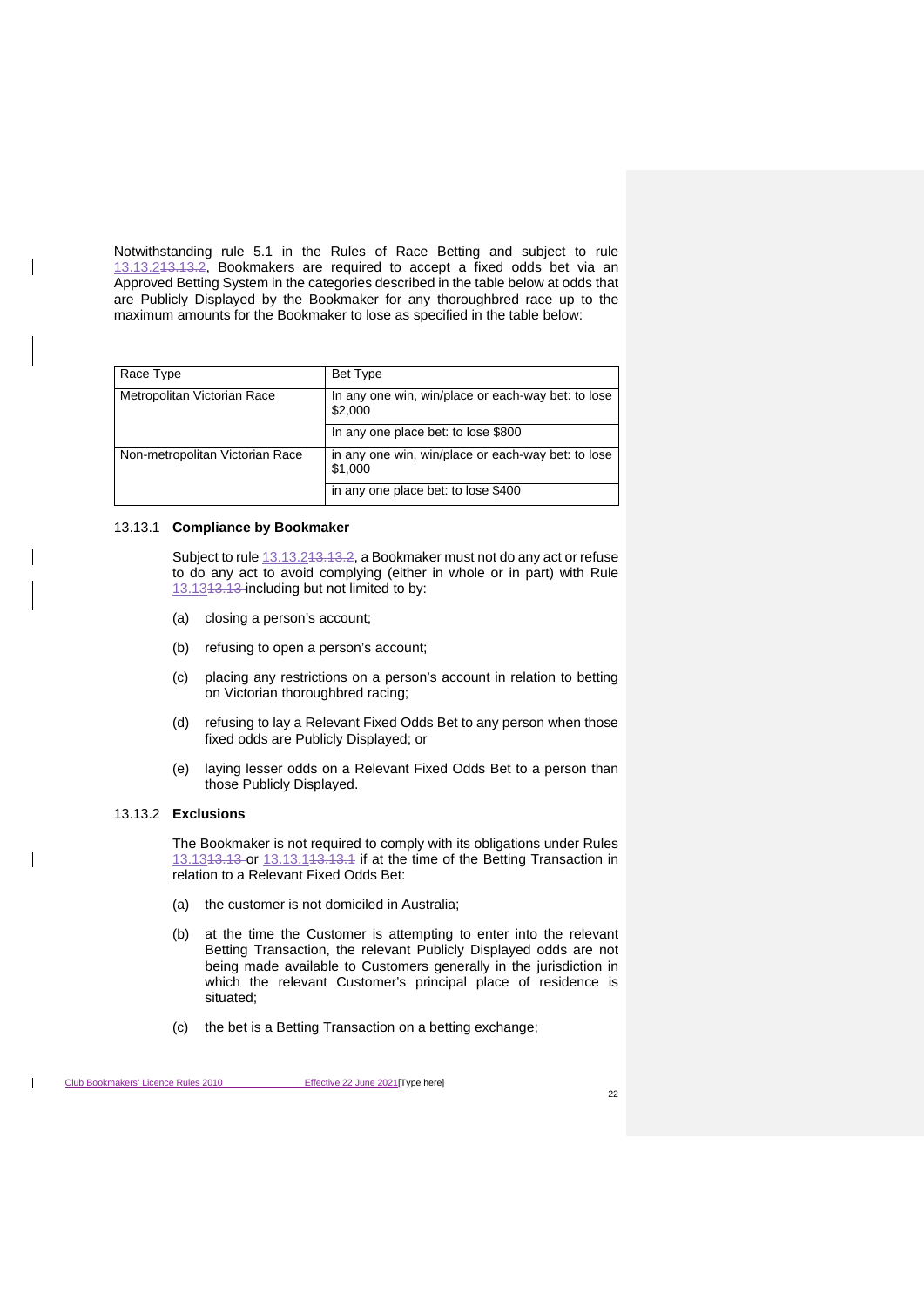Notwithstanding rule 5.1 in the Rules of Race Betting and subject to rule 13.13.2, Bookmakers are required to accept a fixed odds bet via an Approved Betting System in the categories described in the table below at odds that are Publicly Displayed by the Bookmaker for any thoroughbred race up to the maximum amounts for the Bookmaker to lose as specified in the table below:

| Race Type | Bet Type |
|---|---|
| Metropolitan Victorian Race | In any one win, win/place or each-way bet: to lose $2,000 |
| | In any one place bet: to lose $800 |
| Non-metropolitan Victorian Race | in any one win, win/place or each-way bet: to lose $1,000 |
| | in any one place bet: to lose $400 |

13.13.1 **Compliance by Bookmaker**

Subject to rule 13.13.2, a Bookmaker must not do any act or refuse to do any act to avoid complying (either in whole or in part) with Rule 13.13 including but not limited to by:

(a) closing a person's account;

(b) refusing to open a person's account;

(c) placing any restrictions on a person's account in relation to betting on Victorian thoroughbred racing;

(d) refusing to lay a Relevant Fixed Odds Bet to any person when those fixed odds are Publicly Displayed; or

(e) laying lesser odds on a Relevant Fixed Odds Bet to a person than those Publicly Displayed.

13.13.2 **Exclusions**

The Bookmaker is not required to comply with its obligations under Rules 13.13 or 13.13.1 if at the time of the Betting Transaction in relation to a Relevant Fixed Odds Bet:

(a) the customer is not domiciled in Australia;

(b) at the time the Customer is attempting to enter into the relevant Betting Transaction, the relevant Publicly Displayed odds are not being made available to Customers generally in the jurisdiction in which the relevant Customer's principal place of residence is situated;

(c) the bet is a Betting Transaction on a betting exchange;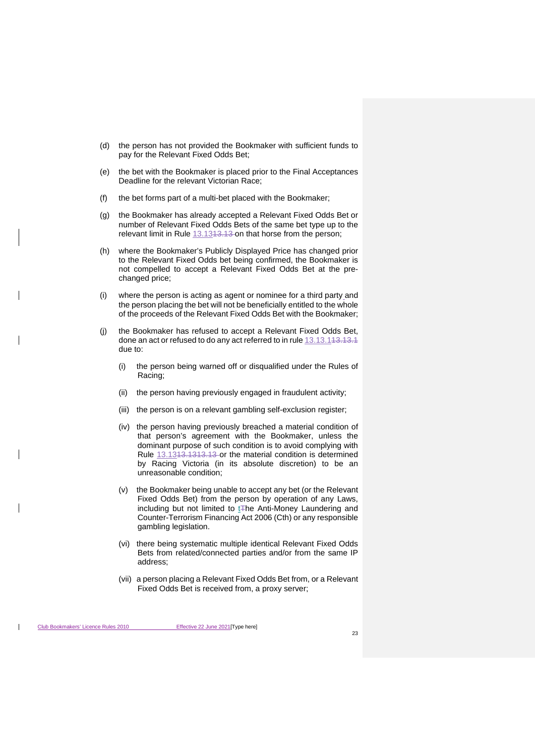(d) the person has not provided the Bookmaker with sufficient funds to pay for the Relevant Fixed Odds Bet;

(e) the bet with the Bookmaker is placed prior to the Final Acceptances Deadline for the relevant Victorian Race;

(f) the bet forms part of a multi-bet placed with the Bookmaker;

(g) the Bookmaker has already accepted a Relevant Fixed Odds Bet or number of Relevant Fixed Odds Bets of the same bet type up to the relevant limit in Rule 13.13 on that horse from the person;

(h) where the Bookmaker's Publicly Displayed Price has changed prior to the Relevant Fixed Odds bet being confirmed, the Bookmaker is not compelled to accept a Relevant Fixed Odds Bet at the pre-changed price;

(i) where the person is acting as agent or nominee for a third party and the person placing the bet will not be beneficially entitled to the whole of the proceeds of the Relevant Fixed Odds Bet with the Bookmaker;

(j) the Bookmaker has refused to accept a Relevant Fixed Odds Bet, done an act or refused to do any act referred to in rule 13.13.1 due to:

   (i) the person being warned off or disqualified under the Rules of Racing;

   (ii) the person having previously engaged in fraudulent activity;

   (iii) the person is on a relevant gambling self-exclusion register;

   (iv) the person having previously breached a material condition of that person's agreement with the Bookmaker, unless the dominant purpose of such condition is to avoid complying with Rule 13.13 or the material condition is determined by Racing Victoria (in its absolute discretion) to be an unreasonable condition;

   (v) the Bookmaker being unable to accept any bet (or the Relevant Fixed Odds Bet) from the person by operation of any Laws, including but not limited to the Anti-Money Laundering and Counter-Terrorism Financing Act 2006 (Cth) or any responsible gambling legislation.

   (vi) there being systematic multiple identical Relevant Fixed Odds Bets from related/connected parties and/or from the same IP address;

   (vii) a person placing a Relevant Fixed Odds Bet from, or a Relevant Fixed Odds Bet is received from, a proxy server;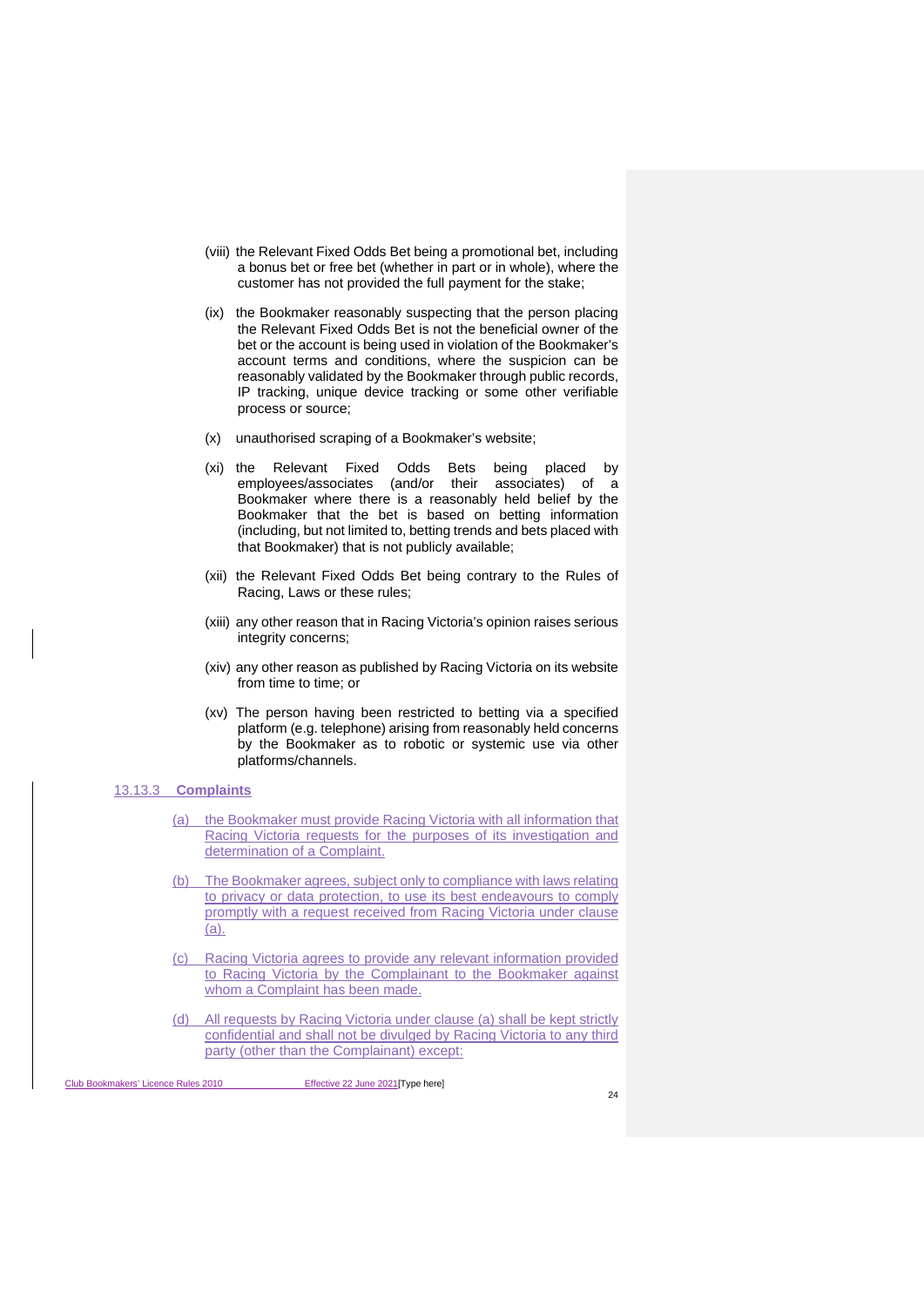(viii) the Relevant Fixed Odds Bet being a promotional bet, including a bonus bet or free bet (whether in part or in whole), where the customer has not provided the full payment for the stake;

(ix) the Bookmaker reasonably suspecting that the person placing the Relevant Fixed Odds Bet is not the beneficial owner of the bet or the account is being used in violation of the Bookmaker's account terms and conditions, where the suspicion can be reasonably validated by the Bookmaker through public records, IP tracking, unique device tracking or some other verifiable process or source;

(x) unauthorised scraping of a Bookmaker's website;

(xi) the Relevant Fixed Odds Bets being placed by employees/associates (and/or their associates) of a Bookmaker where there is a reasonably held belief by the Bookmaker that the bet is based on betting information (including, but not limited to, betting trends and bets placed with that Bookmaker) that is not publicly available;

(xii) the Relevant Fixed Odds Bet being contrary to the Rules of Racing, Laws or these rules;

(xiii) any other reason that in Racing Victoria's opinion raises serious integrity concerns;

(xiv) any other reason as published by Racing Victoria on its website from time to time; or

(xv) The person having been restricted to betting via a specified platform (e.g. telephone) arising from reasonably held concerns by the Bookmaker as to robotic or systemic use via other platforms/channels.

13.13.3 **Complaints**

(a) the Bookmaker must provide Racing Victoria with all information that Racing Victoria requests for the purposes of its investigation and determination of a Complaint.

(b) The Bookmaker agrees, subject only to compliance with laws relating to privacy or data protection, to use its best endeavours to comply promptly with a request received from Racing Victoria under clause (a).

(c) Racing Victoria agrees to provide any relevant information provided to Racing Victoria by the Complainant to the Bookmaker against whom a Complaint has been made.

(d) All requests by Racing Victoria under clause (a) shall be kept strictly confidential and shall not be divulged by Racing Victoria to any third party (other than the Complainant) except: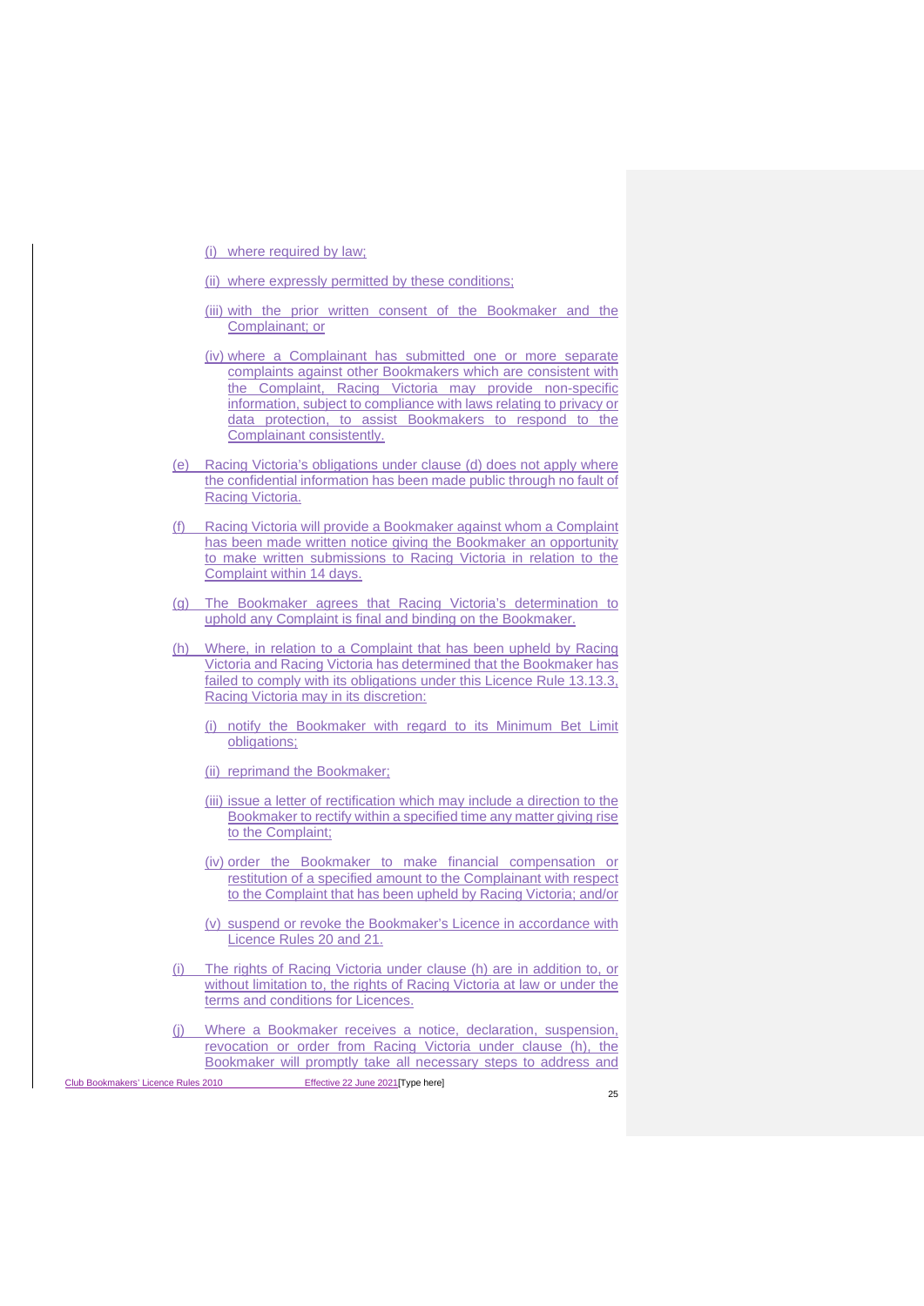(i) where required by law;

(ii) where expressly permitted by these conditions;

(iii) with the prior written consent of the Bookmaker and the Complainant; or

(iv) where a Complainant has submitted one or more separate complaints against other Bookmakers which are consistent with the Complaint, Racing Victoria may provide non-specific information, subject to compliance with laws relating to privacy or data protection, to assist Bookmakers to respond to the Complainant consistently.

(e) Racing Victoria's obligations under clause (d) does not apply where the confidential information has been made public through no fault of Racing Victoria.

(f) Racing Victoria will provide a Bookmaker against whom a Complaint has been made written notice giving the Bookmaker an opportunity to make written submissions to Racing Victoria in relation to the Complaint within 14 days.

(g) The Bookmaker agrees that Racing Victoria's determination to uphold any Complaint is final and binding on the Bookmaker.

(h) Where, in relation to a Complaint that has been upheld by Racing Victoria and Racing Victoria has determined that the Bookmaker has failed to comply with its obligations under this Licence Rule 13.13.3, Racing Victoria may in its discretion:

(i) notify the Bookmaker with regard to its Minimum Bet Limit obligations;

(ii) reprimand the Bookmaker;

(iii) issue a letter of rectification which may include a direction to the Bookmaker to rectify within a specified time any matter giving rise to the Complaint;

(iv) order the Bookmaker to make financial compensation or restitution of a specified amount to the Complainant with respect to the Complaint that has been upheld by Racing Victoria; and/or

(v) suspend or revoke the Bookmaker's Licence in accordance with Licence Rules 20 and 21.

(i) The rights of Racing Victoria under clause (h) are in addition to, or without limitation to, the rights of Racing Victoria at law or under the terms and conditions for Licences.

(j) Where a Bookmaker receives a notice, declaration, suspension, revocation or order from Racing Victoria under clause (h), the Bookmaker will promptly take all necessary steps to address and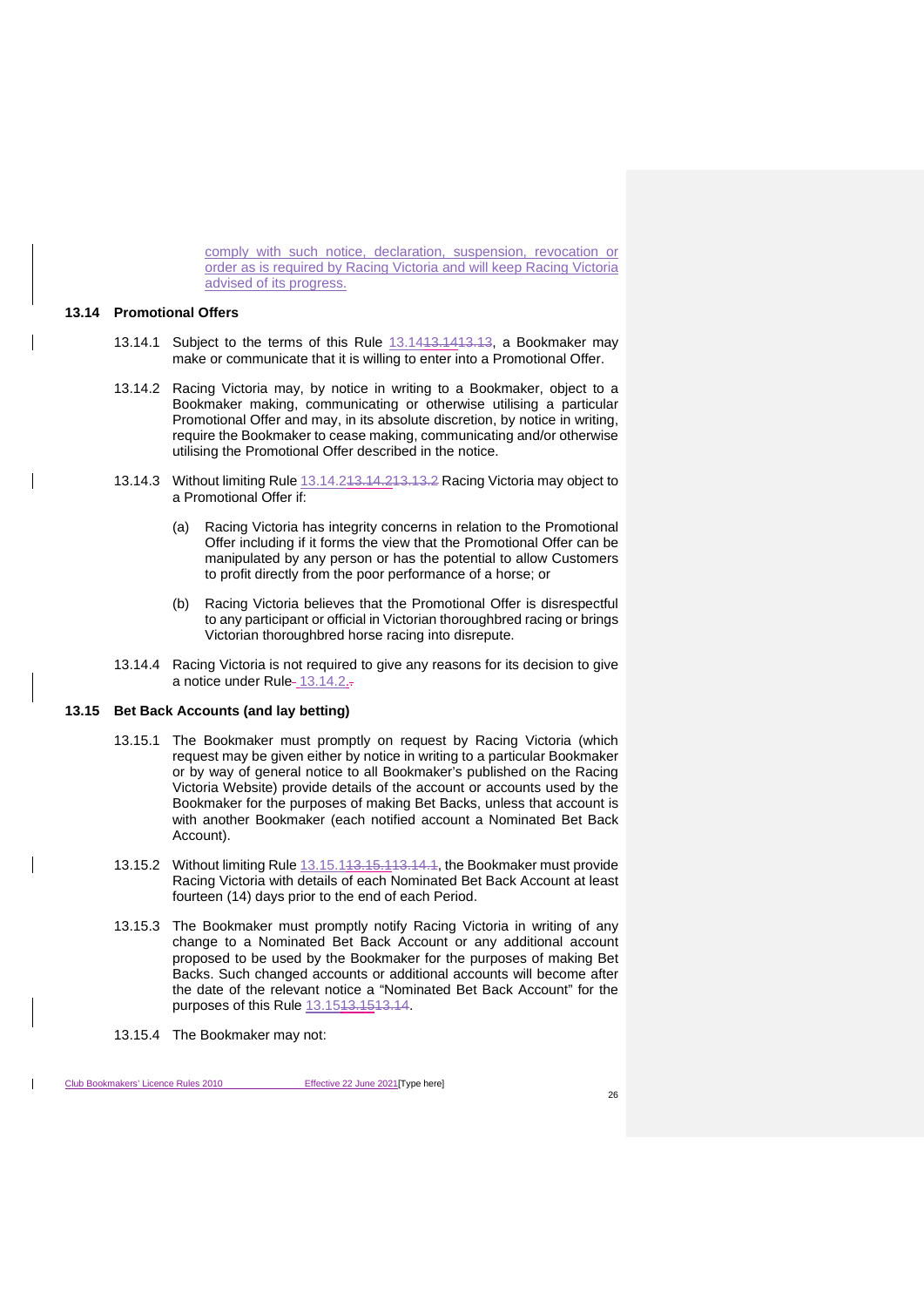comply with such notice, declaration, suspension, revocation or order as is required by Racing Victoria and will keep Racing Victoria advised of its progress.

### 13.14 Promotional Offers

13.14.1 Subject to the terms of this Rule 13.14, a Bookmaker may make or communicate that it is willing to enter into a Promotional Offer.

13.14.2 Racing Victoria may, by notice in writing to a Bookmaker, object to a Bookmaker making, communicating or otherwise utilising a particular Promotional Offer and may, in its absolute discretion, by notice in writing, require the Bookmaker to cease making, communicating and/or otherwise utilising the Promotional Offer described in the notice.

13.14.3 Without limiting Rule 13.14.2 Racing Victoria may object to a Promotional Offer if:

(a) Racing Victoria has integrity concerns in relation to the Promotional Offer including if it forms the view that the Promotional Offer can be manipulated by any person or has the potential to allow Customers to profit directly from the poor performance of a horse; or

(b) Racing Victoria believes that the Promotional Offer is disrespectful to any participant or official in Victorian thoroughbred racing or brings Victorian thoroughbred horse racing into disrepute.

13.14.4 Racing Victoria is not required to give any reasons for its decision to give a notice under Rule 13.14.2.

### 13.15 Bet Back Accounts (and lay betting)

13.15.1 The Bookmaker must promptly on request by Racing Victoria (which request may be given either by notice in writing to a particular Bookmaker or by way of general notice to all Bookmaker's published on the Racing Victoria Website) provide details of the account or accounts used by the Bookmaker for the purposes of making Bet Backs, unless that account is with another Bookmaker (each notified account a Nominated Bet Back Account).

13.15.2 Without limiting Rule 13.15.1, the Bookmaker must provide Racing Victoria with details of each Nominated Bet Back Account at least fourteen (14) days prior to the end of each Period.

13.15.3 The Bookmaker must promptly notify Racing Victoria in writing of any change to a Nominated Bet Back Account or any additional account proposed to be used by the Bookmaker for the purposes of making Bet Backs. Such changed accounts or additional accounts will become after the date of the relevant notice a "Nominated Bet Back Account" for the purposes of this Rule 13.15.

13.15.4 The Bookmaker may not: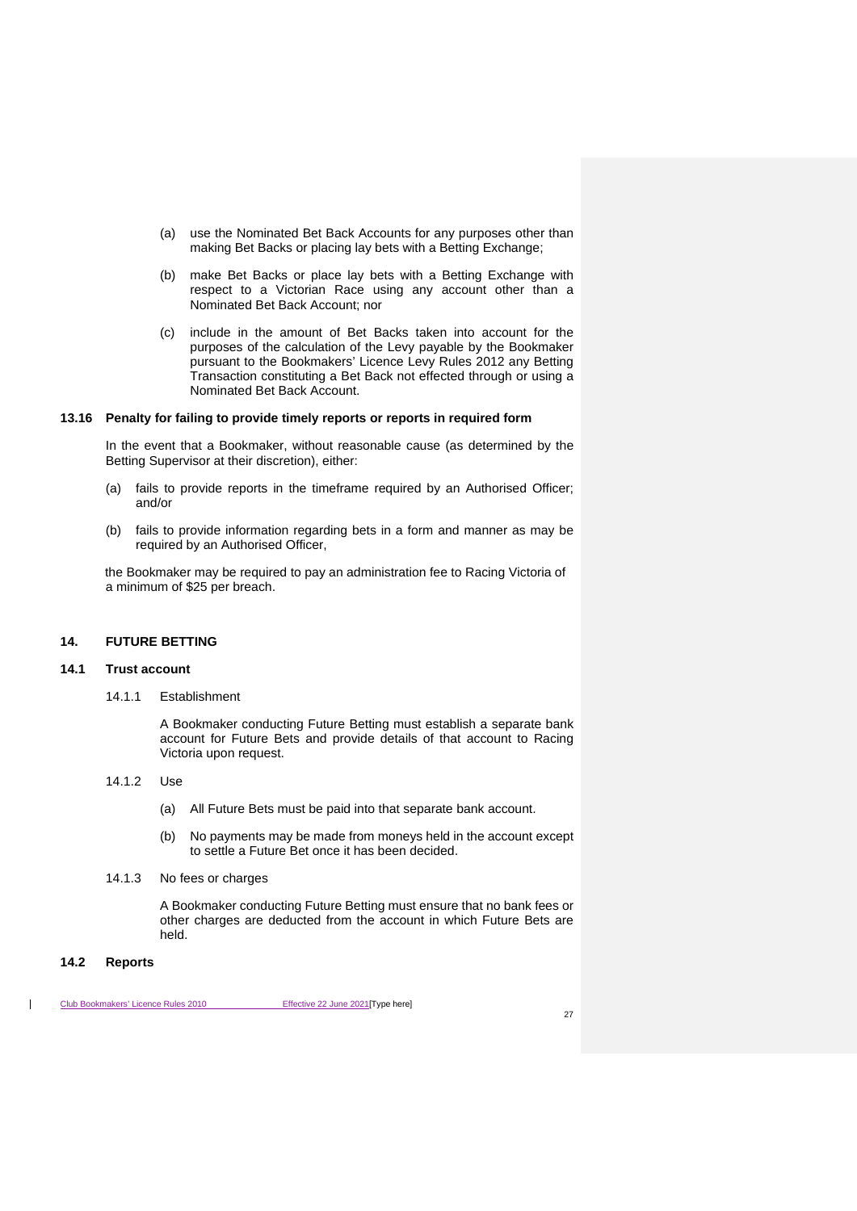(a) use the Nominated Bet Back Accounts for any purposes other than making Bet Backs or placing lay bets with a Betting Exchange;

(b) make Bet Backs or place lay bets with a Betting Exchange with respect to a Victorian Race using any account other than a Nominated Bet Back Account; nor

(c) include in the amount of Bet Backs taken into account for the purposes of the calculation of the Levy payable by the Bookmaker pursuant to the Bookmakers' Licence Levy Rules 2012 any Betting Transaction constituting a Bet Back not effected through or using a Nominated Bet Back Account.

### 13.16 Penalty for failing to provide timely reports or reports in required form

In the event that a Bookmaker, without reasonable cause (as determined by the Betting Supervisor at their discretion), either:

(a) fails to provide reports in the timeframe required by an Authorised Officer; and/or

(b) fails to provide information regarding bets in a form and manner as may be required by an Authorised Officer,

the Bookmaker may be required to pay an administration fee to Racing Victoria of a minimum of $25 per breach.

## 14. FUTURE BETTING

### 14.1 Trust account

14.1.1 Establishment

A Bookmaker conducting Future Betting must establish a separate bank account for Future Bets and provide details of that account to Racing Victoria upon request.

14.1.2 Use

(a) All Future Bets must be paid into that separate bank account.

(b) No payments may be made from moneys held in the account except to settle a Future Bet once it has been decided.

14.1.3 No fees or charges

A Bookmaker conducting Future Betting must ensure that no bank fees or other charges are deducted from the account in which Future Bets are held.

### 14.2 Reports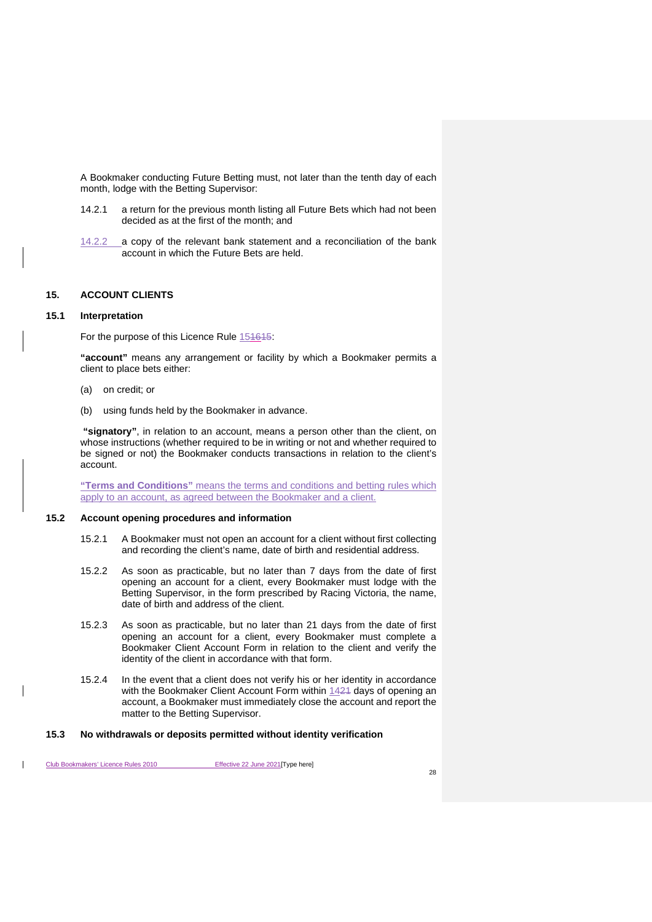A Bookmaker conducting Future Betting must, not later than the tenth day of each month, lodge with the Betting Supervisor:

14.2.1 a return for the previous month listing all Future Bets which had not been decided as at the first of the month; and

14.2.2 a copy of the relevant bank statement and a reconciliation of the bank account in which the Future Bets are held.

## 15. ACCOUNT CLIENTS

### 15.1 Interpretation

For the purpose of this Licence Rule 151615:

**"account"** means any arrangement or facility by which a Bookmaker permits a client to place bets either:

(a) on credit; or

(b) using funds held by the Bookmaker in advance.

**"signatory"**, in relation to an account, means a person other than the client, on whose instructions (whether required to be in writing or not and whether required to be signed or not) the Bookmaker conducts transactions in relation to the client's account.

**"Terms and Conditions"** means the terms and conditions and betting rules which apply to an account, as agreed between the Bookmaker and a client.

### 15.2 Account opening procedures and information

15.2.1 A Bookmaker must not open an account for a client without first collecting and recording the client's name, date of birth and residential address.

15.2.2 As soon as practicable, but no later than 7 days from the date of first opening an account for a client, every Bookmaker must lodge with the Betting Supervisor, in the form prescribed by Racing Victoria, the name, date of birth and address of the client.

15.2.3 As soon as practicable, but no later than 21 days from the date of first opening an account for a client, every Bookmaker must complete a Bookmaker Client Account Form in relation to the client and verify the identity of the client in accordance with that form.

15.2.4 In the event that a client does not verify his or her identity in accordance with the Bookmaker Client Account Form within 1421 days of opening an account, a Bookmaker must immediately close the account and report the matter to the Betting Supervisor.

### 15.3 No withdrawals or deposits permitted without identity verification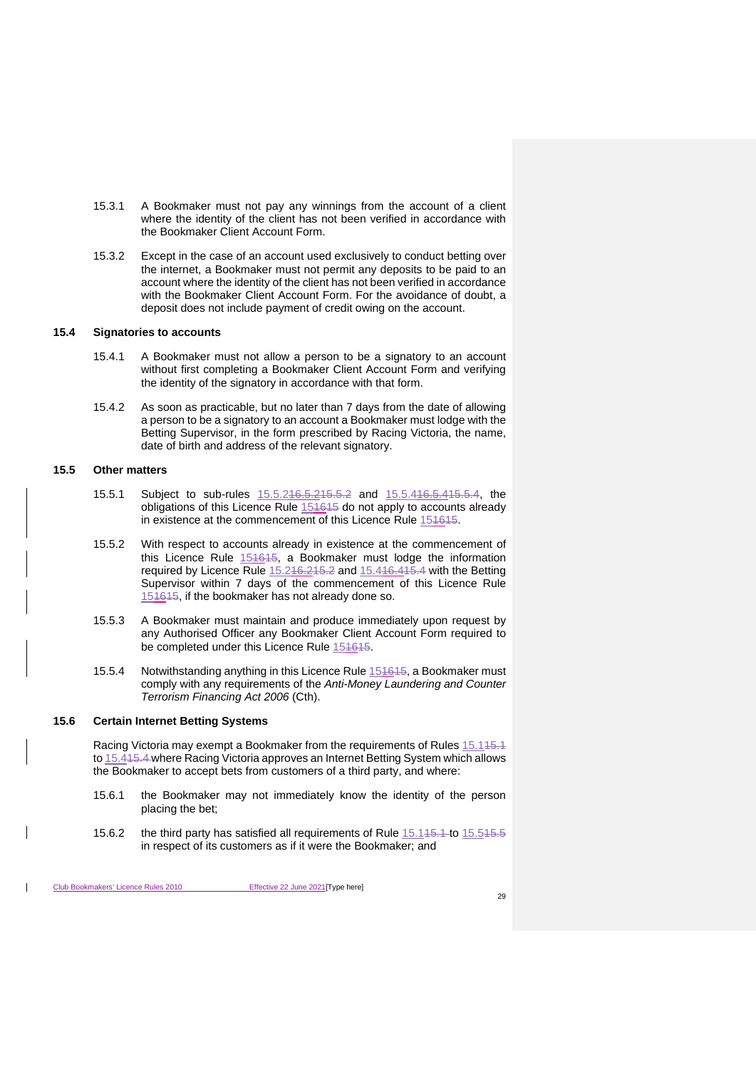15.3.1 A Bookmaker must not pay any winnings from the account of a client where the identity of the client has not been verified in accordance with the Bookmaker Client Account Form.

15.3.2 Except in the case of an account used exclusively to conduct betting over the internet, a Bookmaker must not permit any deposits to be paid to an account where the identity of the client has not been verified in accordance with the Bookmaker Client Account Form. For the avoidance of doubt, a deposit does not include payment of credit owing on the account.

### 15.4 Signatories to accounts

15.4.1 A Bookmaker must not allow a person to be a signatory to an account without first completing a Bookmaker Client Account Form and verifying the identity of the signatory in accordance with that form.

15.4.2 As soon as practicable, but no later than 7 days from the date of allowing a person to be a signatory to an account a Bookmaker must lodge with the Betting Supervisor, in the form prescribed by Racing Victoria, the name, date of birth and address of the relevant signatory.

### 15.5 Other matters

15.5.1 Subject to sub-rules 15.5.2 and 15.5.4, the obligations of this Licence Rule 15 do not apply to accounts already in existence at the commencement of this Licence Rule 15.

15.5.2 With respect to accounts already in existence at the commencement of this Licence Rule 15, a Bookmaker must lodge the information required by Licence Rule 15.2 and 15.4 with the Betting Supervisor within 7 days of the commencement of this Licence Rule 15, if the bookmaker has not already done so.

15.5.3 A Bookmaker must maintain and produce immediately upon request by any Authorised Officer any Bookmaker Client Account Form required to be completed under this Licence Rule 15.

15.5.4 Notwithstanding anything in this Licence Rule 15, a Bookmaker must comply with any requirements of the *Anti-Money Laundering and Counter Terrorism Financing Act 2006* (Cth).

### 15.6 Certain Internet Betting Systems

Racing Victoria may exempt a Bookmaker from the requirements of Rules 15.1 to 15.4 where Racing Victoria approves an Internet Betting System which allows the Bookmaker to accept bets from customers of a third party, and where:

15.6.1 the Bookmaker may not immediately know the identity of the person placing the bet;

15.6.2 the third party has satisfied all requirements of Rule 15.1 to 15.5 in respect of its customers as if it were the Bookmaker; and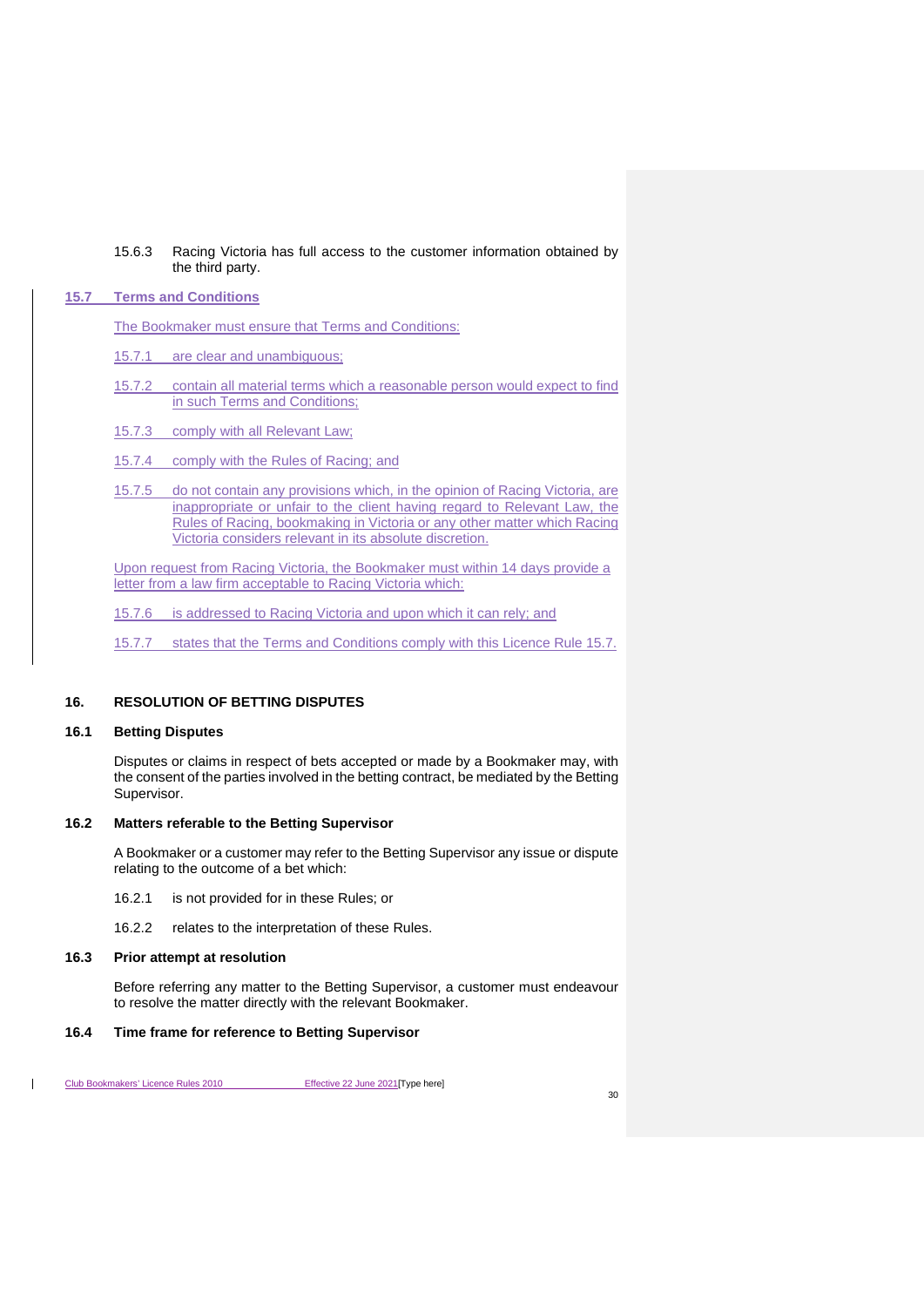15.6.3 Racing Victoria has full access to the customer information obtained by the third party.

### 15.7 Terms and Conditions

The Bookmaker must ensure that Terms and Conditions:

15.7.1 are clear and unambiguous;

15.7.2 contain all material terms which a reasonable person would expect to find in such Terms and Conditions;

15.7.3 comply with all Relevant Law;

15.7.4 comply with the Rules of Racing; and

15.7.5 do not contain any provisions which, in the opinion of Racing Victoria, are inappropriate or unfair to the client having regard to Relevant Law, the Rules of Racing, bookmaking in Victoria or any other matter which Racing Victoria considers relevant in its absolute discretion.

Upon request from Racing Victoria, the Bookmaker must within 14 days provide a letter from a law firm acceptable to Racing Victoria which:

15.7.6 is addressed to Racing Victoria and upon which it can rely; and

15.7.7 states that the Terms and Conditions comply with this Licence Rule 15.7.

## 16. RESOLUTION OF BETTING DISPUTES

### 16.1 Betting Disputes

Disputes or claims in respect of bets accepted or made by a Bookmaker may, with the consent of the parties involved in the betting contract, be mediated by the Betting Supervisor.

### 16.2 Matters referable to the Betting Supervisor

A Bookmaker or a customer may refer to the Betting Supervisor any issue or dispute relating to the outcome of a bet which:

16.2.1 is not provided for in these Rules; or

16.2.2 relates to the interpretation of these Rules.

### 16.3 Prior attempt at resolution

Before referring any matter to the Betting Supervisor, a customer must endeavour to resolve the matter directly with the relevant Bookmaker.

### 16.4 Time frame for reference to Betting Supervisor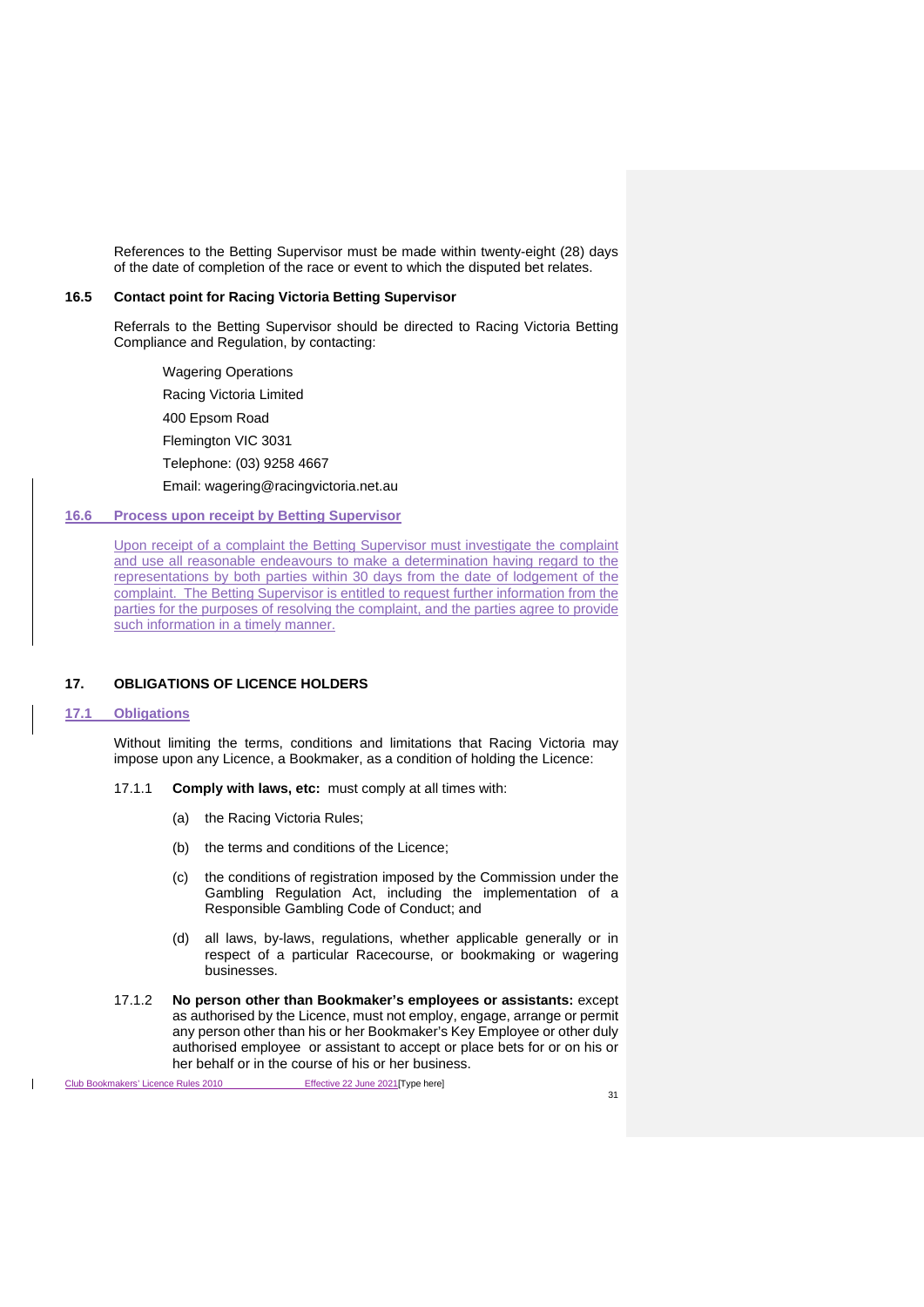References to the Betting Supervisor must be made within twenty-eight (28) days of the date of completion of the race or event to which the disputed bet relates.

### 16.5 Contact point for Racing Victoria Betting Supervisor

Referrals to the Betting Supervisor should be directed to Racing Victoria Betting Compliance and Regulation, by contacting:

Wagering Operations

Racing Victoria Limited

400 Epsom Road

Flemington VIC 3031

Telephone: (03) 9258 4667

Email: wagering@racingvictoria.net.au

### 16.6 Process upon receipt by Betting Supervisor

Upon receipt of a complaint the Betting Supervisor must investigate the complaint and use all reasonable endeavours to make a determination having regard to the representations by both parties within 30 days from the date of lodgement of the complaint. The Betting Supervisor is entitled to request further information from the parties for the purposes of resolving the complaint, and the parties agree to provide such information in a timely manner.

## 17. OBLIGATIONS OF LICENCE HOLDERS

### 17.1 Obligations

Without limiting the terms, conditions and limitations that Racing Victoria may impose upon any Licence, a Bookmaker, as a condition of holding the Licence:

17.1.1 **Comply with laws, etc:** must comply at all times with:

(a) the Racing Victoria Rules;

(b) the terms and conditions of the Licence;

(c) the conditions of registration imposed by the Commission under the Gambling Regulation Act, including the implementation of a Responsible Gambling Code of Conduct; and

(d) all laws, by-laws, regulations, whether applicable generally or in respect of a particular Racecourse, or bookmaking or wagering businesses.

17.1.2 **No person other than Bookmaker's employees or assistants:** except as authorised by the Licence, must not employ, engage, arrange or permit any person other than his or her Bookmaker's Key Employee or other duly authorised employee or assistant to accept or place bets for or on his or her behalf or in the course of his or her business.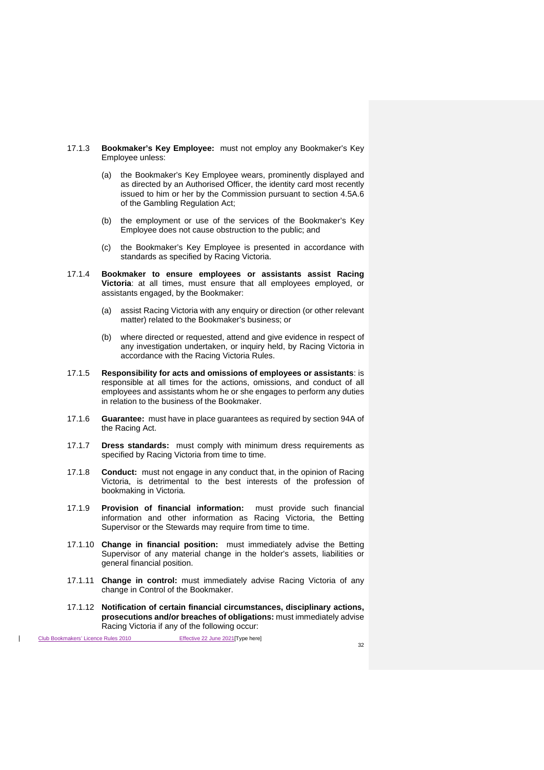17.1.3 **Bookmaker's Key Employee:** must not employ any Bookmaker's Key Employee unless:

(a) the Bookmaker's Key Employee wears, prominently displayed and as directed by an Authorised Officer, the identity card most recently issued to him or her by the Commission pursuant to section 4.5A.6 of the Gambling Regulation Act;

(b) the employment or use of the services of the Bookmaker's Key Employee does not cause obstruction to the public; and

(c) the Bookmaker's Key Employee is presented in accordance with standards as specified by Racing Victoria.

17.1.4 **Bookmaker to ensure employees or assistants assist Racing Victoria**: at all times, must ensure that all employees employed, or assistants engaged, by the Bookmaker:

(a) assist Racing Victoria with any enquiry or direction (or other relevant matter) related to the Bookmaker's business; or

(b) where directed or requested, attend and give evidence in respect of any investigation undertaken, or inquiry held, by Racing Victoria in accordance with the Racing Victoria Rules.

17.1.5 **Responsibility for acts and omissions of employees or assistants**: is responsible at all times for the actions, omissions, and conduct of all employees and assistants whom he or she engages to perform any duties in relation to the business of the Bookmaker.

17.1.6 **Guarantee:** must have in place guarantees as required by section 94A of the Racing Act.

17.1.7 **Dress standards:** must comply with minimum dress requirements as specified by Racing Victoria from time to time.

17.1.8 **Conduct:** must not engage in any conduct that, in the opinion of Racing Victoria, is detrimental to the best interests of the profession of bookmaking in Victoria.

17.1.9 **Provision of financial information:** must provide such financial information and other information as Racing Victoria, the Betting Supervisor or the Stewards may require from time to time.

17.1.10 **Change in financial position:** must immediately advise the Betting Supervisor of any material change in the holder's assets, liabilities or general financial position.

17.1.11 **Change in control:** must immediately advise Racing Victoria of any change in Control of the Bookmaker.

17.1.12 **Notification of certain financial circumstances, disciplinary actions, prosecutions and/or breaches of obligations:** must immediately advise Racing Victoria if any of the following occur: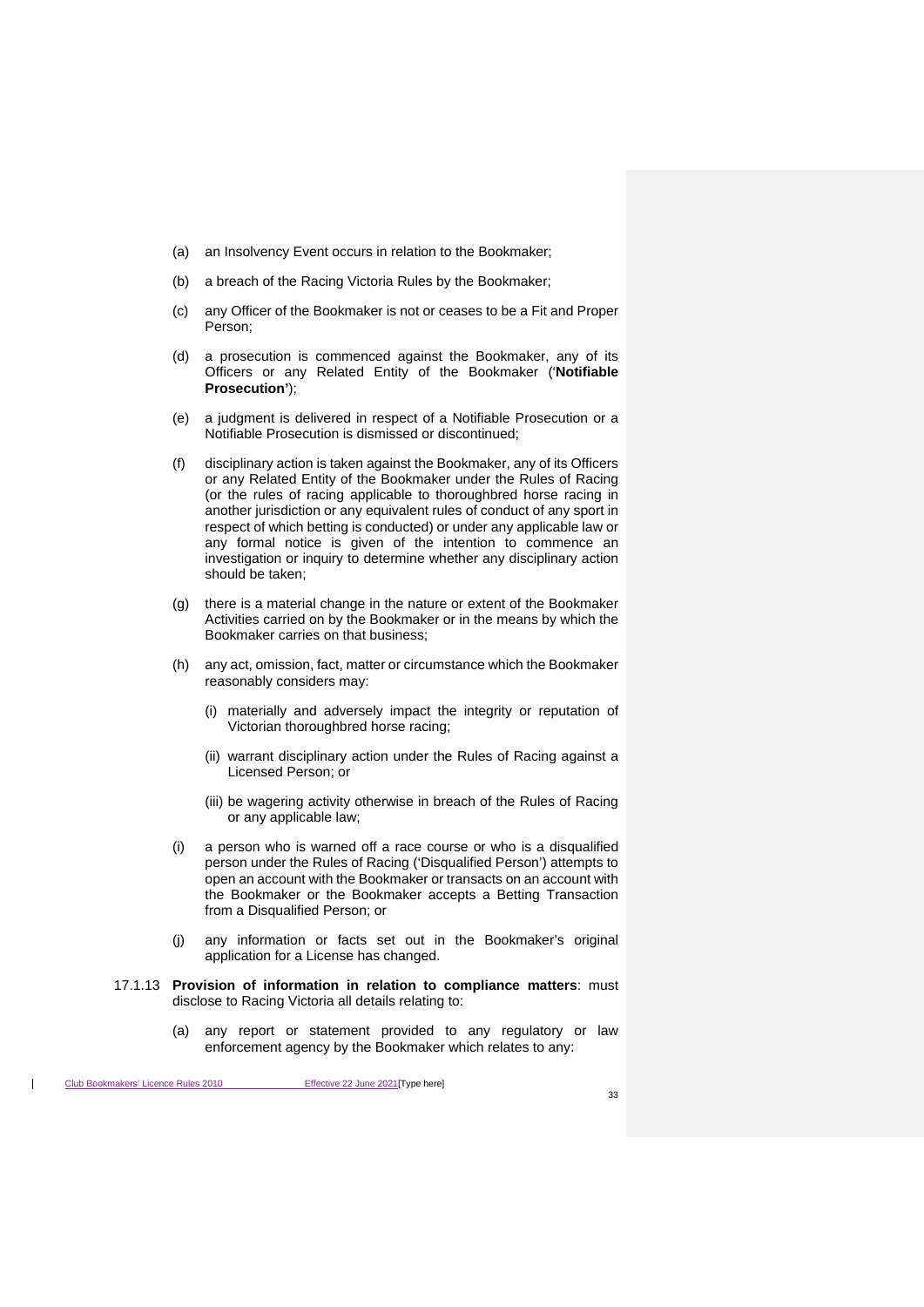(a) an Insolvency Event occurs in relation to the Bookmaker;

(b) a breach of the Racing Victoria Rules by the Bookmaker;

(c) any Officer of the Bookmaker is not or ceases to be a Fit and Proper Person;

(d) a prosecution is commenced against the Bookmaker, any of its Officers or any Related Entity of the Bookmaker ('**Notifiable Prosecution'**);

(e) a judgment is delivered in respect of a Notifiable Prosecution or a Notifiable Prosecution is dismissed or discontinued;

(f) disciplinary action is taken against the Bookmaker, any of its Officers or any Related Entity of the Bookmaker under the Rules of Racing (or the rules of racing applicable to thoroughbred horse racing in another jurisdiction or any equivalent rules of conduct of any sport in respect of which betting is conducted) or under any applicable law or any formal notice is given of the intention to commence an investigation or inquiry to determine whether any disciplinary action should be taken;

(g) there is a material change in the nature or extent of the Bookmaker Activities carried on by the Bookmaker or in the means by which the Bookmaker carries on that business;

(h) any act, omission, fact, matter or circumstance which the Bookmaker reasonably considers may:

(i) materially and adversely impact the integrity or reputation of Victorian thoroughbred horse racing;

(ii) warrant disciplinary action under the Rules of Racing against a Licensed Person; or

(iii) be wagering activity otherwise in breach of the Rules of Racing or any applicable law;

(i) a person who is warned off a race course or who is a disqualified person under the Rules of Racing ('Disqualified Person') attempts to open an account with the Bookmaker or transacts on an account with the Bookmaker or the Bookmaker accepts a Betting Transaction from a Disqualified Person; or

(j) any information or facts set out in the Bookmaker's original application for a License has changed.

17.1.13 **Provision of information in relation to compliance matters**: must disclose to Racing Victoria all details relating to:

(a) any report or statement provided to any regulatory or law enforcement agency by the Bookmaker which relates to any: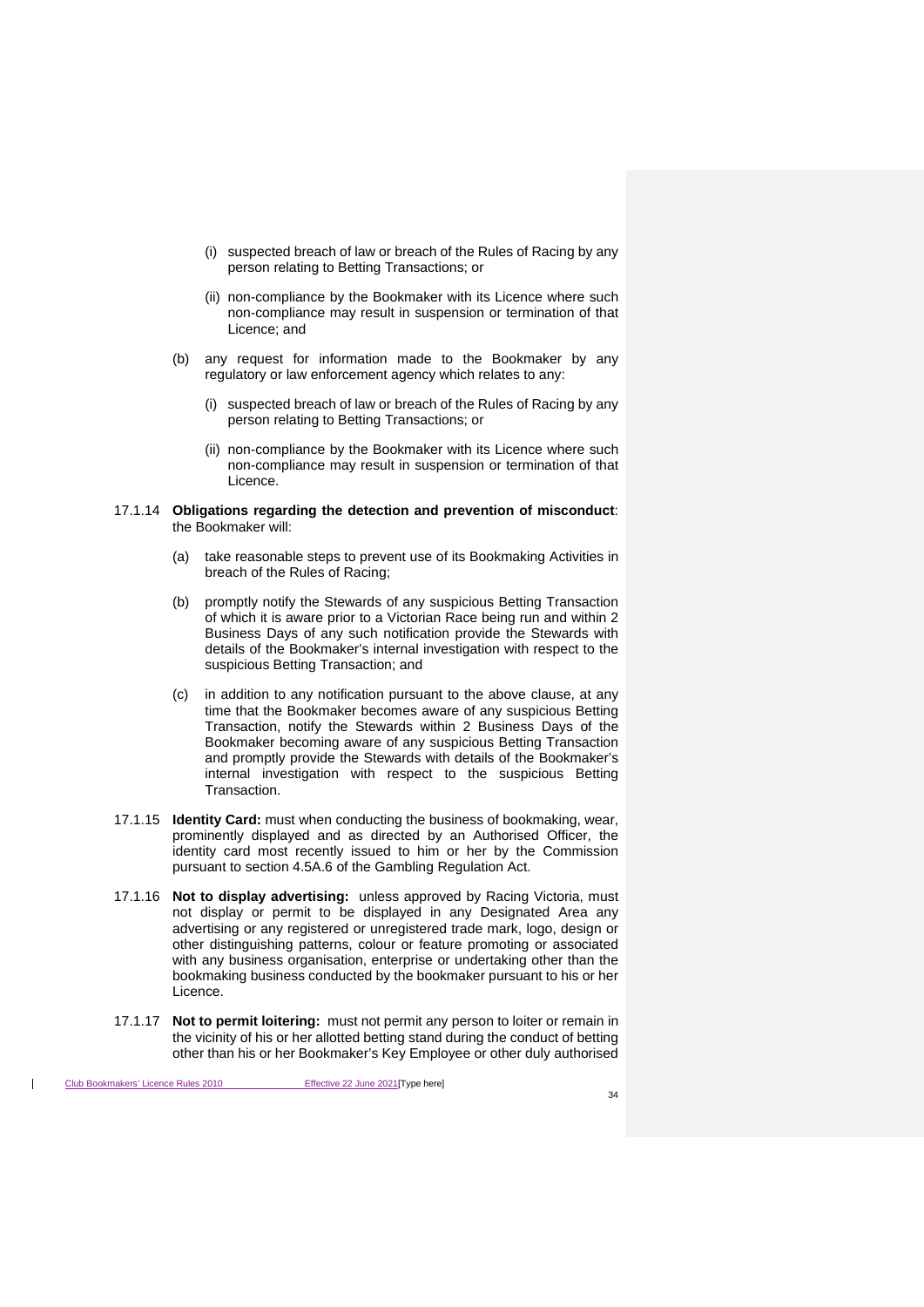(i) suspected breach of law or breach of the Rules of Racing by any person relating to Betting Transactions; or

(ii) non-compliance by the Bookmaker with its Licence where such non-compliance may result in suspension or termination of that Licence; and

(b) any request for information made to the Bookmaker by any regulatory or law enforcement agency which relates to any:

(i) suspected breach of law or breach of the Rules of Racing by any person relating to Betting Transactions; or

(ii) non-compliance by the Bookmaker with its Licence where such non-compliance may result in suspension or termination of that Licence.

17.1.14 **Obligations regarding the detection and prevention of misconduct**: the Bookmaker will:

(a) take reasonable steps to prevent use of its Bookmaking Activities in breach of the Rules of Racing;

(b) promptly notify the Stewards of any suspicious Betting Transaction of which it is aware prior to a Victorian Race being run and within 2 Business Days of any such notification provide the Stewards with details of the Bookmaker's internal investigation with respect to the suspicious Betting Transaction; and

(c) in addition to any notification pursuant to the above clause, at any time that the Bookmaker becomes aware of any suspicious Betting Transaction, notify the Stewards within 2 Business Days of the Bookmaker becoming aware of any suspicious Betting Transaction and promptly provide the Stewards with details of the Bookmaker's internal investigation with respect to the suspicious Betting Transaction.

17.1.15 **Identity Card:** must when conducting the business of bookmaking, wear, prominently displayed and as directed by an Authorised Officer, the identity card most recently issued to him or her by the Commission pursuant to section 4.5A.6 of the Gambling Regulation Act.

17.1.16 **Not to display advertising:** unless approved by Racing Victoria, must not display or permit to be displayed in any Designated Area any advertising or any registered or unregistered trade mark, logo, design or other distinguishing patterns, colour or feature promoting or associated with any business organisation, enterprise or undertaking other than the bookmaking business conducted by the bookmaker pursuant to his or her Licence.

17.1.17 **Not to permit loitering:** must not permit any person to loiter or remain in the vicinity of his or her allotted betting stand during the conduct of betting other than his or her Bookmaker's Key Employee or other duly authorised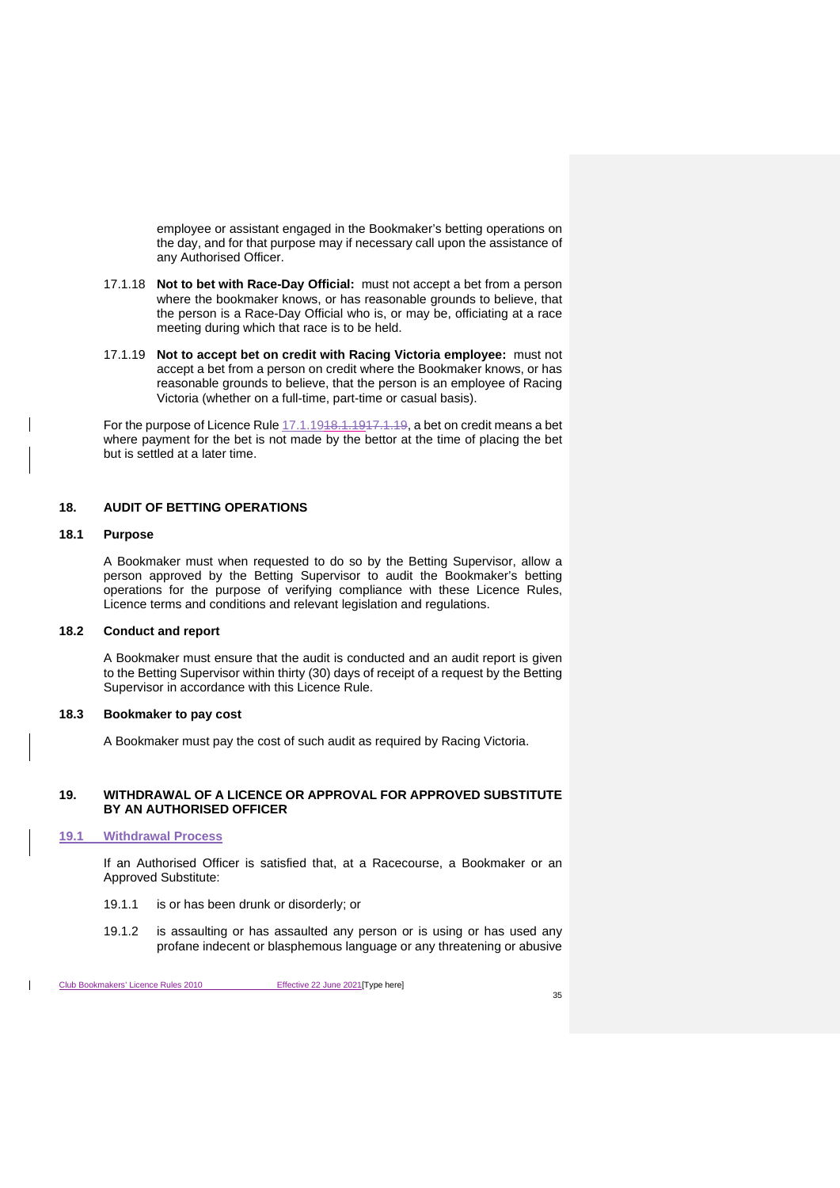employee or assistant engaged in the Bookmaker's betting operations on the day, and for that purpose may if necessary call upon the assistance of any Authorised Officer.

17.1.18 **Not to bet with Race-Day Official:** must not accept a bet from a person where the bookmaker knows, or has reasonable grounds to believe, that the person is a Race-Day Official who is, or may be, officiating at a race meeting during which that race is to be held.

17.1.19 **Not to accept bet on credit with Racing Victoria employee:** must not accept a bet from a person on credit where the Bookmaker knows, or has reasonable grounds to believe, that the person is an employee of Racing Victoria (whether on a full-time, part-time or casual basis).

For the purpose of Licence Rule 17.1.19~~18.1.19~~~~17.1.19~~, a bet on credit means a bet where payment for the bet is not made by the bettor at the time of placing the bet but is settled at a later time.

## 18. AUDIT OF BETTING OPERATIONS

### 18.1 Purpose

A Bookmaker must when requested to do so by the Betting Supervisor, allow a person approved by the Betting Supervisor to audit the Bookmaker's betting operations for the purpose of verifying compliance with these Licence Rules, Licence terms and conditions and relevant legislation and regulations.

### 18.2 Conduct and report

A Bookmaker must ensure that the audit is conducted and an audit report is given to the Betting Supervisor within thirty (30) days of receipt of a request by the Betting Supervisor in accordance with this Licence Rule.

### 18.3 Bookmaker to pay cost

A Bookmaker must pay the cost of such audit as required by Racing Victoria.

## 19. WITHDRAWAL OF A LICENCE OR APPROVAL FOR APPROVED SUBSTITUTE BY AN AUTHORISED OFFICER

### 19.1 Withdrawal Process

If an Authorised Officer is satisfied that, at a Racecourse, a Bookmaker or an Approved Substitute:

19.1.1 is or has been drunk or disorderly; or

19.1.2 is assaulting or has assaulted any person or is using or has used any profane indecent or blasphemous language or any threatening or abusive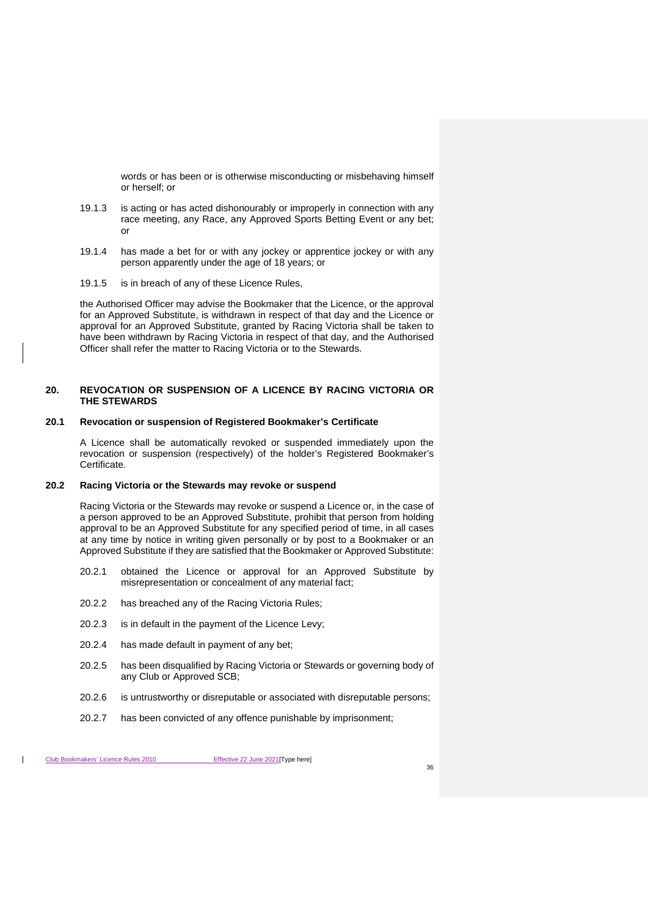words or has been or is otherwise misconducting or misbehaving himself or herself; or

19.1.3 is acting or has acted dishonourably or improperly in connection with any race meeting, any Race, any Approved Sports Betting Event or any bet; or

19.1.4 has made a bet for or with any jockey or apprentice jockey or with any person apparently under the age of 18 years; or

19.1.5 is in breach of any of these Licence Rules,

the Authorised Officer may advise the Bookmaker that the Licence, or the approval for an Approved Substitute, is withdrawn in respect of that day and the Licence or approval for an Approved Substitute, granted by Racing Victoria shall be taken to have been withdrawn by Racing Victoria in respect of that day, and the Authorised Officer shall refer the matter to Racing Victoria or to the Stewards.

## 20. REVOCATION OR SUSPENSION OF A LICENCE BY RACING VICTORIA OR THE STEWARDS

### 20.1 Revocation or suspension of Registered Bookmaker's Certificate

A Licence shall be automatically revoked or suspended immediately upon the revocation or suspension (respectively) of the holder's Registered Bookmaker's Certificate.

### 20.2 Racing Victoria or the Stewards may revoke or suspend

Racing Victoria or the Stewards may revoke or suspend a Licence or, in the case of a person approved to be an Approved Substitute, prohibit that person from holding approval to be an Approved Substitute for any specified period of time, in all cases at any time by notice in writing given personally or by post to a Bookmaker or an Approved Substitute if they are satisfied that the Bookmaker or Approved Substitute:

20.2.1 obtained the Licence or approval for an Approved Substitute by misrepresentation or concealment of any material fact;

20.2.2 has breached any of the Racing Victoria Rules;

20.2.3 is in default in the payment of the Licence Levy;

20.2.4 has made default in payment of any bet;

20.2.5 has been disqualified by Racing Victoria or Stewards or governing body of any Club or Approved SCB;

20.2.6 is untrustworthy or disreputable or associated with disreputable persons;

20.2.7 has been convicted of any offence punishable by imprisonment;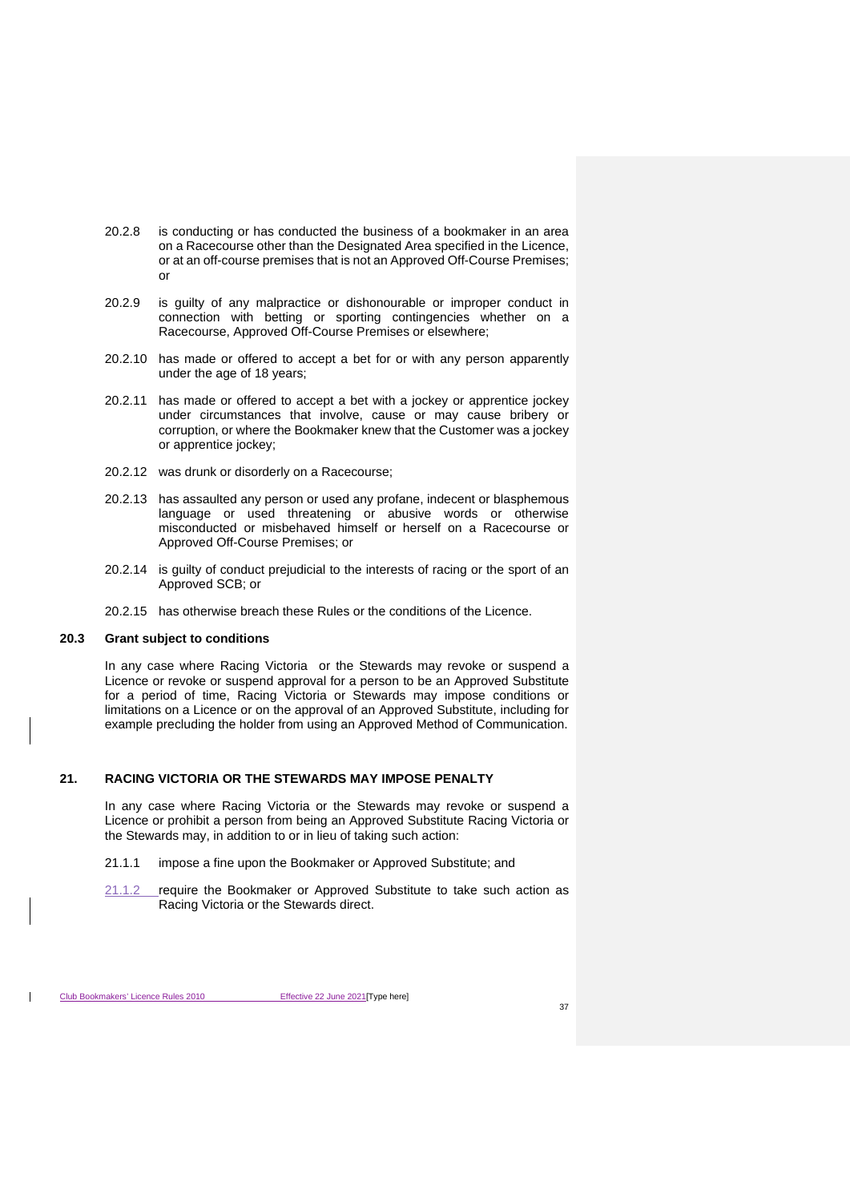20.2.8 is conducting or has conducted the business of a bookmaker in an area on a Racecourse other than the Designated Area specified in the Licence, or at an off-course premises that is not an Approved Off-Course Premises; or

20.2.9 is guilty of any malpractice or dishonourable or improper conduct in connection with betting or sporting contingencies whether on a Racecourse, Approved Off-Course Premises or elsewhere;

20.2.10 has made or offered to accept a bet for or with any person apparently under the age of 18 years;

20.2.11 has made or offered to accept a bet with a jockey or apprentice jockey under circumstances that involve, cause or may cause bribery or corruption, or where the Bookmaker knew that the Customer was a jockey or apprentice jockey;

20.2.12 was drunk or disorderly on a Racecourse;

20.2.13 has assaulted any person or used any profane, indecent or blasphemous language or used threatening or abusive words or otherwise misconducted or misbehaved himself or herself on a Racecourse or Approved Off-Course Premises; or

20.2.14 is guilty of conduct prejudicial to the interests of racing or the sport of an Approved SCB; or

20.2.15 has otherwise breach these Rules or the conditions of the Licence.

### 20.3 Grant subject to conditions

In any case where Racing Victoria or the Stewards may revoke or suspend a Licence or revoke or suspend approval for a person to be an Approved Substitute for a period of time, Racing Victoria or Stewards may impose conditions or limitations on a Licence or on the approval of an Approved Substitute, including for example precluding the holder from using an Approved Method of Communication.

## 21. RACING VICTORIA OR THE STEWARDS MAY IMPOSE PENALTY

In any case where Racing Victoria or the Stewards may revoke or suspend a Licence or prohibit a person from being an Approved Substitute Racing Victoria or the Stewards may, in addition to or in lieu of taking such action:

21.1.1 impose a fine upon the Bookmaker or Approved Substitute; and

21.1.2 require the Bookmaker or Approved Substitute to take such action as Racing Victoria or the Stewards direct.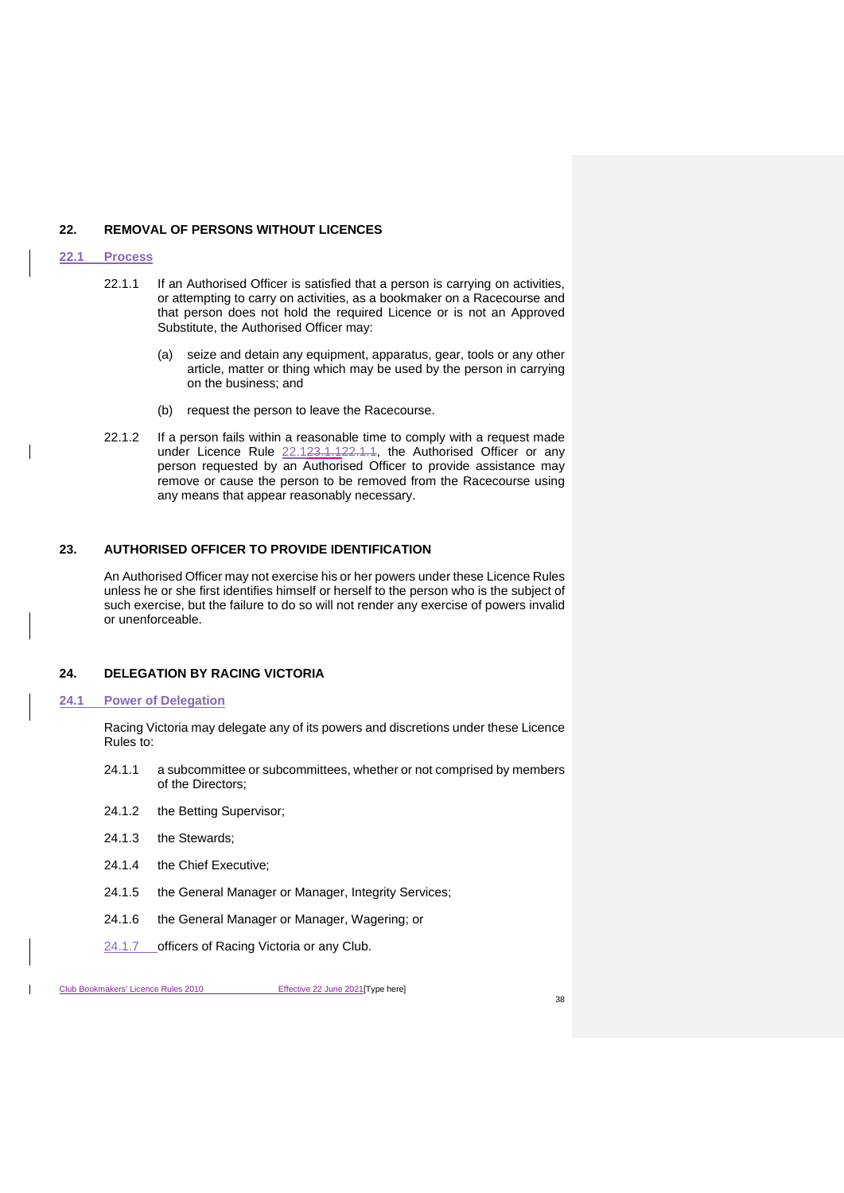## 22. REMOVAL OF PERSONS WITHOUT LICENCES

### 22.1 Process

22.1.1 If an Authorised Officer is satisfied that a person is carrying on activities, or attempting to carry on activities, as a bookmaker on a Racecourse and that person does not hold the required Licence or is not an Approved Substitute, the Authorised Officer may:

(a) seize and detain any equipment, apparatus, gear, tools or any other article, matter or thing which may be used by the person in carrying on the business; and

(b) request the person to leave the Racecourse.

22.1.2 If a person fails within a reasonable time to comply with a request made under Licence Rule 22.123.1.122.1.1, the Authorised Officer or any person requested by an Authorised Officer to provide assistance may remove or cause the person to be removed from the Racecourse using any means that appear reasonably necessary.

## 23. AUTHORISED OFFICER TO PROVIDE IDENTIFICATION

An Authorised Officer may not exercise his or her powers under these Licence Rules unless he or she first identifies himself or herself to the person who is the subject of such exercise, but the failure to do so will not render any exercise of powers invalid or unenforceable.

## 24. DELEGATION BY RACING VICTORIA

### 24.1 Power of Delegation

Racing Victoria may delegate any of its powers and discretions under these Licence Rules to:

24.1.1 a subcommittee or subcommittees, whether or not comprised by members of the Directors;

24.1.2 the Betting Supervisor;

24.1.3 the Stewards;

24.1.4 the Chief Executive;

24.1.5 the General Manager or Manager, Integrity Services;

24.1.6 the General Manager or Manager, Wagering; or

24.1.7 officers of Racing Victoria or any Club.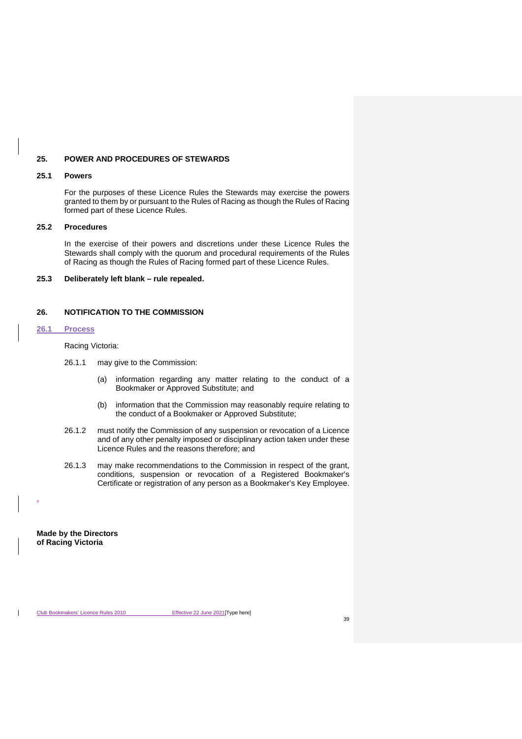## 25. POWER AND PROCEDURES OF STEWARDS

### 25.1 Powers

For the purposes of these Licence Rules the Stewards may exercise the powers granted to them by or pursuant to the Rules of Racing as though the Rules of Racing formed part of these Licence Rules.

### 25.2 Procedures

In the exercise of their powers and discretions under these Licence Rules the Stewards shall comply with the quorum and procedural requirements of the Rules of Racing as though the Rules of Racing formed part of these Licence Rules.

### 25.3 Deliberately left blank – rule repealed.

## 26. NOTIFICATION TO THE COMMISSION

### 26.1 Process

Racing Victoria:

26.1.1 may give to the Commission:

(a) information regarding any matter relating to the conduct of a Bookmaker or Approved Substitute; and

(b) information that the Commission may reasonably require relating to the conduct of a Bookmaker or Approved Substitute;

26.1.2 must notify the Commission of any suspension or revocation of a Licence and of any other penalty imposed or disciplinary action taken under these Licence Rules and the reasons therefore; and

26.1.3 may make recommendations to the Commission in respect of the grant, conditions, suspension or revocation of a Registered Bookmaker's Certificate or registration of any person as a Bookmaker's Key Employee.

**Made by the Directors of Racing Victoria**